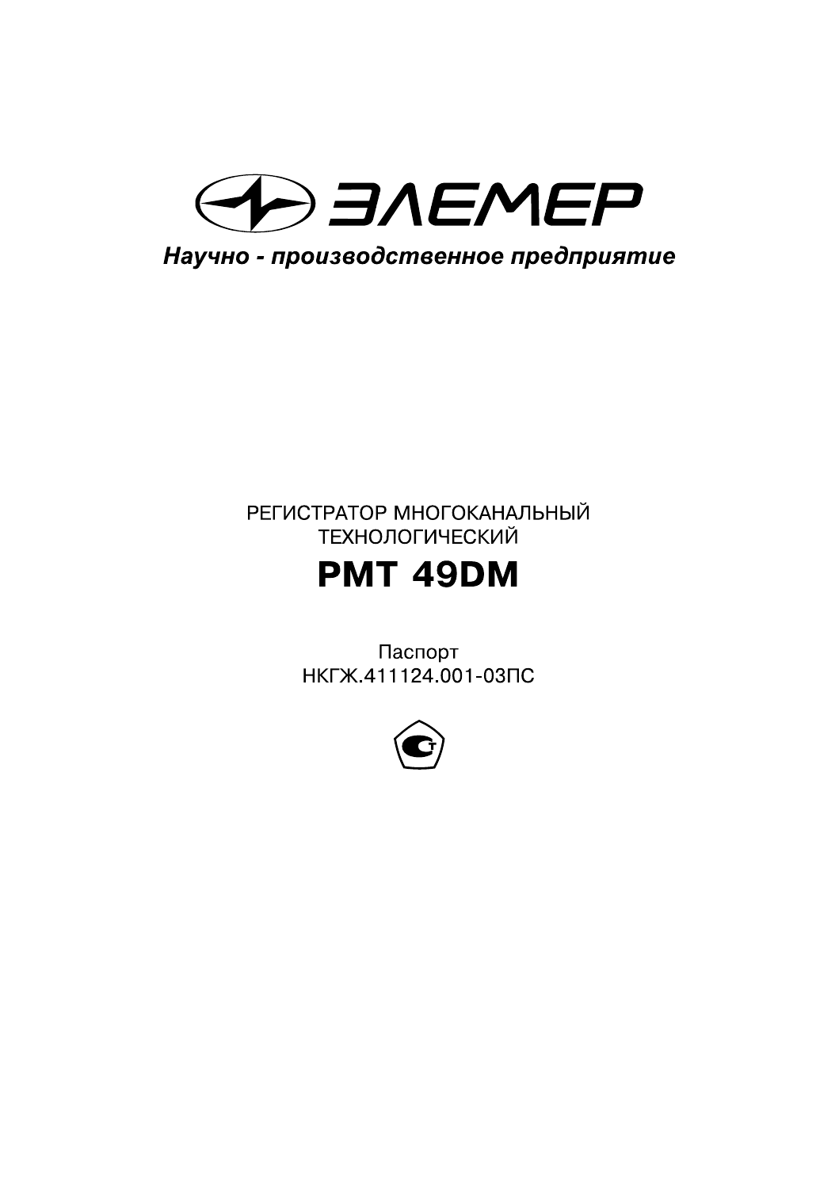ЭЛЕМЕР

*Научно - производственное предприятие*

РЕГИСТРАТОР МНОГОКАНАЛЬНЫЙ
ТЕХНОЛОГИЧЕСКИЙ

# РМТ 49DM

Паспорт
НКГЖ.411124.001-03ПС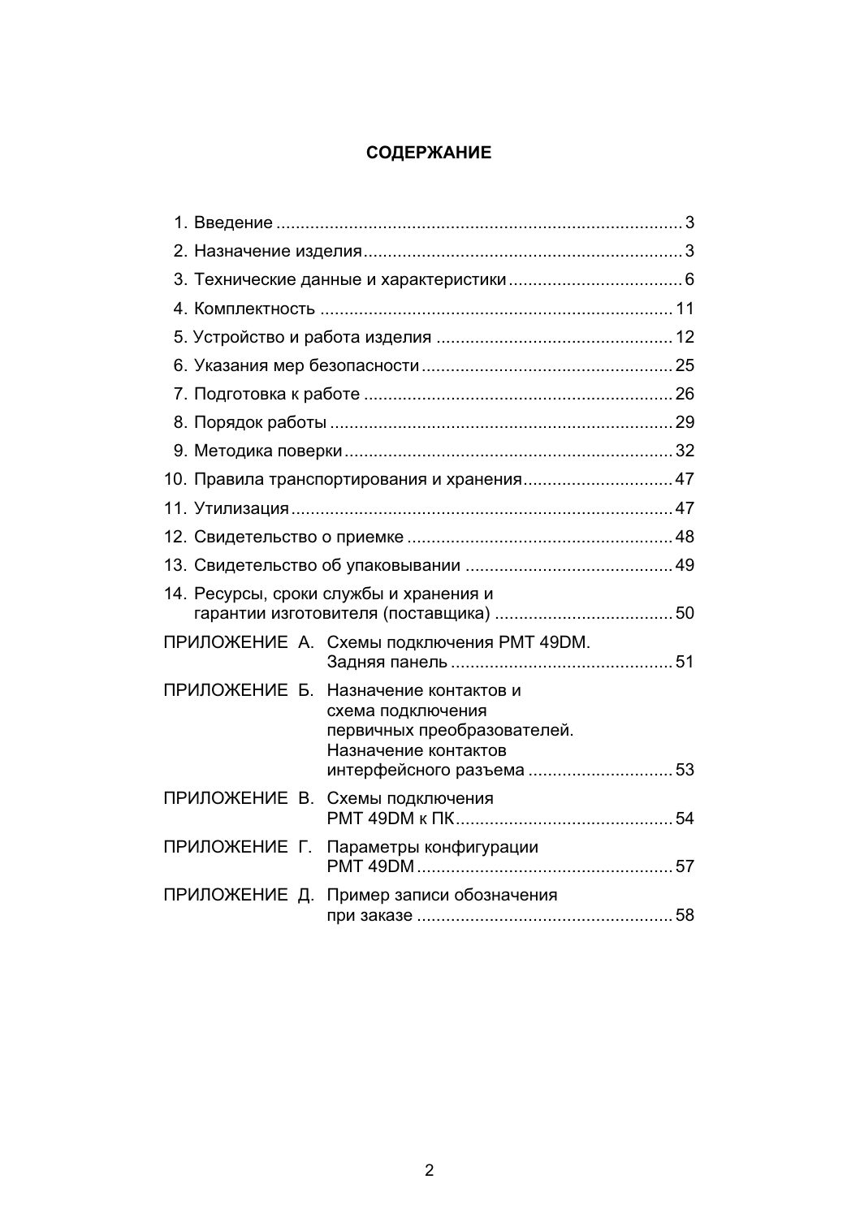# СОДЕРЖАНИЕ

| | |
|---|---|
| 1. Введение | 3 |
| 2. Назначение изделия | 3 |
| 3. Технические данные и характеристики | 6 |
| 4. Комплектность | 11 |
| 5. Устройство и работа изделия | 12 |
| 6. Указания мер безопасности | 25 |
| 7. Подготовка к работе | 26 |
| 8. Порядок работы | 29 |
| 9. Методика поверки | 32 |
| 10. Правила транспортирования и хранения | 47 |
| 11. Утилизация | 47 |
| 12. Свидетельство о приемке | 48 |
| 13. Свидетельство об упаковывании | 49 |
| 14. Ресурсы, сроки службы и хранения и гарантии изготовителя (поставщика) | 50 |
| ПРИЛОЖЕНИЕ А. Схемы подключения РМТ 49DM. Задняя панель | 51 |
| ПРИЛОЖЕНИЕ Б. Назначение контактов и схема подключения первичных преобразователей. Назначение контактов интерфейсного разъема | 53 |
| ПРИЛОЖЕНИЕ В. Схемы подключения РМТ 49DM к ПК | 54 |
| ПРИЛОЖЕНИЕ Г. Параметры конфигурации РМТ 49DM | 57 |
| ПРИЛОЖЕНИЕ Д. Пример записи обозначения при заказе | 58 |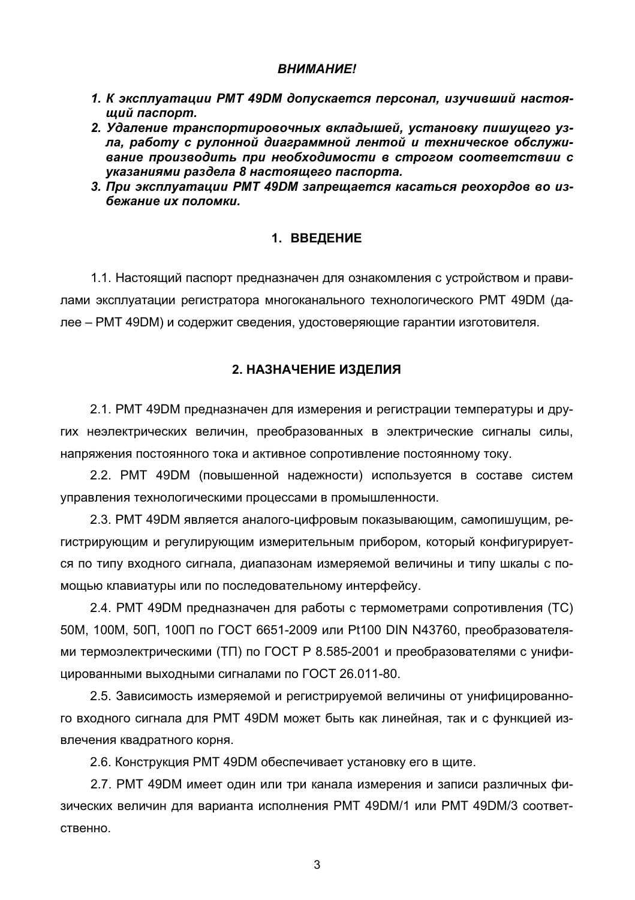***ВНИМАНИЕ!***

1. ***К эксплуатации РМТ 49DM допускается персонал, изучивший настоящий паспорт.***
2. ***Удаление транспортировочных вкладышей, установку пишущего узла, работу с рулонной диаграммной лентой и техническое обслуживание производить при необходимости в строгом соответствии с указаниями раздела 8 настоящего паспорта.***
3. ***При эксплуатации РМТ 49DM запрещается касаться реохордов во избежание их поломки.***

## 1. ВВЕДЕНИЕ

1.1. Настоящий паспорт предназначен для ознакомления с устройством и правилами эксплуатации регистратора многоканального технологического РМТ 49DM (далее – РМТ 49DM) и содержит сведения, удостоверяющие гарантии изготовителя.

## 2. НАЗНАЧЕНИЕ ИЗДЕЛИЯ

2.1. РМТ 49DM предназначен для измерения и регистрации температуры и других неэлектрических величин, преобразованных в электрические сигналы силы, напряжения постоянного тока и активное сопротивление постоянному току.

2.2. РМТ 49DM (повышенной надежности) используется в составе систем управления технологическими процессами в промышленности.

2.3. РМТ 49DM является аналого-цифровым показывающим, самопишущим, регистрирующим и регулирующим измерительным прибором, который конфигурируется по типу входного сигнала, диапазонам измеряемой величины и типу шкалы с помощью клавиатуры или по последовательному интерфейсу.

2.4. РМТ 49DM предназначен для работы с термометрами сопротивления (ТС) 50М, 100М, 50П, 100П по ГОСТ 6651-2009 или Pt100 DIN N43760, преобразователями термоэлектрическими (ТП) по ГОСТ Р 8.585-2001 и преобразователями с унифицированными выходными сигналами по ГОСТ 26.011-80.

2.5. Зависимость измеряемой и регистрируемой величины от унифицированного входного сигнала для РМТ 49DM может быть как линейная, так и с функцией извлечения квадратного корня.

2.6. Конструкция РМТ 49DM обеспечивает установку его в щите.

2.7. РМТ 49DM имеет один или три канала измерения и записи различных физических величин для варианта исполнения РМТ 49DM/1 или РМТ 49DM/3 соответственно.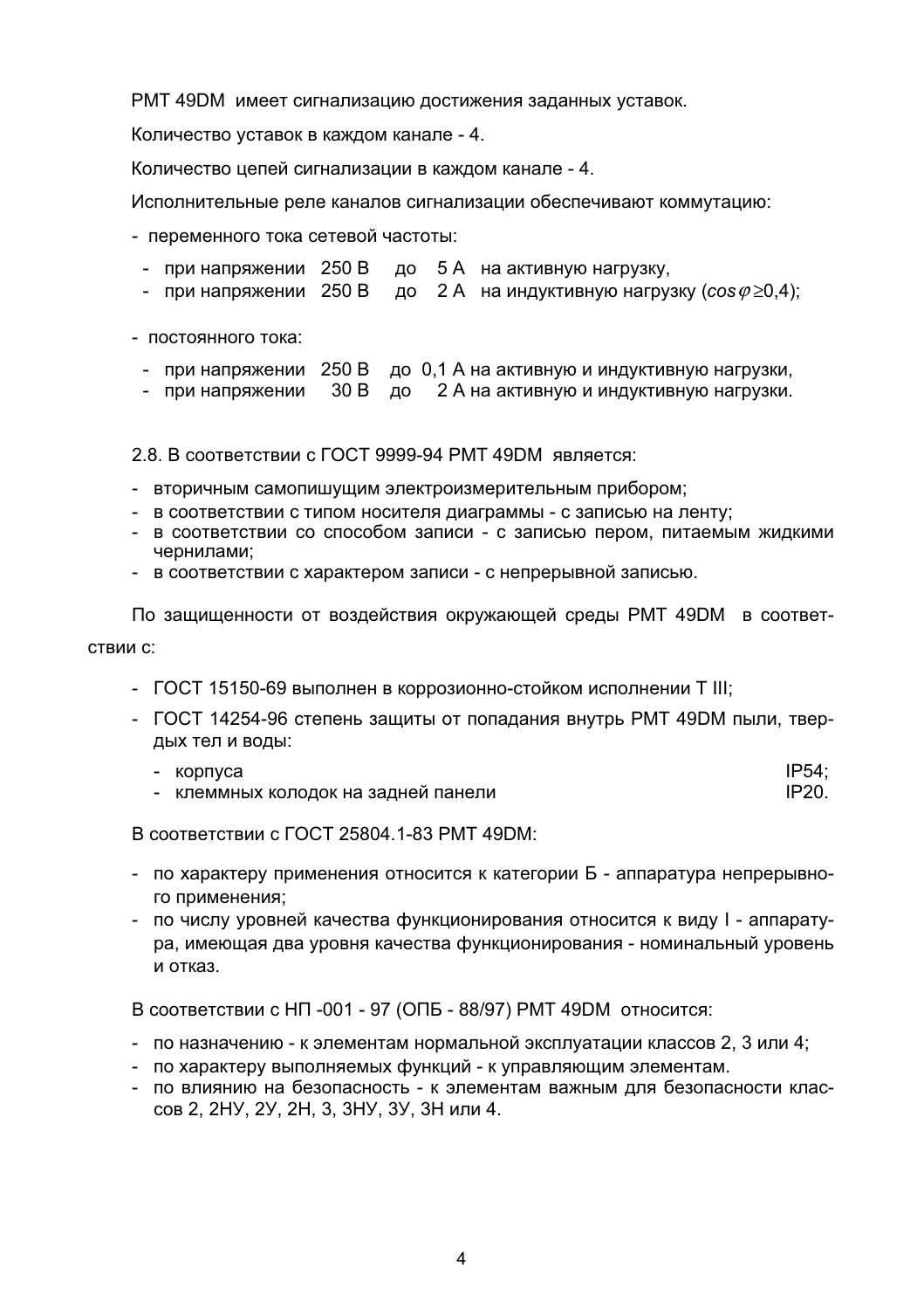РМТ 49DM имеет сигнализацию достижения заданных уставок.

Количество уставок в каждом канале - 4.

Количество цепей сигнализации в каждом канале - 4.

Исполнительные реле каналов сигнализации обеспечивают коммутацию:

- переменного тока сетевой частоты:
  - при напряжении 250 В до 5 А на активную нагрузку,
  - при напряжении 250 В до 2 А на индуктивную нагрузку ($\cos\varphi \geq 0{,}4$);

- постоянного тока:
  - при напряжении 250 В до 0,1 А на активную и индуктивную нагрузки,
  - при напряжении 30 В до 2 А на активную и индуктивную нагрузки.

2.8. В соответствии с ГОСТ 9999-94 РМТ 49DM является:

- вторичным самопишущим электроизмерительным прибором;
- в соответствии с типом носителя диаграммы - с записью на ленту;
- в соответствии со способом записи - с записью пером, питаемым жидкими чернилами;
- в соответствии с характером записи - с непрерывной записью.

По защищенности от воздействия окружающей среды РМТ 49DM в соответствии с:

- ГОСТ 15150-69 выполнен в коррозионно-стойком исполнении Т III;
- ГОСТ 14254-96 степень защиты от попадания внутрь РМТ 49DM пыли, твердых тел и воды:
  - корпуса IP54;
  - клеммных колодок на задней панели IP20.

В соответствии с ГОСТ 25804.1-83 РМТ 49DM:

- по характеру применения относится к категории Б - аппаратура непрерывного применения;
- по числу уровней качества функционирования относится к виду I - аппаратура, имеющая два уровня качества функционирования - номинальный уровень и отказ.

В соответствии с НП -001 - 97 (ОПБ - 88/97) РМТ 49DM относится:

- по назначению - к элементам нормальной эксплуатации классов 2, 3 или 4;
- по характеру выполняемых функций - к управляющим элементам.
- по влиянию на безопасность - к элементам важным для безопасности классов 2, 2НУ, 2У, 2Н, 3, 3НУ, 3У, 3Н или 4.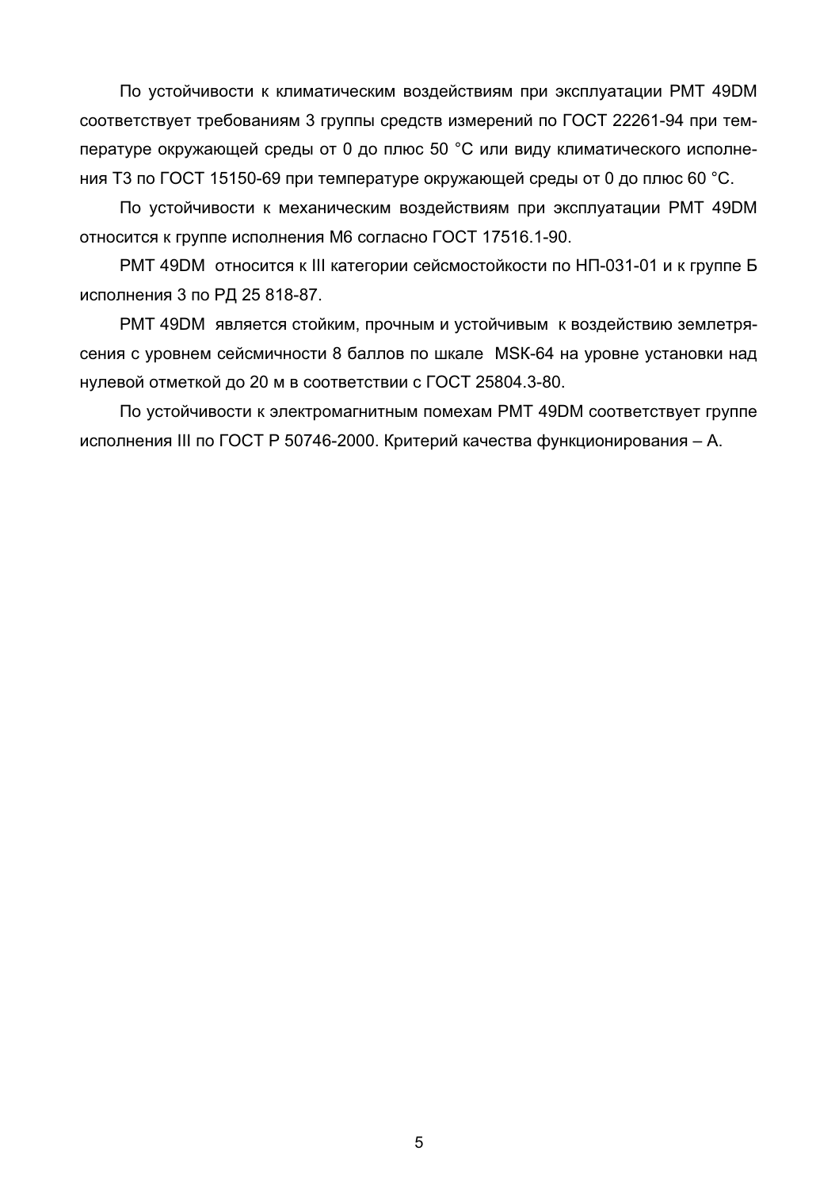По устойчивости к климатическим воздействиям при эксплуатации РМТ 49DM соответствует требованиям 3 группы средств измерений по ГОСТ 22261-94 при температуре окружающей среды от 0 до плюс 50 °С или виду климатического исполнения Т3 по ГОСТ 15150-69 при температуре окружающей среды от 0 до плюс 60 °С.

По устойчивости к механическим воздействиям при эксплуатации РМТ 49DM относится к группе исполнения М6 согласно ГОСТ 17516.1-90.

РМТ 49DM относится к III категории сейсмостойкости по НП-031-01 и к группе Б исполнения 3 по РД 25 818-87.

РМТ 49DM является стойким, прочным и устойчивым к воздействию землетрясения с уровнем сейсмичности 8 баллов по шкале MSK-64 на уровне установки над нулевой отметкой до 20 м в соответствии с ГОСТ 25804.3-80.

По устойчивости к электромагнитным помехам РМТ 49DM соответствует группе исполнения III по ГОСТ Р 50746-2000. Критерий качества функционирования – А.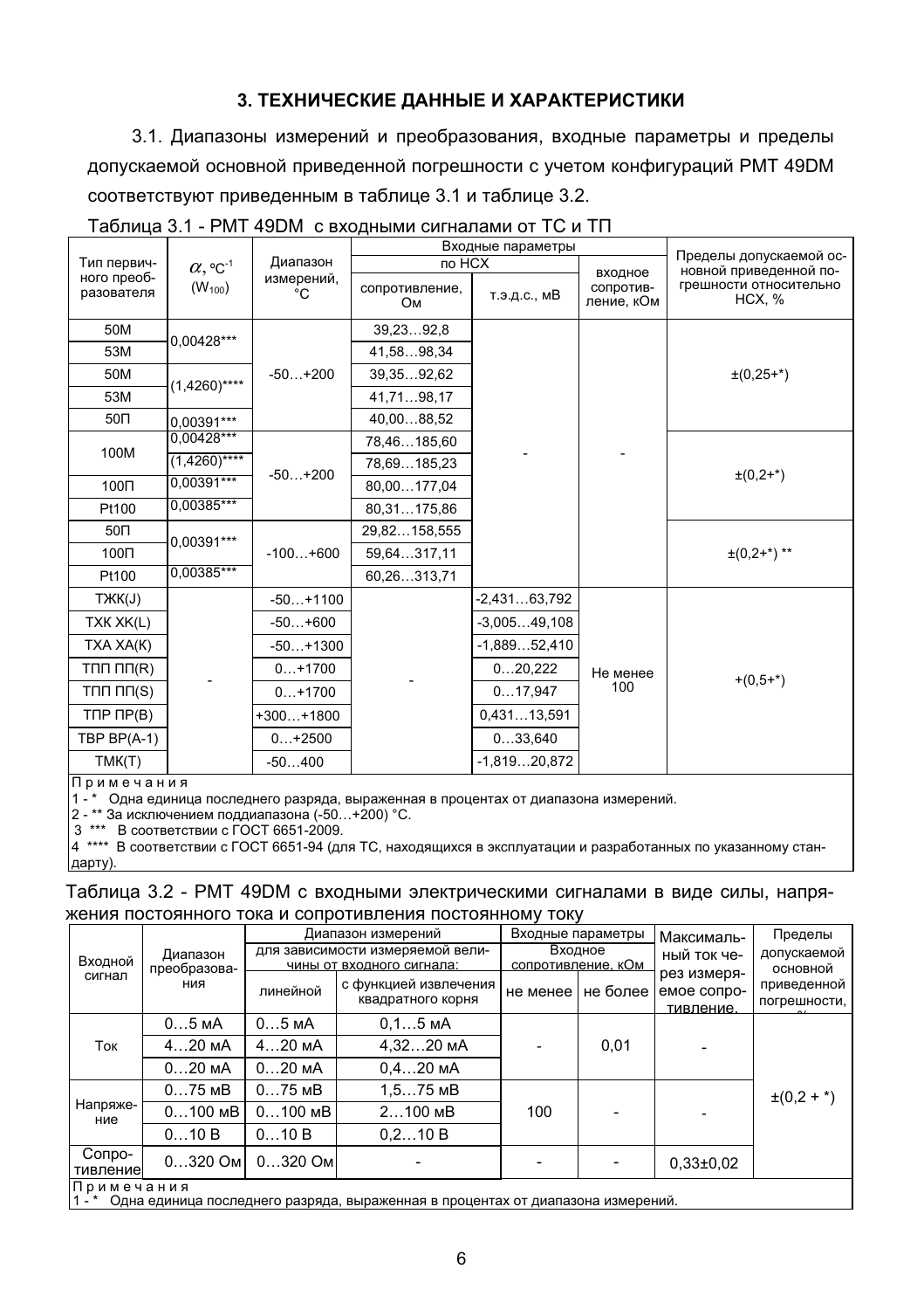## 3. ТЕХНИЧЕСКИЕ ДАННЫЕ И ХАРАКТЕРИСТИКИ

3.1. Диапазоны измерений и преобразования, входные параметры и пределы допускаемой основной приведенной погрешности с учетом конфигураций РМТ 49DM соответствуют приведенным в таблице 3.1 и таблице 3.2.

Таблица 3.1 - РМТ 49DM с входными сигналами от ТС и ТП

| Тип первичного преобразователя | $\alpha$, °C$^{-1}$ ($W_{100}$) | Диапазон измерений, °С | Входные параметры по НСХ: сопротивление, Ом | Входные параметры по НСХ: т.э.д.с., мВ | Входные параметры: входное сопротивление, кОм | Пределы допускаемой основной приведенной погрешности относительно НСХ, % |
|---|---|---|---|---|---|---|
| 50М | 0,00428*** | -50…+200 | 39,23…92,8 | - | - | ±(0,25+*) |
| 53М | 0,00428*** | -50…+200 | 41,58…98,34 | - | - | ±(0,25+*) |
| 50М | (1,4260)**** | -50…+200 | 39,35…92,62 | - | - | ±(0,25+*) |
| 53М | (1,4260)**** | -50…+200 | 41,71…98,17 | - | - | ±(0,25+*) |
| 50П | 0,00391*** | -50…+200 | 40,00…88,52 | - | - | ±(0,25+*) |
| 100М | 0,00428*** | -50…+200 | 78,46…185,60 | - | - | ±(0,2+*) |
| 100М | (1,4260)**** | -50…+200 | 78,69…185,23 | - | - | ±(0,2+*) |
| 100П | 0,00391*** | -50…+200 | 80,00…177,04 | - | - | ±(0,2+*) |
| Pt100 | 0,00385*** | -50…+200 | 80,31…175,86 | - | - | ±(0,2+*) |
| 50П | 0,00391*** | -100…+600 | 29,82…158,555 | - | - | ±(0,2+*) ** |
| 100П | 0,00391*** | -100…+600 | 59,64…317,11 | - | - | ±(0,2+*) ** |
| Pt100 | 0,00385*** | -100…+600 | 60,26…313,71 | - | - | ±(0,2+*) ** |
| ТЖК(J) | - | -50…+1100 | - | -2,431…63,792 | Не менее 100 | +(0,5+*) |
| ТХК ХК(L) | - | -50…+600 | - | -3,005…49,108 | Не менее 100 | +(0,5+*) |
| ТХА ХА(К) | - | -50…+1300 | - | -1,889…52,410 | Не менее 100 | +(0,5+*) |
| ТПП ПП(R) | - | 0…+1700 | - | 0…20,222 | Не менее 100 | +(0,5+*) |
| ТПП ПП(S) | - | 0…+1700 | - | 0…17,947 | Не менее 100 | +(0,5+*) |
| ТПР ПР(В) | - | +300…+1800 | - | 0,431…13,591 | Не менее 100 | +(0,5+*) |
| ТВР ВР(А-1) | - | 0…+2500 | - | 0…33,640 | Не менее 100 | +(0,5+*) |
| ТМК(Т) | - | -50…400 | - | -1,819…20,872 | Не менее 100 | +(0,5+*) |

Примечания

1 - * Одна единица последнего разряда, выраженная в процентах от диапазона измерений.

2 - ** За исключением поддиапазона (-50…+200) °С.

3 *** В соответствии с ГОСТ 6651-2009.

4 **** В соответствии с ГОСТ 6651-94 (для ТС, находящихся в эксплуатации и разработанных по указанному стандарту).

Таблица 3.2 - РМТ 49DM с входными электрическими сигналами в виде силы, напряжения постоянного тока и сопротивления постоянному току

| Входной сигнал | Диапазон преобразования | Диапазон измерений для зависимости измеряемой величины от входного сигнала: линейной | Диапазон измерений для зависимости измеряемой величины от входного сигнала: с функцией извлечения квадратного корня | Входные параметры: Входное сопротивление, кОм не менее | Входные параметры: Входное сопротивление, кОм не более | Максимальный ток через измеряемое сопротивление, мА | Пределы допускаемой основной приведенной погрешности, % |
|---|---|---|---|---|---|---|---|
| Ток | 0…5 мА | 0…5 мА | 0,1…5 мА | - | 0,01 | - | ±(0,2 + *) |
| Ток | 4…20 мА | 4…20 мА | 4,32…20 мА | - | 0,01 | - | ±(0,2 + *) |
| Ток | 0…20 мА | 0…20 мА | 0,4…20 мА | - | 0,01 | - | ±(0,2 + *) |
| Напряжение | 0…75 мВ | 0…75 мВ | 1,5…75 мВ | 100 | - | - | ±(0,2 + *) |
| Напряжение | 0…100 мВ | 0…100 мВ | 2…100 мВ | 100 | - | - | ±(0,2 + *) |
| Напряжение | 0…10 В | 0…10 В | 0,2…10 В | 100 | - | - | ±(0,2 + *) |
| Сопротивление | 0…320 Ом | 0…320 Ом | - | - | - | 0,33±0,02 | ±(0,2 + *) |

Примечания

1 - * Одна единица последнего разряда, выраженная в процентах от диапазона измерений.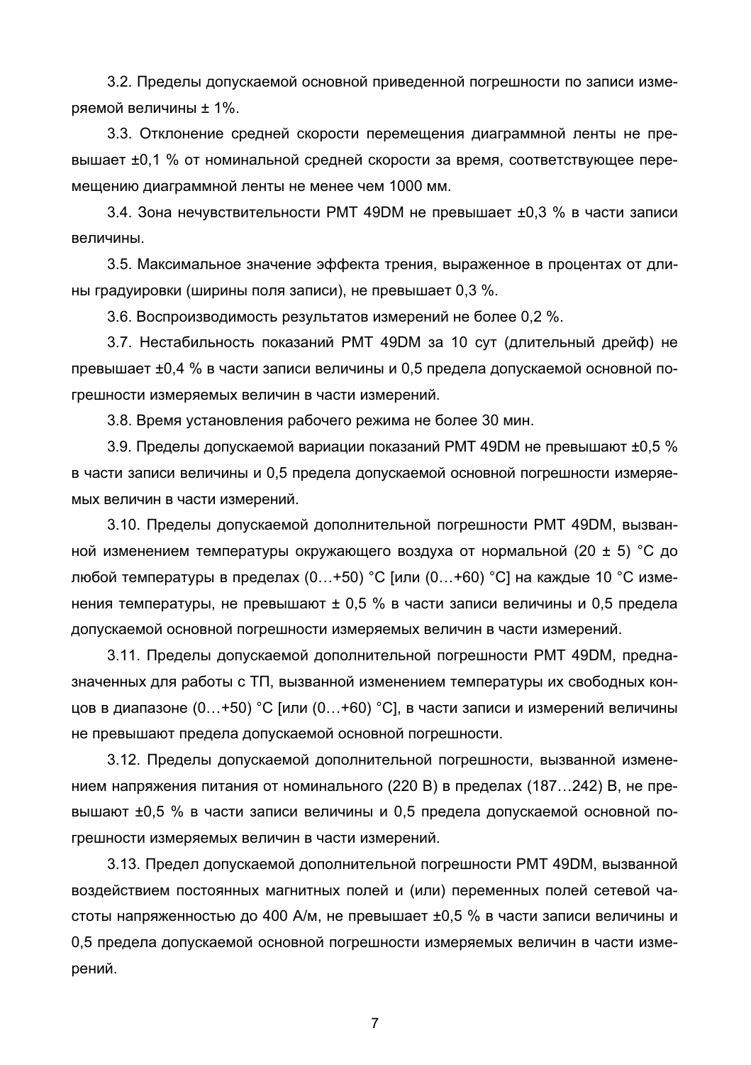3.2. Пределы допускаемой основной приведенной погрешности по записи измеряемой величины ± 1%.

3.3. Отклонение средней скорости перемещения диаграммной ленты не превышает ±0,1 % от номинальной средней скорости за время, соответствующее перемещению диаграммной ленты не менее чем 1000 мм.

3.4. Зона нечувствительности РМТ 49DM не превышает ±0,3 % в части записи величины.

3.5. Максимальное значение эффекта трения, выраженное в процентах от длины градуировки (ширины поля записи), не превышает 0,3 %.

3.6. Воспроизводимость результатов измерений не более 0,2 %.

3.7. Нестабильность показаний РМТ 49DM за 10 сут (длительный дрейф) не превышает ±0,4 % в части записи величины и 0,5 предела допускаемой основной погрешности измеряемых величин в части измерений.

3.8. Время установления рабочего режима не более 30 мин.

3.9. Пределы допускаемой вариации показаний РМТ 49DM не превышают ±0,5 % в части записи величины и 0,5 предела допускаемой основной погрешности измеряемых величин в части измерений.

3.10. Пределы допускаемой дополнительной погрешности РМТ 49DM, вызванной изменением температуры окружающего воздуха от нормальной (20 ± 5) °С до любой температуры в пределах (0…+50) °С [или (0…+60) °С] на каждые 10 °С изменения температуры, не превышают ± 0,5 % в части записи величины и 0,5 предела допускаемой основной погрешности измеряемых величин в части измерений.

3.11. Пределы допускаемой дополнительной погрешности РМТ 49DM, предназначенных для работы с ТП, вызванной изменением температуры их свободных концов в диапазоне (0…+50) °С [или (0…+60) °С], в части записи и измерений величины не превышают предела допускаемой основной погрешности.

3.12. Пределы допускаемой дополнительной погрешности, вызванной изменением напряжения питания от номинального (220 В) в пределах (187…242) В, не превышают ±0,5 % в части записи величины и 0,5 предела допускаемой основной погрешности измеряемых величин в части измерений.

3.13. Предел допускаемой дополнительной погрешности РМТ 49DM, вызванной воздействием постоянных магнитных полей и (или) переменных полей сетевой частоты напряженностью до 400 А/м, не превышает ±0,5 % в части записи величины и 0,5 предела допускаемой основной погрешности измеряемых величин в части измерений.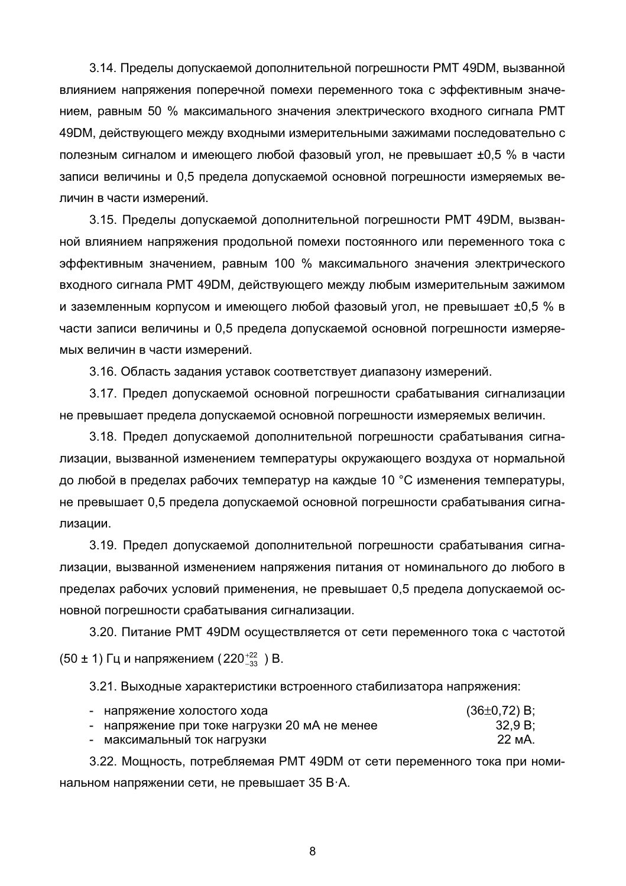3.14. Пределы допускаемой дополнительной погрешности РМТ 49DM, вызванной влиянием напряжения поперечной помехи переменного тока с эффективным значением, равным 50 % максимального значения электрического входного сигнала РМТ 49DM, действующего между входными измерительными зажимами последовательно с полезным сигналом и имеющего любой фазовый угол, не превышает ±0,5 % в части записи величины и 0,5 предела допускаемой основной погрешности измеряемых величин в части измерений.

3.15. Пределы допускаемой дополнительной погрешности РМТ 49DM, вызванной влиянием напряжения продольной помехи постоянного или переменного тока с эффективным значением, равным 100 % максимального значения электрического входного сигнала РМТ 49DM, действующего между любым измерительным зажимом и заземленным корпусом и имеющего любой фазовый угол, не превышает ±0,5 % в части записи величины и 0,5 предела допускаемой основной погрешности измеряемых величин в части измерений.

3.16. Область задания уставок соответствует диапазону измерений.

3.17. Предел допускаемой основной погрешности срабатывания сигнализации не превышает предела допускаемой основной погрешности измеряемых величин.

3.18. Предел допускаемой дополнительной погрешности срабатывания сигнализации, вызванной изменением температуры окружающего воздуха от нормальной до любой в пределах рабочих температур на каждые 10 °С изменения температуры, не превышает 0,5 предела допускаемой основной погрешности срабатывания сигнализации.

3.19. Предел допускаемой дополнительной погрешности срабатывания сигнализации, вызванной изменением напряжения питания от номинального до любого в пределах рабочих условий применения, не превышает 0,5 предела допускаемой основной погрешности срабатывания сигнализации.

3.20. Питание РМТ 49DM осуществляется от сети переменного тока с частотой (50 ± 1) Гц и напряжением ($220^{+22}_{-33}$ ) В.

3.21. Выходные характеристики встроенного стабилизатора напряжения:

- напряжение холостого хода (36±0,72) В;
- напряжение при токе нагрузки 20 мА не менее 32,9 В;
- максимальный ток нагрузки 22 мА.

3.22. Мощность, потребляемая РМТ 49DM от сети переменного тока при номинальном напряжении сети, не превышает 35 В·А.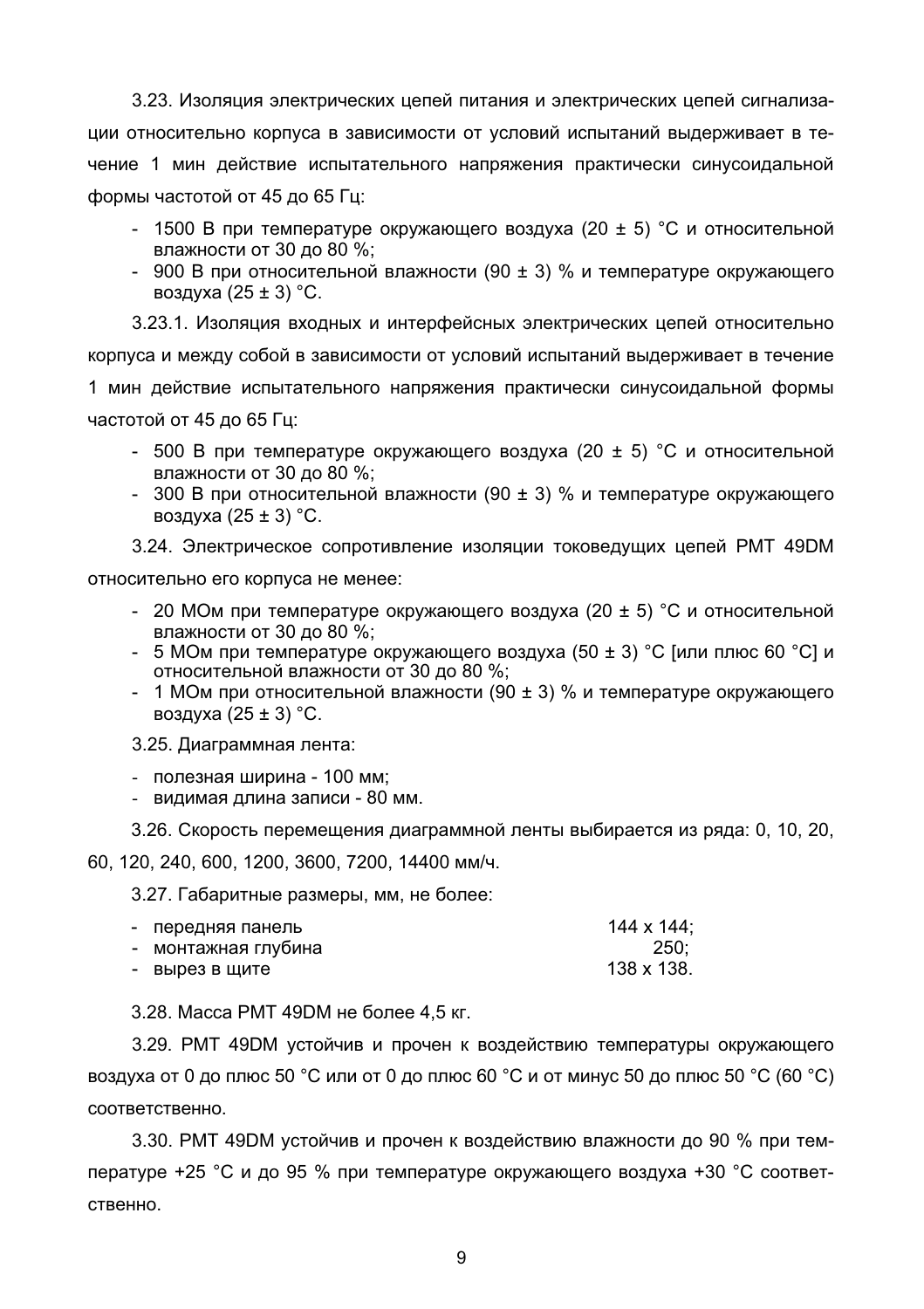3.23. Изоляция электрических цепей питания и электрических цепей сигнализации относительно корпуса в зависимости от условий испытаний выдерживает в течение 1 мин действие испытательного напряжения практически синусоидальной формы частотой от 45 до 65 Гц:

- 1500 В при температуре окружающего воздуха (20 ± 5) °С и относительной влажности от 30 до 80 %;
- 900 В при относительной влажности (90 ± 3) % и температуре окружающего воздуха (25 ± 3) °С.

3.23.1. Изоляция входных и интерфейсных электрических цепей относительно корпуса и между собой в зависимости от условий испытаний выдерживает в течение 1 мин действие испытательного напряжения практически синусоидальной формы частотой от 45 до 65 Гц:

- 500 В при температуре окружающего воздуха (20 ± 5) °С и относительной влажности от 30 до 80 %;
- 300 В при относительной влажности (90 ± 3) % и температуре окружающего воздуха (25 ± 3) °С.

3.24. Электрическое сопротивление изоляции токоведущих цепей РМТ 49DM относительно его корпуса не менее:

- 20 МОм при температуре окружающего воздуха (20 ± 5) °С и относительной влажности от 30 до 80 %;
- 5 МОм при температуре окружающего воздуха (50 ± 3) °С [или плюс 60 °С] и относительной влажности от 30 до 80 %;
- 1 МОм при относительной влажности (90 ± 3) % и температуре окружающего воздуха (25 ± 3) °С.

3.25. Диаграммная лента:

- полезная ширина - 100 мм;
- видимая длина записи - 80 мм.

3.26. Скорость перемещения диаграммной ленты выбирается из ряда: 0, 10, 20, 60, 120, 240, 600, 1200, 3600, 7200, 14400 мм/ч.

3.27. Габаритные размеры, мм, не более:

| | |
|---|---|
| - передняя панель | 144 x 144; |
| - монтажная глубина | 250; |
| - вырез в щите | 138 x 138. |

3.28. Масса РМТ 49DM не более 4,5 кг.

3.29. РМТ 49DM устойчив и прочен к воздействию температуры окружающего воздуха от 0 до плюс 50 °С или от 0 до плюс 60 °С и от минус 50 до плюс 50 °С (60 °С) соответственно.

3.30. РМТ 49DM устойчив и прочен к воздействию влажности до 90 % при температуре +25 °С и до 95 % при температуре окружающего воздуха +30 °С соответственно.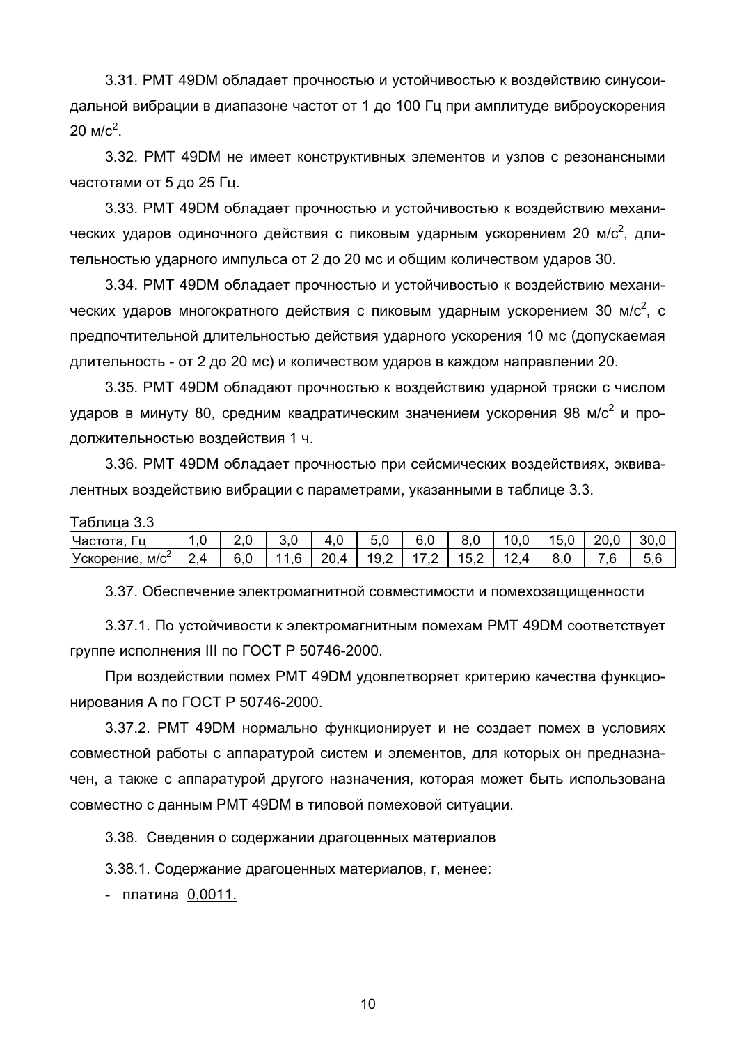3.31. РМТ 49DM обладает прочностью и устойчивостью к воздействию синусоидальной вибрации в диапазоне частот от 1 до 100 Гц при амплитуде виброускорения 20 м/с$^2$.

3.32. РМТ 49DM не имеет конструктивных элементов и узлов с резонансными частотами от 5 до 25 Гц.

3.33. РМТ 49DM обладает прочностью и устойчивостью к воздействию механических ударов одиночного действия с пиковым ударным ускорением 20 м/с$^2$, длительностью ударного импульса от 2 до 20 мс и общим количеством ударов 30.

3.34. РМТ 49DM обладает прочностью и устойчивостью к воздействию механических ударов многократного действия с пиковым ударным ускорением 30 м/с$^2$, с предпочтительной длительностью действия ударного ускорения 10 мс (допускаемая длительность - от 2 до 20 мс) и количеством ударов в каждом направлении 20.

3.35. РМТ 49DM обладают прочностью к воздействию ударной тряски с числом ударов в минуту 80, средним квадратическим значением ускорения 98 м/с$^2$ и продолжительностью воздействия 1 ч.

3.36. РМТ 49DM обладает прочностью при сейсмических воздействиях, эквивалентных воздействию вибрации с параметрами, указанными в таблице 3.3.

Таблица 3.3

| Частота, Гц | 1,0 | 2,0 | 3,0 | 4,0 | 5,0 | 6,0 | 8,0 | 10,0 | 15,0 | 20,0 | 30,0 |
|---|---|---|---|---|---|---|---|---|---|---|---|
| Ускорение, м/с$^2$ | 2,4 | 6,0 | 11,6 | 20,4 | 19,2 | 17,2 | 15,2 | 12,4 | 8,0 | 7,6 | 5,6 |

3.37. Обеспечение электромагнитной совместимости и помехозащищенности

3.37.1. По устойчивости к электромагнитным помехам РМТ 49DM соответствует группе исполнения III по ГОСТ Р 50746-2000.

При воздействии помех РМТ 49DM удовлетворяет критерию качества функционирования А по ГОСТ Р 50746-2000.

3.37.2. РМТ 49DM нормально функционирует и не создает помех в условиях совместной работы с аппаратурой систем и элементов, для которых он предназначен, а также с аппаратурой другого назначения, которая может быть использована совместно с данным РМТ 49DM в типовой помеховой ситуации.

3.38. Сведения о содержании драгоценных материалов

3.38.1. Содержание драгоценных материалов, г, менее:

- платина 0,0011.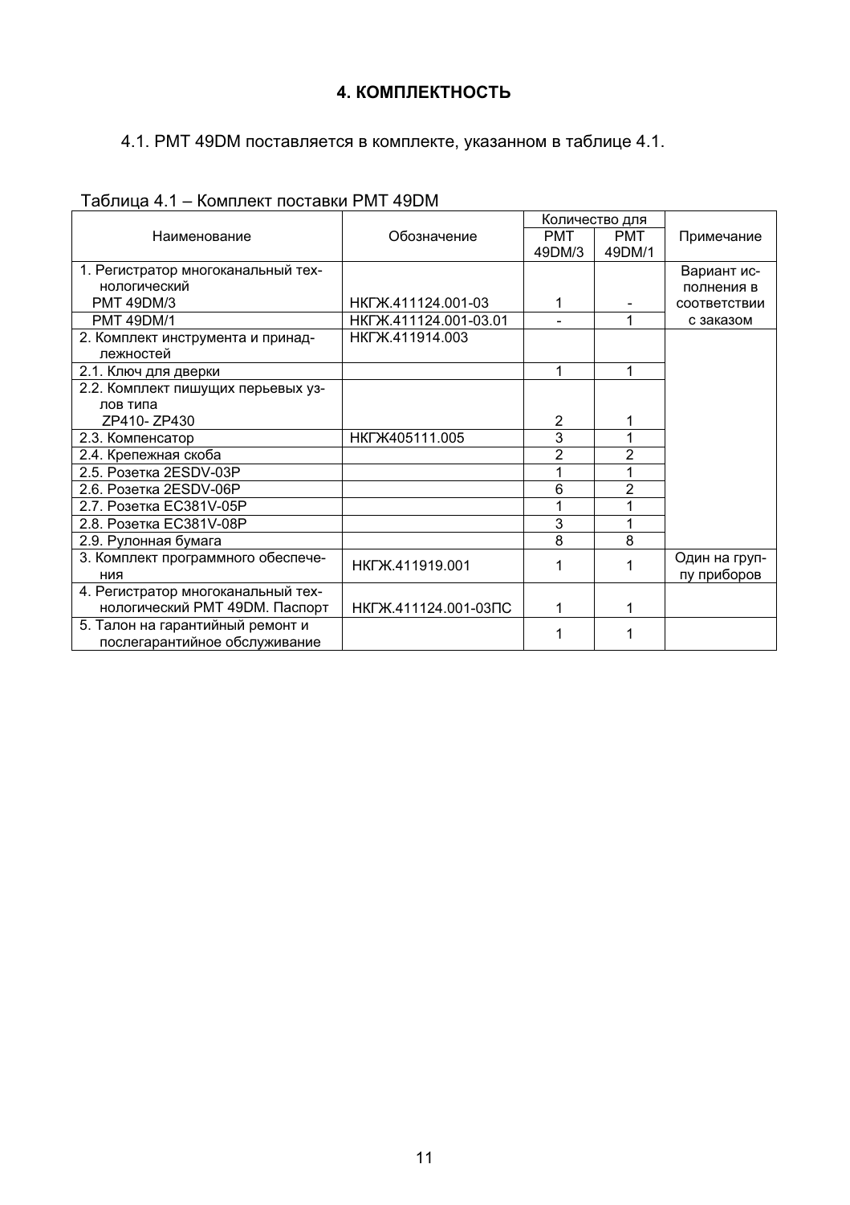## 4. КОМПЛЕКТНОСТЬ

4.1. PMT 49DM поставляется в комплекте, указанном в таблице 4.1.

Таблица 4.1 – Комплект поставки PMT 49DM

| Наименование | Обозначение | Количество для | | Примечание |
|---|---|---|---|---|
| | | PMT 49DM/3 | PMT 49DM/1 | |
| 1. Регистратор многоканальный технологический PMT 49DM/3 | НКГЖ.411124.001-03 | 1 | - | Вариант исполнения в соответствии с заказом |
| PMT 49DM/1 | НКГЖ.411124.001-03.01 | - | 1 | |
| 2. Комплект инструмента и принадлежностей | НКГЖ.411914.003 | | | |
| 2.1. Ключ для дверки | | 1 | 1 | |
| 2.2. Комплект пишущих перьевых узлов типа ZP410- ZP430 | | 2 | 1 | |
| 2.3. Компенсатор | НКГЖ405111.005 | 3 | 1 | |
| 2.4. Крепежная скоба | | 2 | 2 | |
| 2.5. Розетка 2ESDV-03P | | 1 | 1 | |
| 2.6. Розетка 2ESDV-06P | | 6 | 2 | |
| 2.7. Розетка EC381V-05P | | 1 | 1 | |
| 2.8. Розетка EC381V-08P | | 3 | 1 | |
| 2.9. Рулонная бумага | | 8 | 8 | |
| 3. Комплект программного обеспечения | НКГЖ.411919.001 | 1 | 1 | Один на группу приборов |
| 4. Регистратор многоканальный технологический PMT 49DM. Паспорт | НКГЖ.411124.001-03ПС | 1 | 1 | |
| 5. Талон на гарантийный ремонт и послегарантийное обслуживание | | 1 | 1 | |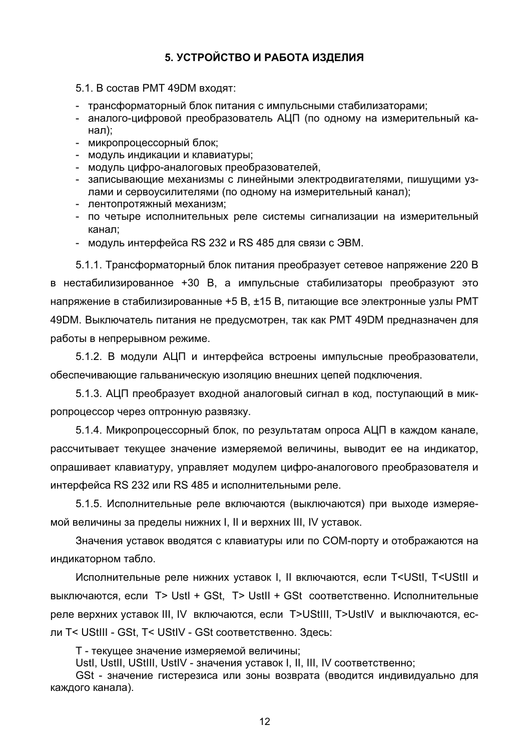## 5. УСТРОЙСТВО И РАБОТА ИЗДЕЛИЯ

5.1. В состав РМТ 49DM входят:

- трансформаторный блок питания с импульсными стабилизаторами;
- аналого-цифровой преобразователь АЦП (по одному на измерительный канал);
- микропроцессорный блок;
- модуль индикации и клавиатуры;
- модуль цифро-аналоговых преобразователей,
- записывающие механизмы с линейными электродвигателями, пишущими узлами и сервоусилителями (по одному на измерительный канал);
- лентопротяжный механизм;
- по четыре исполнительных реле системы сигнализации на измерительный канал;
- модуль интерфейса RS 232 и RS 485 для связи с ЭВМ.

5.1.1. Трансформаторный блок питания преобразует сетевое напряжение 220 В в нестабилизированное +30 В, а импульсные стабилизаторы преобразуют это напряжение в стабилизированные +5 В, ±15 В, питающие все электронные узлы РМТ 49DM. Выключатель питания не предусмотрен, так как РМТ 49DM предназначен для работы в непрерывном режиме.

5.1.2. В модули АЦП и интерфейса встроены импульсные преобразователи, обеспечивающие гальваническую изоляцию внешних цепей подключения.

5.1.3. АЦП преобразует входной аналоговый сигнал в код, поступающий в микропроцессор через оптронную развязку.

5.1.4. Микропроцессорный блок, по результатам опроса АЦП в каждом канале, рассчитывает текущее значение измеряемой величины, выводит ее на индикатор, опрашивает клавиатуру, управляет модулем цифро-аналогового преобразователя и интерфейса RS 232 или RS 485 и исполнительными реле.

5.1.5. Исполнительные реле включаются (выключаются) при выходе измеряемой величины за пределы нижних I, II и верхних III, IV уставок.

Значения уставок вводятся с клавиатуры или по COM-порту и отображаются на индикаторном табло.

Исполнительные реле нижних уставок I, II включаются, если $T<UStI$, $T<UStII$ и выключаются, если $T> UstI + GSt$, $T> UstII + GSt$ соответственно. Исполнительные реле верхних уставок III, IV включаются, если $T>UStIII$, $T>UstIV$ и выключаются, если $T< UStIII - GSt$, $T< UStIV - GSt$ соответственно. Здесь:

T - текущее значение измеряемой величины;

UstI, UstII, UStIII, UstIV - значения уставок I, II, III, IV соответственно;

GSt - значение гистерезиса или зоны возврата (вводится индивидуально для каждого канала).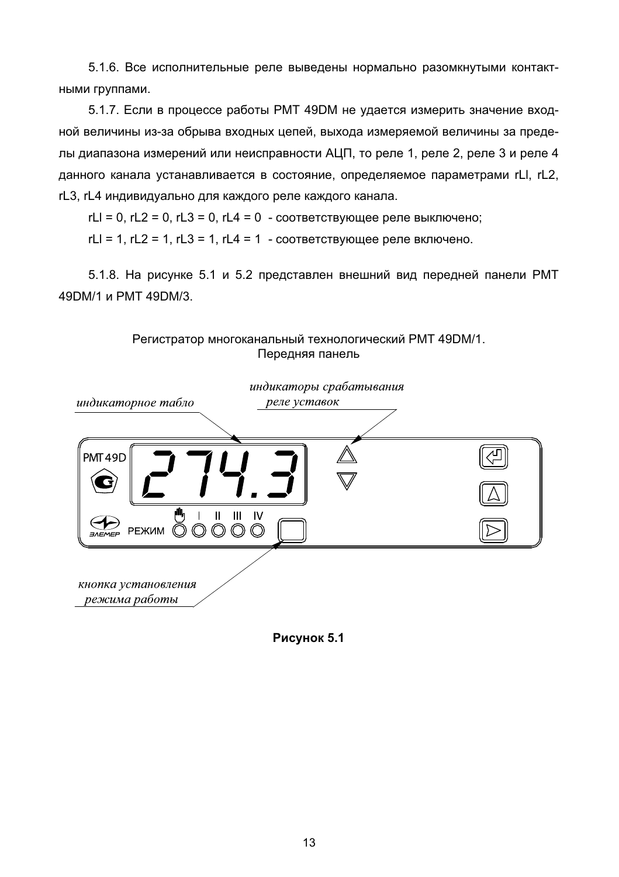5.1.6. Все исполнительные реле выведены нормально разомкнутыми контактными группами.

5.1.7. Если в процессе работы РМТ 49DM не удается измерить значение входной величины из-за обрыва входных цепей, выхода измеряемой величины за пределы диапазона измерений или неисправности АЦП, то реле 1, реле 2, реле 3 и реле 4 данного канала устанавливается в состояние, определяемое параметрами rLl, rL2, rL3, rL4 индивидуально для каждого реле каждого канала.

rLl = 0, rL2 = 0, rL3 = 0, rL4 = 0 - соответствующее реле выключено;

rLl = 1, rL2 = 1, rL3 = 1, rL4 = 1 - соответствующее реле включено.

5.1.8. На рисунке 5.1 и 5.2 представлен внешний вид передней панели РМТ 49DM/1 и РМТ 49DM/3.

Регистратор многоканальный технологический РМТ 49DM/1.
Передняя панель

*индикаторное табло*

*индикаторы срабатывания реле уставок*

РМТ 49D

274.3

ЭЛЕМЕР РЕЖИМ

I II III IV

*кнопка установления режима работы*

**Рисунок 5.1**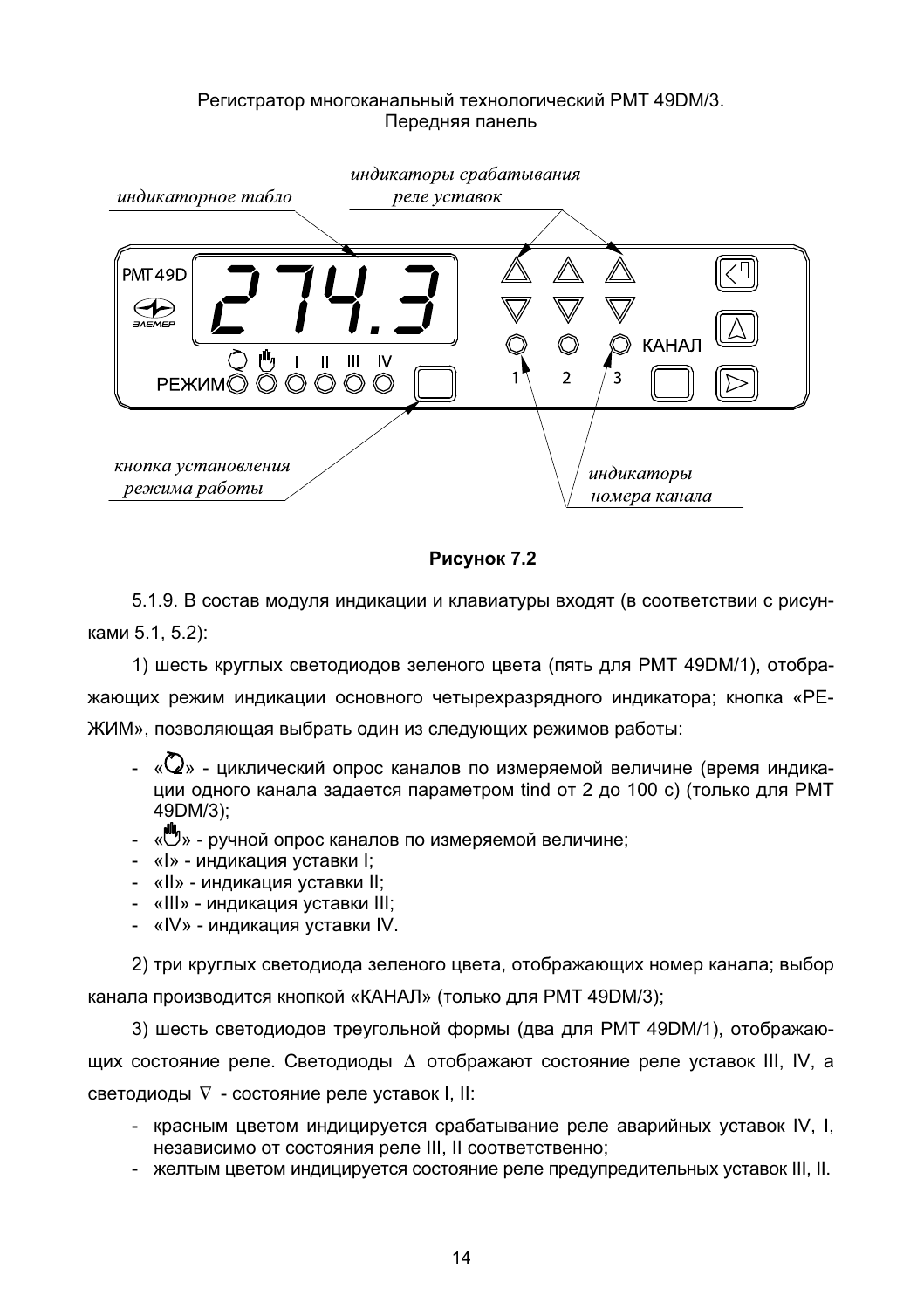Регистратор многоканальный технологический РМТ 49DM/3.
Передняя панель

индикаторное табло

индикаторы срабатывания реле уставок

РМТ 49D

274.3

ЭЛЕМЕР

РЕЖИМ

I II III IV

КАНАЛ

1 2 3

кнопка установления режима работы

индикаторы номера канала

**Рисунок 7.2**

5.1.9. В состав модуля индикации и клавиатуры входят (в соответствии с рисунками 5.1, 5.2):

1) шесть круглых светодиодов зеленого цвета (пять для РМТ 49DM/1), отображающих режим индикации основного четырехразрядного индикатора; кнопка «РЕЖИМ», позволяющая выбрать один из следующих режимов работы:

- «🔄» - циклический опрос каналов по измеряемой величине (время индикации одного канала задается параметром tind от 2 до 100 с) (только для РМТ 49DM/3);
- «✋» - ручной опрос каналов по измеряемой величине;
- «I» - индикация уставки I;
- «II» - индикация уставки II;
- «III» - индикация уставки III;
- «IV» - индикация уставки IV.

2) три круглых светодиода зеленого цвета, отображающих номер канала; выбор канала производится кнопкой «КАНАЛ» (только для РМТ 49DM/3);

3) шесть светодиодов треугольной формы (два для РМТ 49DM/1), отображающих состояние реле. Светодиоды $\Delta$ отображают состояние реле уставок III, IV, а светодиоды $\nabla$ - состояние реле уставок I, II:

- красным цветом индицируется срабатывание реле аварийных уставок IV, I, независимо от состояния реле III, II соответственно;
- желтым цветом индицируется состояние реле предупредительных уставок III, II.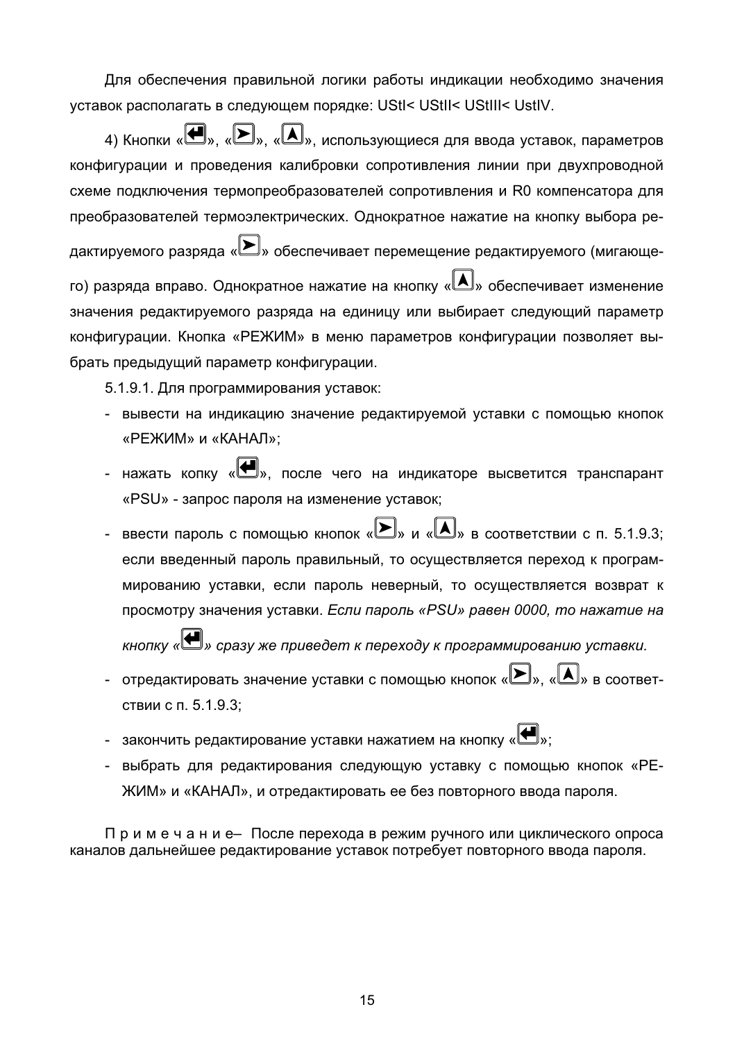Для обеспечения правильной логики работы индикации необходимо значения уставок располагать в следующем порядке: UStI< UStII< UStIII< UstIV.

4) Кнопки «⏎», «▶», «▲», использующиеся для ввода уставок, параметров конфигурации и проведения калибровки сопротивления линии при двухпроводной схеме подключения термопреобразователей сопротивления и R0 компенсатора для преобразователей термоэлектрических. Однократное нажатие на кнопку выбора редактируемого разряда «▶» обеспечивает перемещение редактируемого (мигающего) разряда вправо. Однократное нажатие на кнопку «▲» обеспечивает изменение значения редактируемого разряда на единицу или выбирает следующий параметр конфигурации. Кнопка «РЕЖИМ» в меню параметров конфигурации позволяет выбрать предыдущий параметр конфигурации.

5.1.9.1. Для программирования уставок:

- вывести на индикацию значение редактируемой уставки с помощью кнопок «РЕЖИМ» и «КАНАЛ»;
- нажать копку «⏎», после чего на индикаторе высветится транспарант «PSU» - запрос пароля на изменение уставок;
- ввести пароль с помощью кнопок «▶» и «▲» в соответствии с п. 5.1.9.3; если введенный пароль правильный, то осуществляется переход к программированию уставки, если пароль неверный, то осуществляется возврат к просмотру значения уставки. *Если пароль «PSU» равен 0000, то нажатие на кнопку «⏎» сразу же приведет к переходу к программированию уставки.*
- отредактировать значение уставки с помощью кнопок «▶», «▲» в соответствии с п. 5.1.9.3;
- закончить редактирование уставки нажатием на кнопку «⏎»;
- выбрать для редактирования следующую уставку с помощью кнопок «РЕЖИМ» и «КАНАЛ», и отредактировать ее без повторного ввода пароля.

П р и м е ч а н и е– После перехода в режим ручного или циклического опроса каналов дальнейшее редактирование уставок потребует повторного ввода пароля.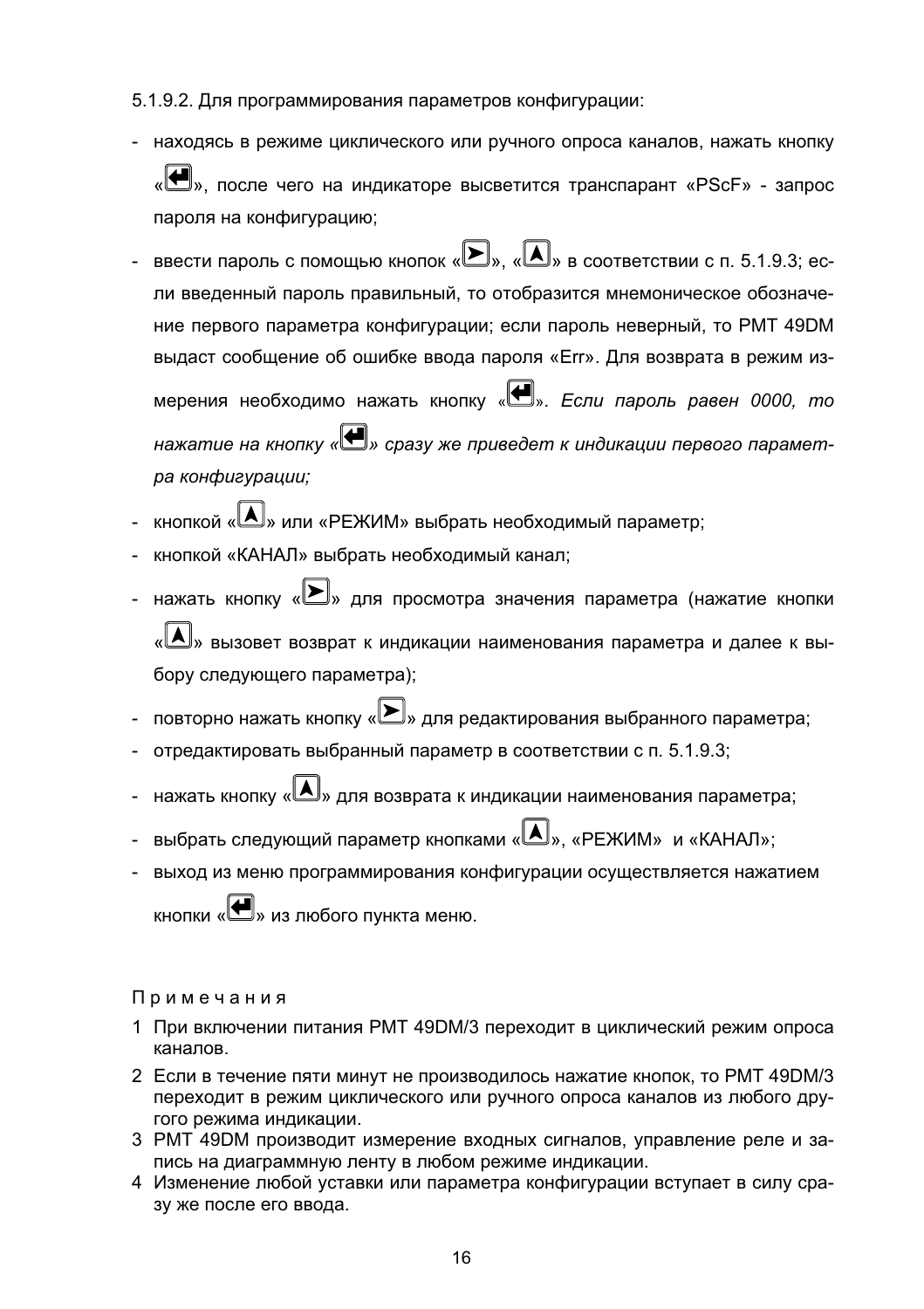5.1.9.2. Для программирования параметров конфигурации:

- находясь в режиме циклического или ручного опроса каналов, нажать кнопку «⏎», после чего на индикаторе высветится транспарант «PScF» - запрос пароля на конфигурацию;
- ввести пароль с помощью кнопок «►», «▲» в соответствии с п. 5.1.9.3; если введенный пароль правильный, то отобразится мнемоническое обозначение первого параметра конфигурации; если пароль неверный, то РМТ 49DM выдаст сообщение об ошибке ввода пароля «Err». Для возврата в режим измерения необходимо нажать кнопку «⏎». *Если пароль равен 0000, то нажатие на кнопку «⏎» сразу же приведет к индикации первого параметра конфигурации;*
- кнопкой «▲» или «РЕЖИМ» выбрать необходимый параметр;
- кнопкой «КАНАЛ» выбрать необходимый канал;
- нажать кнопку «►» для просмотра значения параметра (нажатие кнопки «▲» вызовет возврат к индикации наименования параметра и далее к выбору следующего параметра);
- повторно нажать кнопку «►» для редактирования выбранного параметра;
- отредактировать выбранный параметр в соответствии с п. 5.1.9.3;
- нажать кнопку «▲» для возврата к индикации наименования параметра;
- выбрать следующий параметр кнопками «▲», «РЕЖИМ» и «КАНАЛ»;
- выход из меню программирования конфигурации осуществляется нажатием кнопки «⏎» из любого пункта меню.

Примечания

1 При включении питания РМТ 49DM/3 переходит в циклический режим опроса каналов.
2 Если в течение пяти минут не производилось нажатие кнопок, то РМТ 49DM/3 переходит в режим циклического или ручного опроса каналов из любого другого режима индикации.
3 РМТ 49DM производит измерение входных сигналов, управление реле и запись на диаграммную ленту в любом режиме индикации.
4 Изменение любой уставки или параметра конфигурации вступает в силу сразу же после его ввода.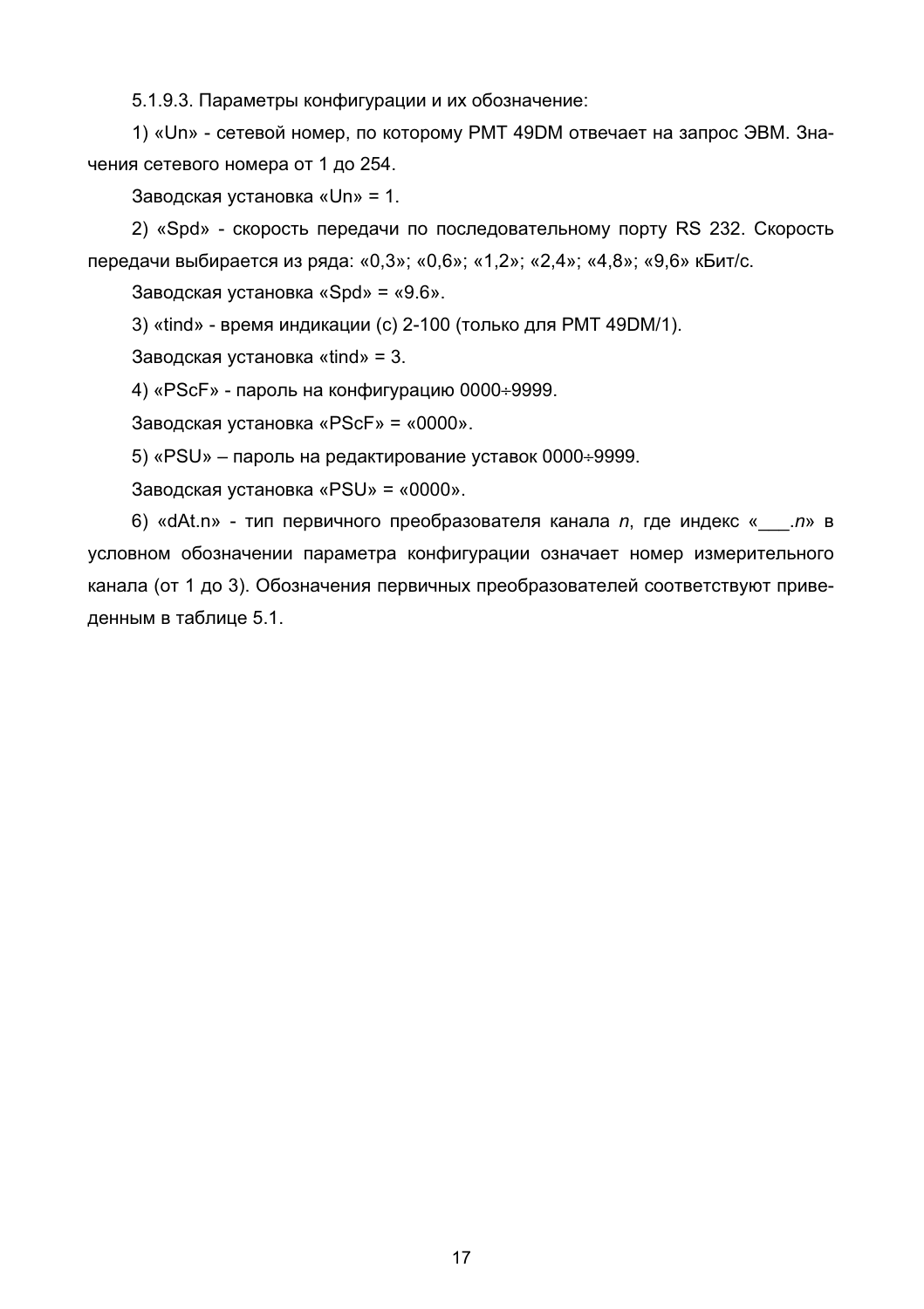5.1.9.3. Параметры конфигурации и их обозначение:

1) «Un» - сетевой номер, по которому РМТ 49DM отвечает на запрос ЭВМ. Значения сетевого номера от 1 до 254.

Заводская установка «Un» = 1.

2) «Spd» - скорость передачи по последовательному порту RS 232. Скорость передачи выбирается из ряда: «0,3»; «0,6»; «1,2»; «2,4»; «4,8»; «9,6» кБит/с.

Заводская установка «Spd» = «9.6».

3) «tind» - время индикации (с) 2-100 (только для РМТ 49DM/1).

Заводская установка «tind» = 3.

4) «PScF» - пароль на конфигурацию 0000÷9999.

Заводская установка «PScF» = «0000».

5) «PSU» – пароль на редактирование уставок 0000÷9999.

Заводская установка «PSU» = «0000».

6) «dAt.n» - тип первичного преобразователя канала *n*, где индекс «___.*n*» в условном обозначении параметра конфигурации означает номер измерительного канала (от 1 до 3). Обозначения первичных преобразователей соответствуют приведенным в таблице 5.1.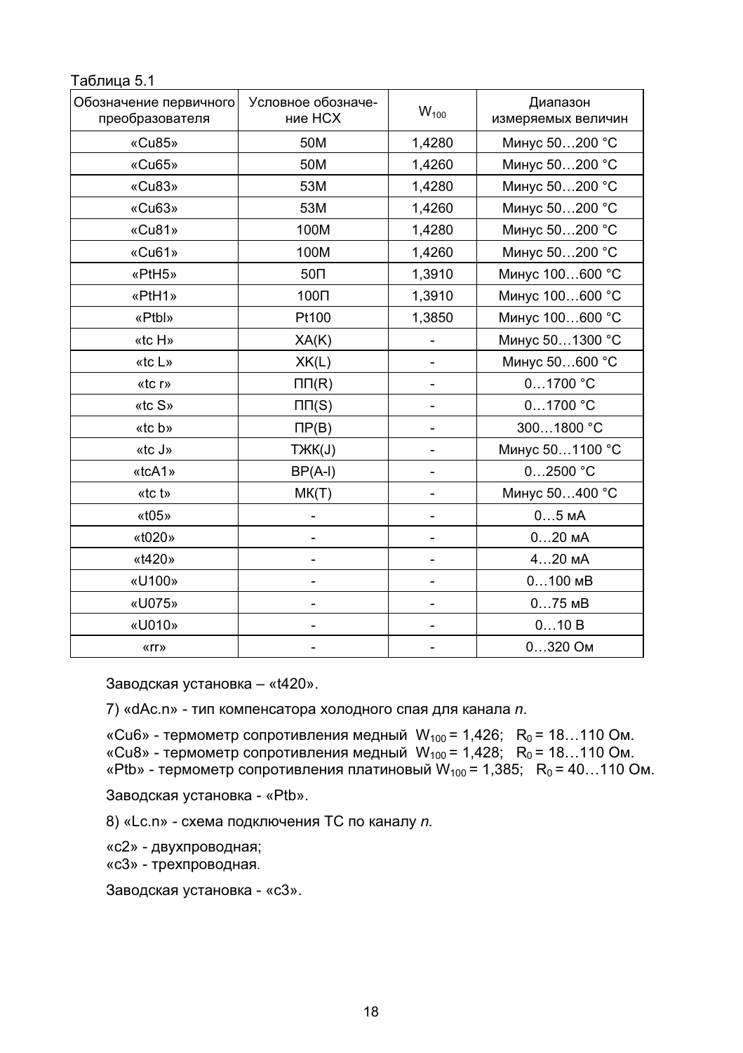Таблица 5.1

| Обозначение первичного преобразователя | Условное обозначение НСХ | $W_{100}$ | Диапазон измеряемых величин |
|---|---|---|---|
| «Cu85» | 50М | 1,4280 | Минус 50…200 °С |
| «Cu65» | 50М | 1,4260 | Минус 50…200 °С |
| «Cu83» | 53М | 1,4280 | Минус 50…200 °С |
| «Cu63» | 53М | 1,4260 | Минус 50…200 °С |
| «Cu81» | 100М | 1,4280 | Минус 50…200 °С |
| «Cu61» | 100М | 1,4260 | Минус 50…200 °С |
| «PtH5» | 50П | 1,3910 | Минус 100…600 °С |
| «PtH1» | 100П | 1,3910 | Минус 100…600 °С |
| «Ptbl» | Pt100 | 1,3850 | Минус 100…600 °С |
| «tc H» | ХА(К) | - | Минус 50…1300 °С |
| «tc L» | ХК(L) | - | Минус 50…600 °С |
| «tc r» | ПП(R) | - | 0…1700 °С |
| «tc S» | ПП(S) | - | 0…1700 °С |
| «tc b» | ПР(В) | - | 300…1800 °С |
| «tc J» | ТЖК(J) | - | Минус 50…1100 °С |
| «tcA1» | ВР(А-l) | - | 0…2500 °С |
| «tc t» | МК(Т) | - | Минус 50…400 °С |
| «t05» | - | - | 0…5 мА |
| «t020» | - | - | 0…20 мА |
| «t420» | - | - | 4…20 мА |
| «U100» | - | - | 0…100 мВ |
| «U075» | - | - | 0…75 мВ |
| «U010» | - | - | 0…10 В |
| «rr» | - | - | 0…320 Ом |

Заводская установка – «t420».

7) «dAc.n» - тип компенсатора холодного спая для канала *n*.

«Cu6» - термометр сопротивления медный $W_{100}$ = 1,426; $R_0$ = 18…110 Ом.
«Cu8» - термометр сопротивления медный $W_{100}$ = 1,428; $R_0$ = 18…110 Ом.
«Ptb» - термометр сопротивления платиновый $W_{100}$ = 1,385; $R_0$ = 40…110 Ом.

Заводская установка - «Ptb».

8) «Lc.n» - схема подключения ТС по каналу *n.*

«c2» - двухпроводная;
«c3» - трехпроводная.

Заводская установка - «c3».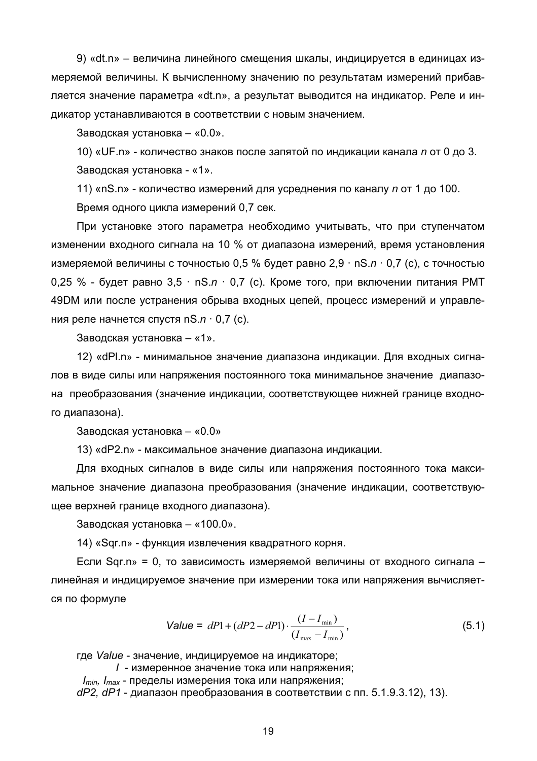9) «dt.n» – величина линейного смещения шкалы, индицируется в единицах измеряемой величины. К вычисленному значению по результатам измерений прибавляется значение параметра «dt.n», а результат выводится на индикатор. Реле и индикатор устанавливаются в соответствии с новым значением.

Заводская установка – «0.0».

10) «UF.n» - количество знаков после запятой по индикации канала *n* от 0 до 3.

Заводская установка - «1».

11) «nS.n» - количество измерений для усреднения по каналу *n* от 1 до 100.

Время одного цикла измерений 0,7 сек.

При установке этого параметра необходимо учитывать, что при ступенчатом изменении входного сигнала на 10 % от диапазона измерений, время установления измеряемой величины с точностью 0,5 % будет равно 2,9 · nS.*n* · 0,7 (с), с точностью 0,25 % - будет равно 3,5 · nS.*n* · 0,7 (с). Кроме того, при включении питания PMT 49DM или после устранения обрыва входных цепей, процесс измерений и управления реле начнется спустя nS.*n* · 0,7 (с).

Заводская установка – «1».

12) «dPl.n» - минимальное значение диапазона индикации. Для входных сигналов в виде силы или напряжения постоянного тока минимальное значение диапазона преобразования (значение индикации, соответствующее нижней границе входного диапазона).

Заводская установка – «0.0»

13) «dP2.n» - максимальное значение диапазона индикации.

Для входных сигналов в виде силы или напряжения постоянного тока максимальное значение диапазона преобразования (значение индикации, соответствующее верхней границе входного диапазона).

Заводская установка – «100.0».

14) «Sqr.n» - функция извлечения квадратного корня.

Если Sqr.n» = 0, то зависимость измеряемой величины от входного сигнала – линейная и индицируемое значение при измерении тока или напряжения вычисляется по формуле

$$\textit{Value} = dP1 + (dP2 - dP1) \cdot \frac{(I - I_{\min})}{(I_{\max} - I_{\min})}, \tag{5.1}$$

где *Value* - значение, индицируемое на индикаторе;

$I$ - измеренное значение тока или напряжения;

$I_{min}$, $I_{max}$ - пределы измерения тока или напряжения;

*dP2, dP1* - диапазон преобразования в соответствии с пп. 5.1.9.3.12), 13).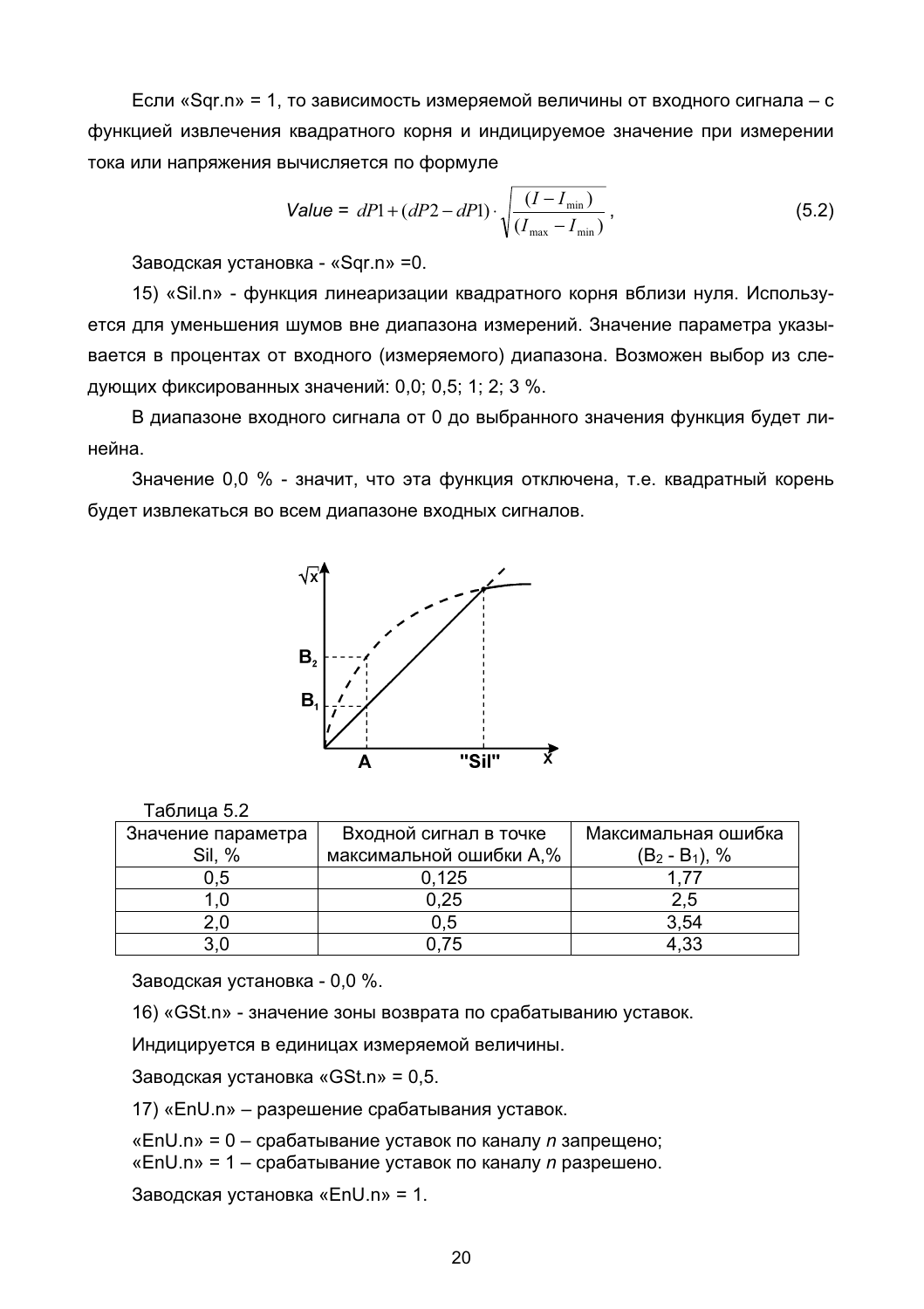Если «Sqr.n» = 1, то зависимость измеряемой величины от входного сигнала – с функцией извлечения квадратного корня и индицируемое значение при измерении тока или напряжения вычисляется по формуле

$$Value = dP1 + (dP2 - dP1) \cdot \sqrt{\frac{(I - I_{min})}{(I_{max} - I_{min})}}, \tag{5.2}$$

Заводская установка - «Sqr.n» =0.

15) «Sil.n» - функция линеаризации квадратного корня вблизи нуля. Используется для уменьшения шумов вне диапазона измерений. Значение параметра указывается в процентах от входного (измеряемого) диапазона. Возможен выбор из следующих фиксированных значений: 0,0; 0,5; 1; 2; 3 %.

В диапазоне входного сигнала от 0 до выбранного значения функция будет линейна.

Значение 0,0 % - значит, что эта функция отключена, т.е. квадратный корень будет извлекаться во всем диапазоне входных сигналов.

√x

B₂

B₁

A

"Sil"

x

Таблица 5.2

| Значение параметра Sil, % | Входной сигнал в точке максимальной ошибки А,% | Максимальная ошибка ($B_2$ - $B_1$), % |
|---|---|---|
| 0,5 | 0,125 | 1,77 |
| 1,0 | 0,25 | 2,5 |
| 2,0 | 0,5 | 3,54 |
| 3,0 | 0,75 | 4,33 |

Заводская установка - 0,0 %.

16) «GSt.n» - значение зоны возврата по срабатыванию уставок.

Индицируется в единицах измеряемой величины.

Заводская установка «GSt.n» = 0,5.

17) «EnU.n» – разрешение срабатывания уставок.

«EnU.n» = 0 – срабатывание уставок по каналу *n* запрещено;
«EnU.n» = 1 – срабатывание уставок по каналу *n* разрешено.

Заводская установка «EnU.n» = 1.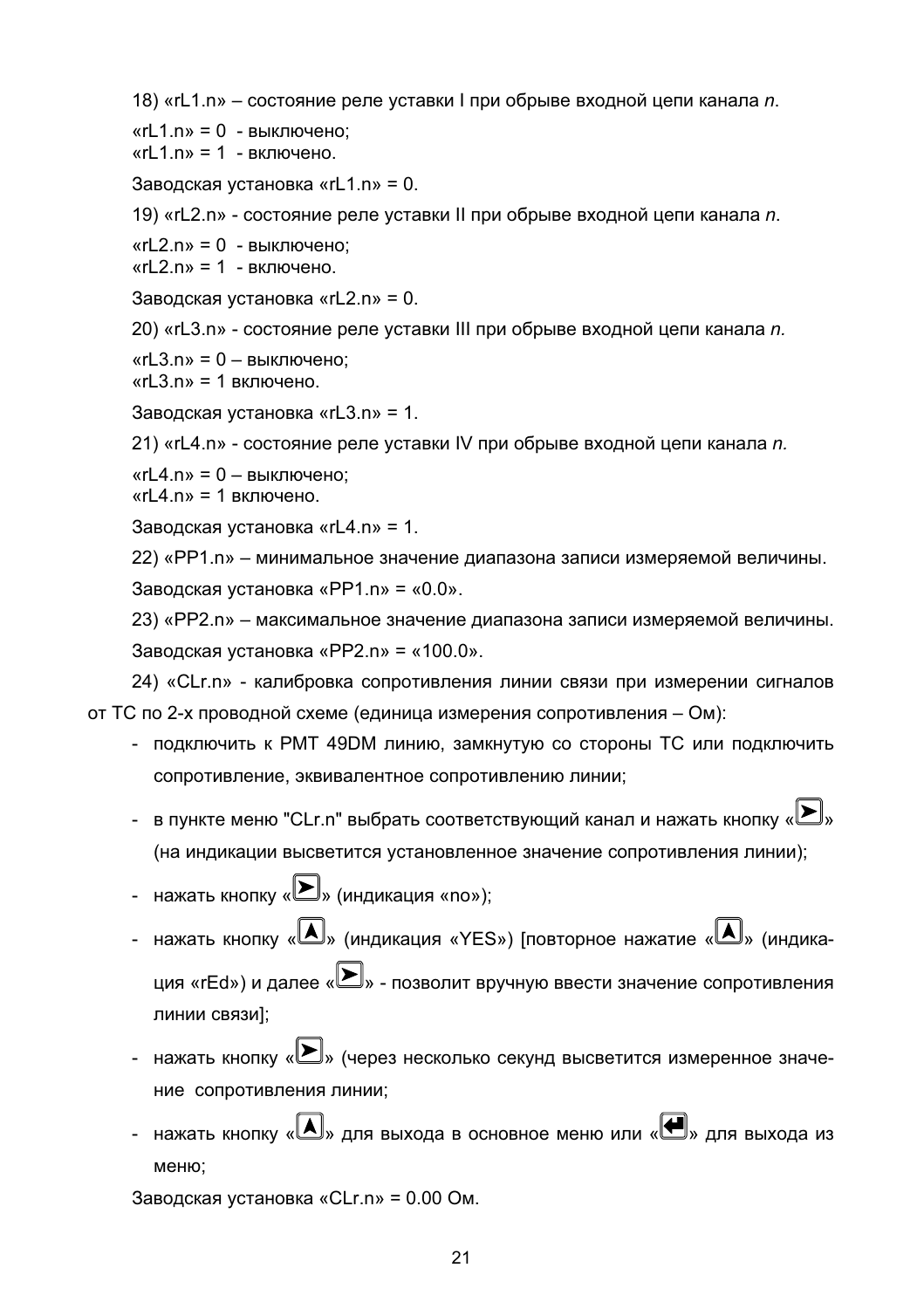18) «rL1.n» – состояние реле уставки I при обрыве входной цепи канала *n*.

«rL1.n» = 0 - выключено;
«rL1.n» = 1 - включено.

Заводская установка «rL1.n» = 0.

19) «rL2.n» - состояние реле уставки II при обрыве входной цепи канала *n*.

«rL2.n» = 0 - выключено;
«rL2.n» = 1 - включено.

Заводская установка «rL2.n» = 0.

20) «rL3.n» - состояние реле уставки III при обрыве входной цепи канала *n.*

«rL3.n» = 0 – выключено;
«rL3.n» = 1 включено.

Заводская установка «rL3.n» = 1.

21) «rL4.n» - состояние реле уставки IV при обрыве входной цепи канала *n*.

«rL4.n» = 0 – выключено;
«rL4.n» = 1 включено.

Заводская установка «rL4.n» = 1.

22) «PP1.n» – минимальное значение диапазона записи измеряемой величины.

Заводская установка «PP1.n» = «0.0».

23) «PP2.n» – максимальное значение диапазона записи измеряемой величины.

Заводская установка «PP2.n» = «100.0».

24) «CLr.n» - калибровка сопротивления линии связи при измерении сигналов от ТС по 2-х проводной схеме (единица измерения сопротивления – Ом):

- подключить к РМТ 49DM линию, замкнутую со стороны ТС или подключить сопротивление, эквивалентное сопротивлению линии;
- в пункте меню "CLr.n" выбрать соответствующий канал и нажать кнопку «►» (на индикации высветится установленное значение сопротивления линии);
- нажать кнопку «►» (индикация «no»);
- нажать кнопку «▲» (индикация «YES») [повторное нажатие «▲» (индикация «rEd») и далее «►» - позволит вручную ввести значение сопротивления линии связи];
- нажать кнопку «►» (через несколько секунд высветится измеренное значение сопротивления линии;
- нажать кнопку «▲» для выхода в основное меню или «↵» для выхода из меню;

Заводская установка «CLr.n» = 0.00 Ом.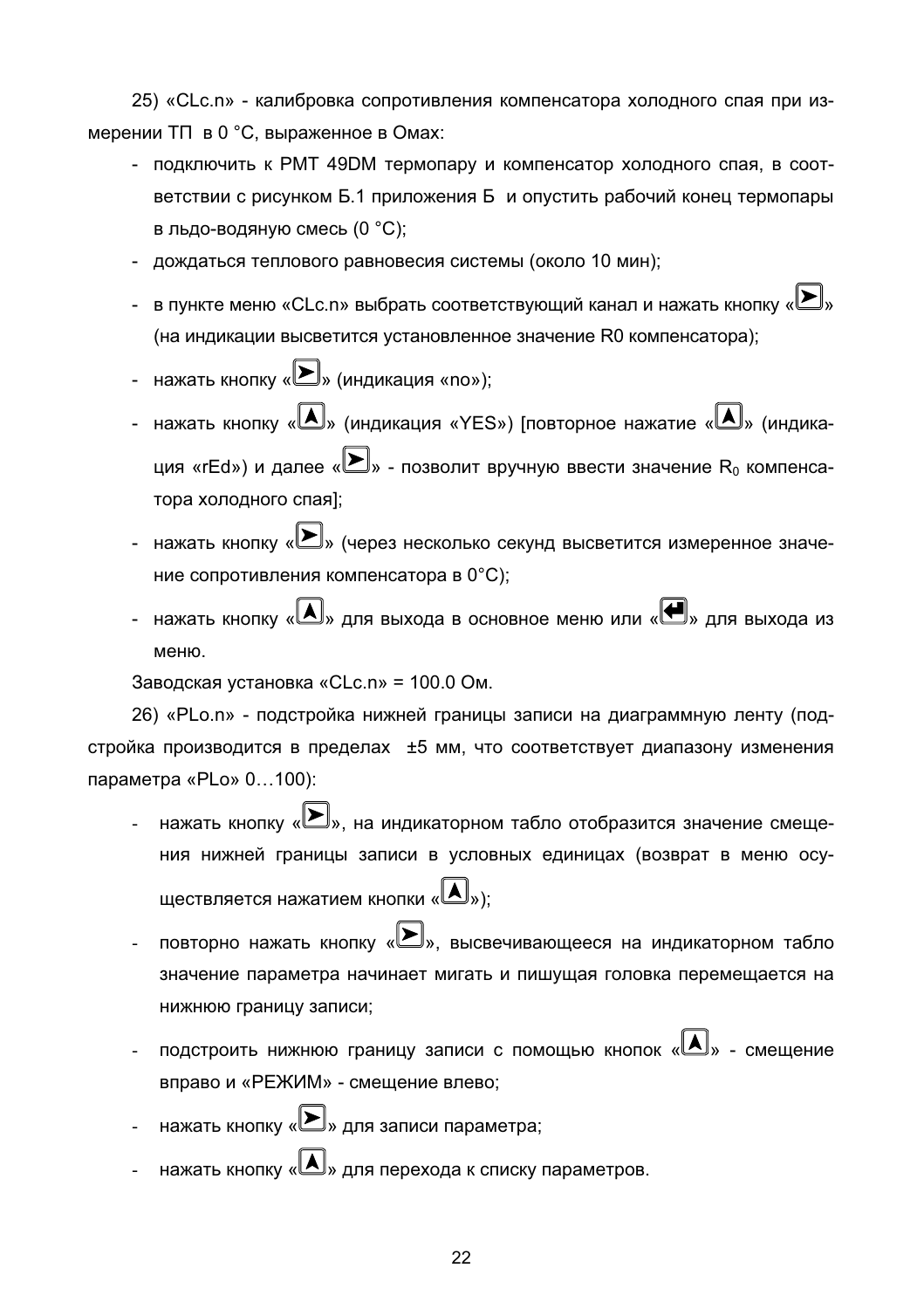25) «CLc.n» - калибровка сопротивления компенсатора холодного спая при измерении ТП в 0 °С, выраженное в Омах:

- подключить к РМТ 49DM термопару и компенсатор холодного спая, в соответствии с рисунком Б.1 приложения Б и опустить рабочий конец термопары в льдо-водяную смесь (0 °С);
- дождаться теплового равновесия системы (около 10 мин);
- в пункте меню «CLc.n» выбрать соответствующий канал и нажать кнопку «►» (на индикации высветится установленное значение R0 компенсатора);
- нажать кнопку «►» (индикация «no»);
- нажать кнопку «▲» (индикация «YES») [повторное нажатие «▲» (индикация «rEd») и далее «►» - позволит вручную ввести значение $R_0$ компенсатора холодного спая];
- нажать кнопку «►» (через несколько секунд высветится измеренное значение сопротивления компенсатора в 0°С);
- нажать кнопку «▲» для выхода в основное меню или «↵» для выхода из меню.

Заводская установка «CLc.n» = 100.0 Ом.

26) «PLo.n» - подстройка нижней границы записи на диаграммную ленту (подстройка производится в пределах ±5 мм, что соответствует диапазону изменения параметра «PLo» 0…100):

- нажать кнопку «►», на индикаторном табло отобразится значение смещения нижней границы записи в условных единицах (возврат в меню осуществляется нажатием кнопки «▲»);
- повторно нажать кнопку «►», высвечивающееся на индикаторном табло значение параметра начинает мигать и пишущая головка перемещается на нижнюю границу записи;
- подстроить нижнюю границу записи с помощью кнопок «▲» - смещение вправо и «РЕЖИМ» - смещение влево;
- нажать кнопку «►» для записи параметра;
- нажать кнопку «▲» для перехода к списку параметров.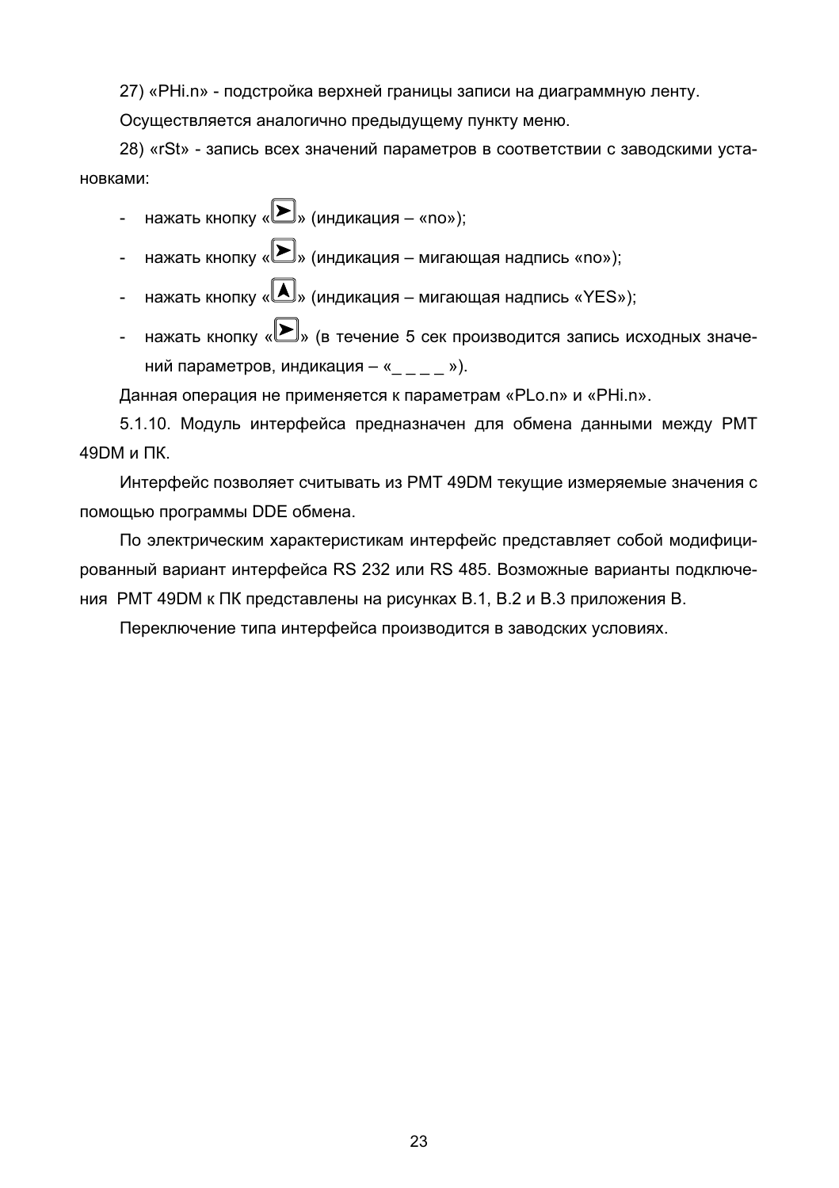27) «PHi.n» - подстройка верхней границы записи на диаграммную ленту.

Осуществляется аналогично предыдущему пункту меню.

28) «rSt» - запись всех значений параметров в соответствии с заводскими установками:

- нажать кнопку «►» (индикация – «no»);
- нажать кнопку «►» (индикация – мигающая надпись «no»);
- нажать кнопку «▲» (индикация – мигающая надпись «YES»);
- нажать кнопку «►» (в течение 5 сек производится запись исходных значений параметров, индикация – «_ _ _ _ »).

Данная операция не применяется к параметрам «PLo.n» и «PHi.n».

5.1.10. Модуль интерфейса предназначен для обмена данными между РМТ 49DM и ПК.

Интерфейс позволяет считывать из РМТ 49DM текущие измеряемые значения с помощью программы DDE обмена.

По электрическим характеристикам интерфейс представляет собой модифицированный вариант интерфейса RS 232 или RS 485. Возможные варианты подключения РМТ 49DM к ПК представлены на рисунках В.1, В.2 и В.3 приложения В.

Переключение типа интерфейса производится в заводских условиях.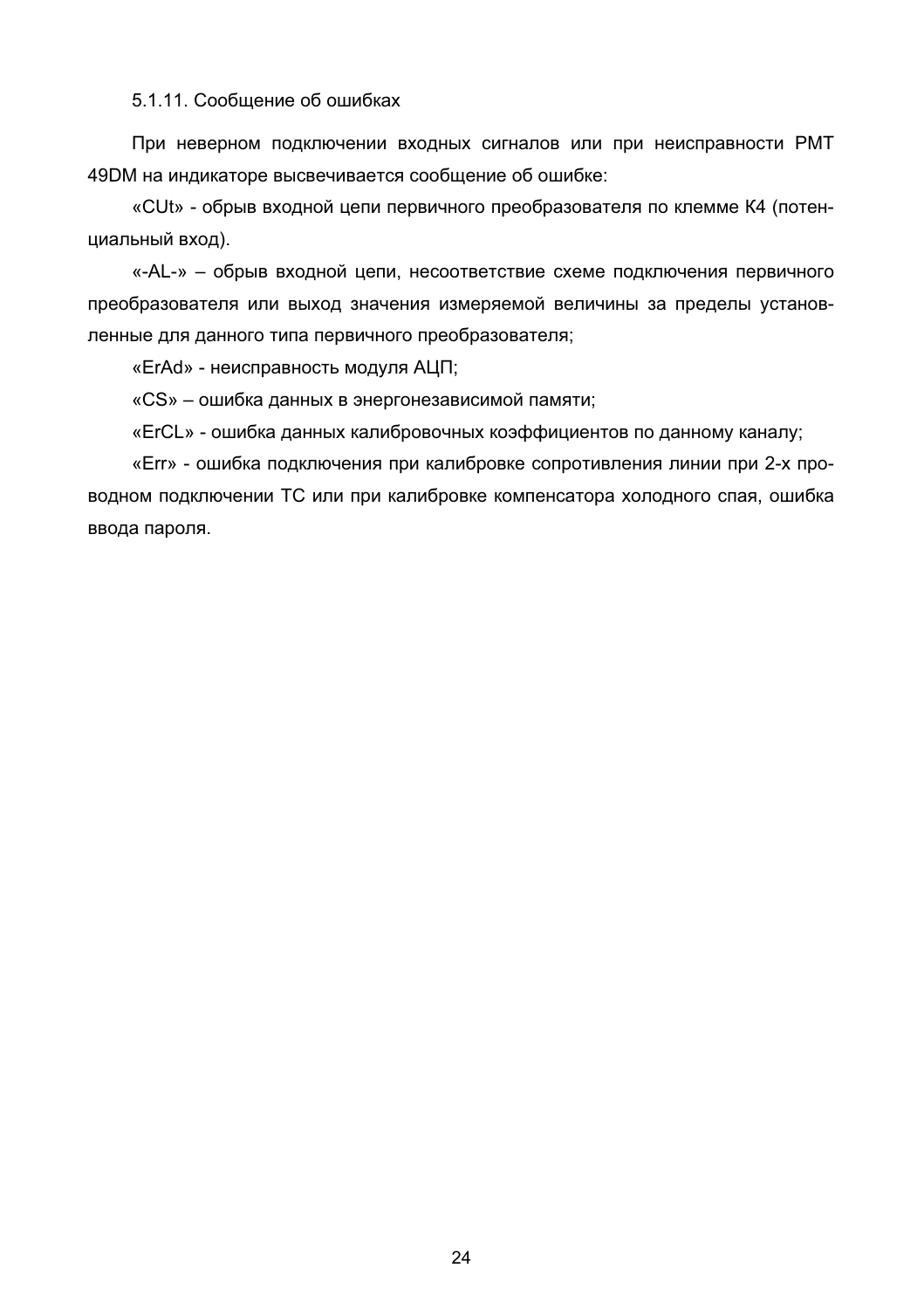5.1.11. Сообщение об ошибках

При неверном подключении входных сигналов или при неисправности РМТ 49DM на индикаторе высвечивается сообщение об ошибке:

«CUt» - обрыв входной цепи первичного преобразователя по клемме К4 (потенциальный вход).

«-AL-» – обрыв входной цепи, несоответствие схеме подключения первичного преобразователя или выход значения измеряемой величины за пределы установленные для данного типа первичного преобразователя;

«ErAd» - неисправность модуля АЦП;

«CS» – ошибка данных в энергонезависимой памяти;

«ErCL» - ошибка данных калибровочных коэффициентов по данному каналу;

«Err» - ошибка подключения при калибровке сопротивления линии при 2-х проводном подключении ТС или при калибровке компенсатора холодного спая, ошибка ввода пароля.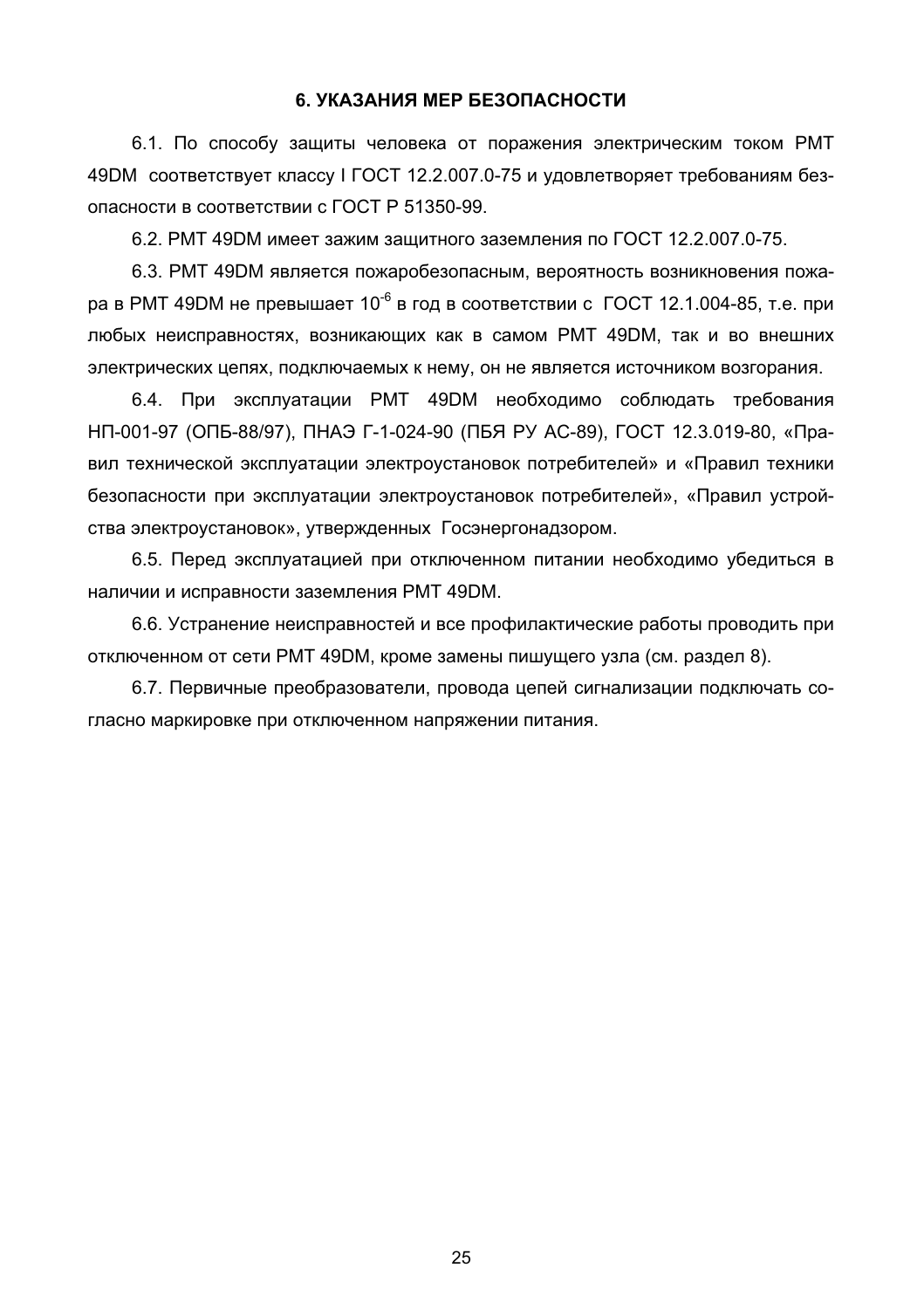## 6. УКАЗАНИЯ МЕР БЕЗОПАСНОСТИ

6.1. По способу защиты человека от поражения электрическим током РМТ 49DM соответствует классу I ГОСТ 12.2.007.0-75 и удовлетворяет требованиям безопасности в соответствии с ГОСТ Р 51350-99.

6.2. РМТ 49DM имеет зажим защитного заземления по ГОСТ 12.2.007.0-75.

6.3. РМТ 49DM является пожаробезопасным, вероятность возникновения пожара в РМТ 49DM не превышает $10^{-6}$ в год в соответствии с ГОСТ 12.1.004-85, т.е. при любых неисправностях, возникающих как в самом РМТ 49DM, так и во внешних электрических цепях, подключаемых к нему, он не является источником возгорания.

6.4. При эксплуатации РМТ 49DM необходимо соблюдать требования НП-001-97 (ОПБ-88/97), ПНАЭ Г-1-024-90 (ПБЯ РУ АС-89), ГОСТ 12.3.019-80, «Правил технической эксплуатации электроустановок потребителей» и «Правил техники безопасности при эксплуатации электроустановок потребителей», «Правил устройства электроустановок», утвержденных Госэнергонадзором.

6.5. Перед эксплуатацией при отключенном питании необходимо убедиться в наличии и исправности заземления РМТ 49DM.

6.6. Устранение неисправностей и все профилактические работы проводить при отключенном от сети РМТ 49DM, кроме замены пишущего узла (см. раздел 8).

6.7. Первичные преобразователи, провода цепей сигнализации подключать согласно маркировке при отключенном напряжении питания.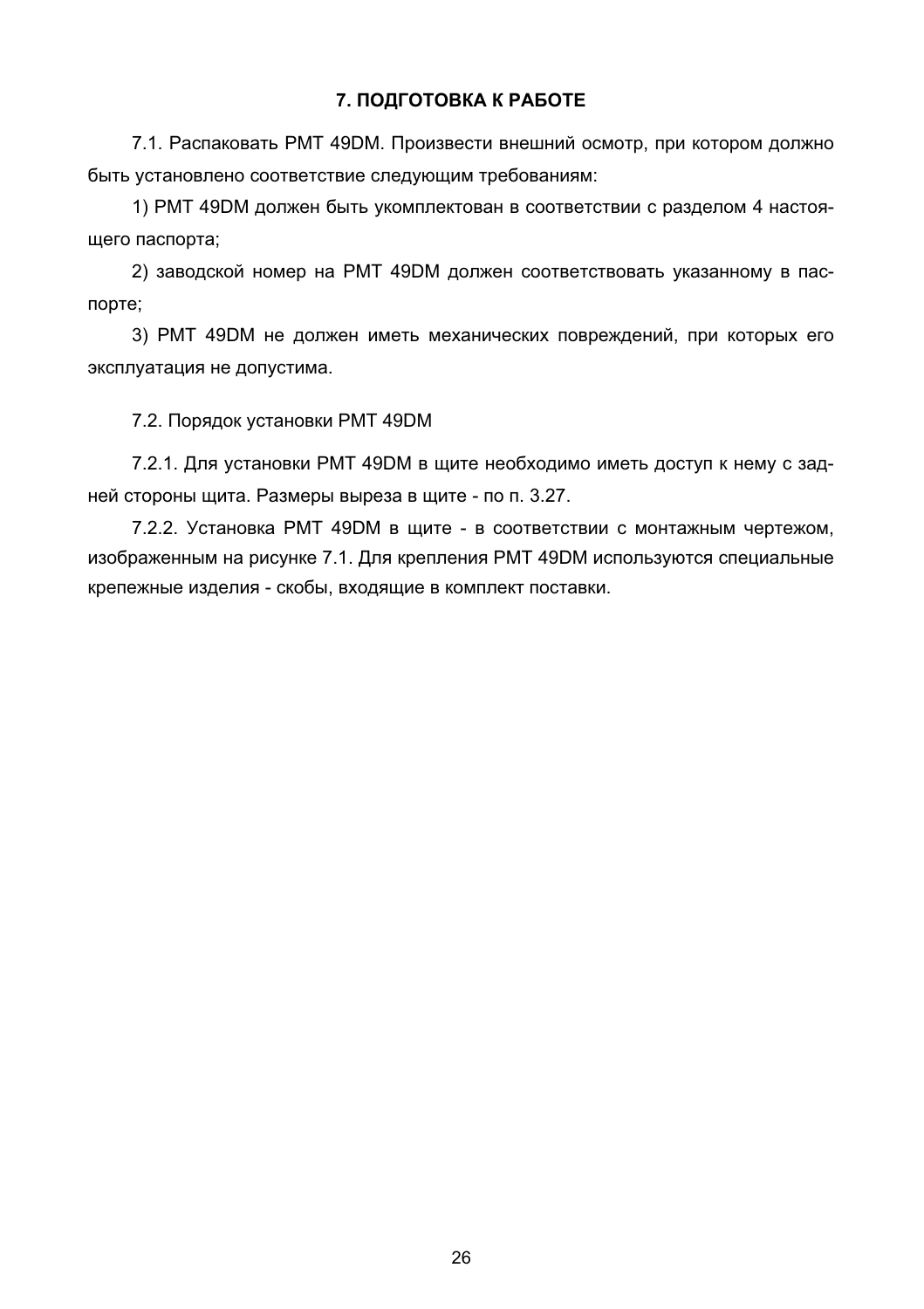## 7. ПОДГОТОВКА К РАБОТЕ

7.1. Распаковать РМТ 49DM. Произвести внешний осмотр, при котором должно быть установлено соответствие следующим требованиям:

1) РМТ 49DM должен быть укомплектован в соответствии с разделом 4 настоящего паспорта;

2) заводской номер на РМТ 49DM должен соответствовать указанному в паспорте;

3) РМТ 49DM не должен иметь механических повреждений, при которых его эксплуатация не допустима.

7.2. Порядок установки РМТ 49DM

7.2.1. Для установки РМТ 49DM в щите необходимо иметь доступ к нему с задней стороны щита. Размеры выреза в щите - по п. 3.27.

7.2.2. Установка РМТ 49DM в щите - в соответствии с монтажным чертежом, изображенным на рисунке 7.1. Для крепления РМТ 49DM используются специальные крепежные изделия - скобы, входящие в комплект поставки.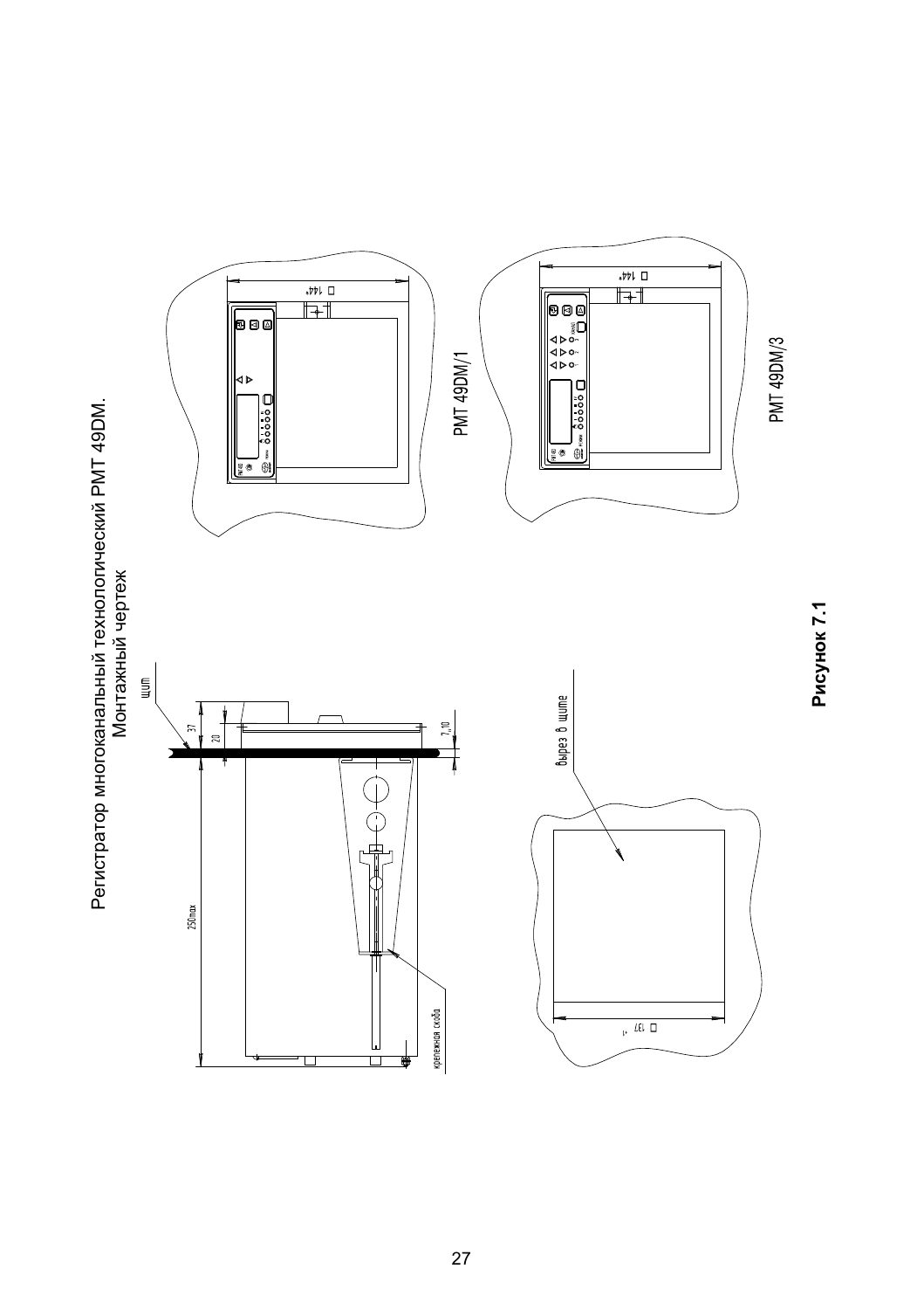Регистратор многоканальный технологический РМТ 49DM.
Монтажный чертеж

щит

37

20

7...10

250max

крепежная скоба

вырез в щите

□ 137 +1

□ 144*

РМТ 49DM/1

□ 144*

РМТ 49DM/3

**Рисунок 7.1**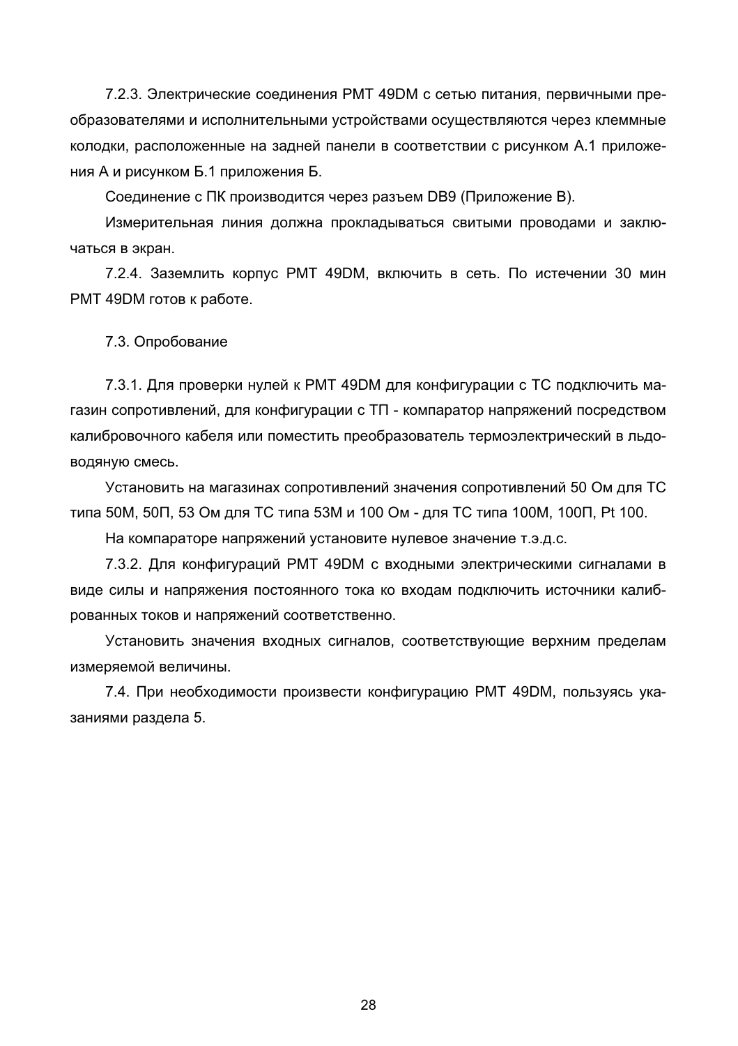7.2.3. Электрические соединения РМТ 49DM с сетью питания, первичными преобразователями и исполнительными устройствами осуществляются через клеммные колодки, расположенные на задней панели в соответствии с рисунком А.1 приложения А и рисунком Б.1 приложения Б.

Соединение с ПК производится через разъем DB9 (Приложение В).

Измерительная линия должна прокладываться свитыми проводами и заключаться в экран.

7.2.4. Заземлить корпус РМТ 49DM, включить в сеть. По истечении 30 мин РМТ 49DM готов к работе.

7.3. Опробование

7.3.1. Для проверки нулей к РМТ 49DM для конфигурации с ТС подключить магазин сопротивлений, для конфигурации с ТП - компаратор напряжений посредством калибровочного кабеля или поместить преобразователь термоэлектрический в льдоводяную смесь.

Установить на магазинах сопротивлений значения сопротивлений 50 Ом для ТС типа 50М, 50П, 53 Ом для ТС типа 53М и 100 Ом - для ТС типа 100М, 100П, Pt 100.

На компараторе напряжений установите нулевое значение т.э.д.с.

7.3.2. Для конфигураций РМТ 49DM с входными электрическими сигналами в виде силы и напряжения постоянного тока ко входам подключить источники калиброванных токов и напряжений соответственно.

Установить значения входных сигналов, соответствующие верхним пределам измеряемой величины.

7.4. При необходимости произвести конфигурацию РМТ 49DM, пользуясь указаниями раздела 5.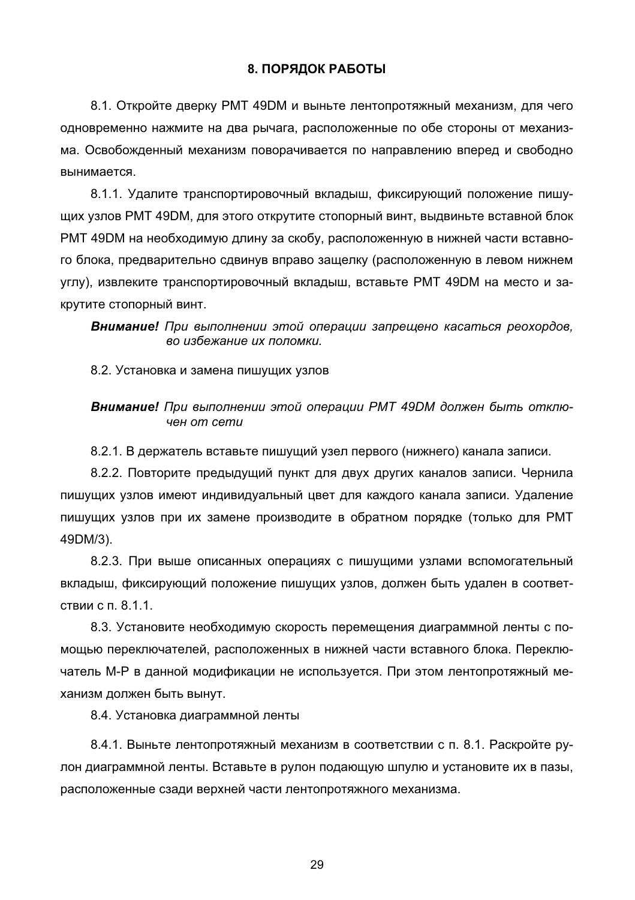## 8. ПОРЯДОК РАБОТЫ

8.1. Откройте дверку РМТ 49DM и выньте лентопротяжный механизм, для чего одновременно нажмите на два рычага, расположенные по обе стороны от механизма. Освобожденный механизм поворачивается по направлению вперед и свободно вынимается.

8.1.1. Удалите транспортировочный вкладыш, фиксирующий положение пишущих узлов РМТ 49DM, для этого открутите стопорный винт, выдвиньте вставной блок РМТ 49DM на необходимую длину за скобу, расположенную в нижней части вставного блока, предварительно сдвинув вправо защелку (расположенную в левом нижнем углу), извлеките транспортировочный вкладыш, вставьте РМТ 49DM на место и закрутите стопорный винт.

> ***Внимание!*** *При выполнении этой операции запрещено касаться реохордов, во избежание их поломки.*

8.2. Установка и замена пишущих узлов

> ***Внимание!*** *При выполнении этой операции РМТ 49DM должен быть отключен от сети*

8.2.1. В держатель вставьте пишущий узел первого (нижнего) канала записи.

8.2.2. Повторите предыдущий пункт для двух других каналов записи. Чернила пишущих узлов имеют индивидуальный цвет для каждого канала записи. Удаление пишущих узлов при их замене производите в обратном порядке (только для РМТ 49DM/3).

8.2.3. При выше описанных операциях с пишущими узлами вспомогательный вкладыш, фиксирующий положение пишущих узлов, должен быть удален в соответствии с п. 8.1.1.

8.3. Установите необходимую скорость перемещения диаграммной ленты с помощью переключателей, расположенных в нижней части вставного блока. Переключатель М-Р в данной модификации не используется. При этом лентопротяжный механизм должен быть вынут.

8.4. Установка диаграммной ленты

8.4.1. Выньте лентопротяжный механизм в соответствии с п. 8.1. Раскройте рулон диаграммной ленты. Вставьте в рулон подающую шпулю и установите их в пазы, расположенные сзади верхней части лентопротяжного механизма.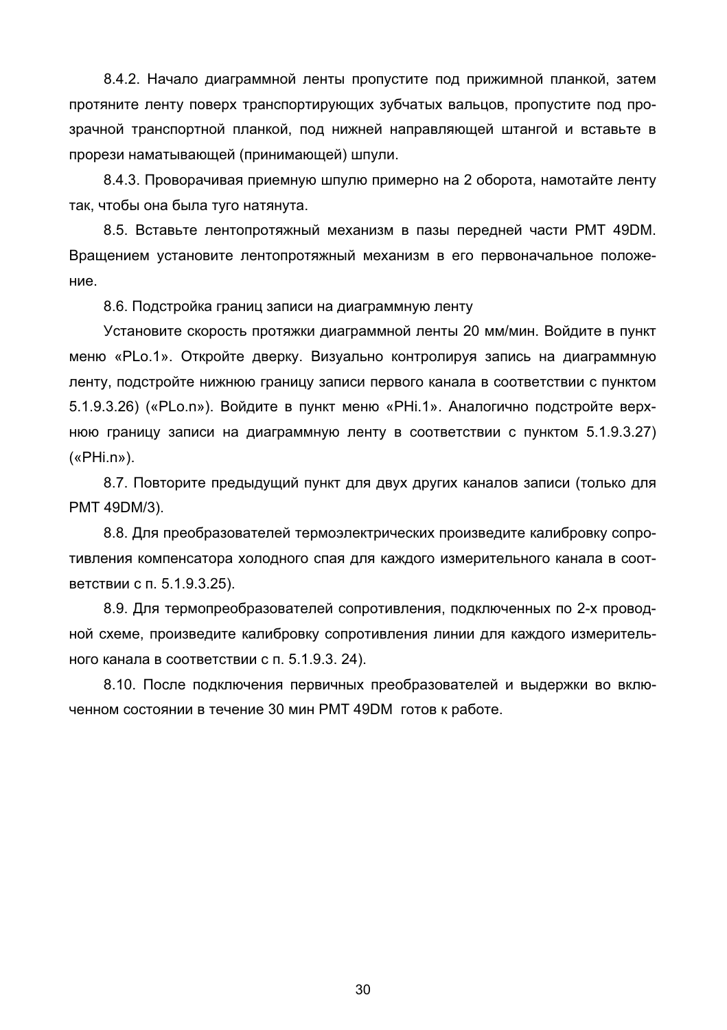8.4.2. Начало диаграммной ленты пропустите под прижимной планкой, затем протяните ленту поверх транспортирующих зубчатых вальцов, пропустите под прозрачной транспортной планкой, под нижней направляющей штангой и вставьте в прорези наматывающей (принимающей) шпули.

8.4.3. Проворачивая приемную шпулю примерно на 2 оборота, намотайте ленту так, чтобы она была туго натянута.

8.5. Вставьте лентопротяжный механизм в пазы передней части РМТ 49DM. Вращением установите лентопротяжный механизм в его первоначальное положение.

8.6. Подстройка границ записи на диаграммную ленту

Установите скорость протяжки диаграммной ленты 20 мм/мин. Войдите в пункт меню «PLo.1». Откройте дверку. Визуально контролируя запись на диаграммную ленту, подстройте нижнюю границу записи первого канала в соответствии с пунктом 5.1.9.3.26) («PLo.n»). Войдите в пункт меню «PHi.1». Аналогично подстройте верхнюю границу записи на диаграммную ленту в соответствии с пунктом 5.1.9.3.27) («PHi.n»).

8.7. Повторите предыдущий пункт для двух других каналов записи (только для РМТ 49DM/3).

8.8. Для преобразователей термоэлектрических произведите калибровку сопротивления компенсатора холодного спая для каждого измерительного канала в соответствии с п. 5.1.9.3.25).

8.9. Для термопреобразователей сопротивления, подключенных по 2-х проводной схеме, произведите калибровку сопротивления линии для каждого измерительного канала в соответствии с п. 5.1.9.3. 24).

8.10. После подключения первичных преобразователей и выдержки во включенном состоянии в течение 30 мин РМТ 49DM готов к работе.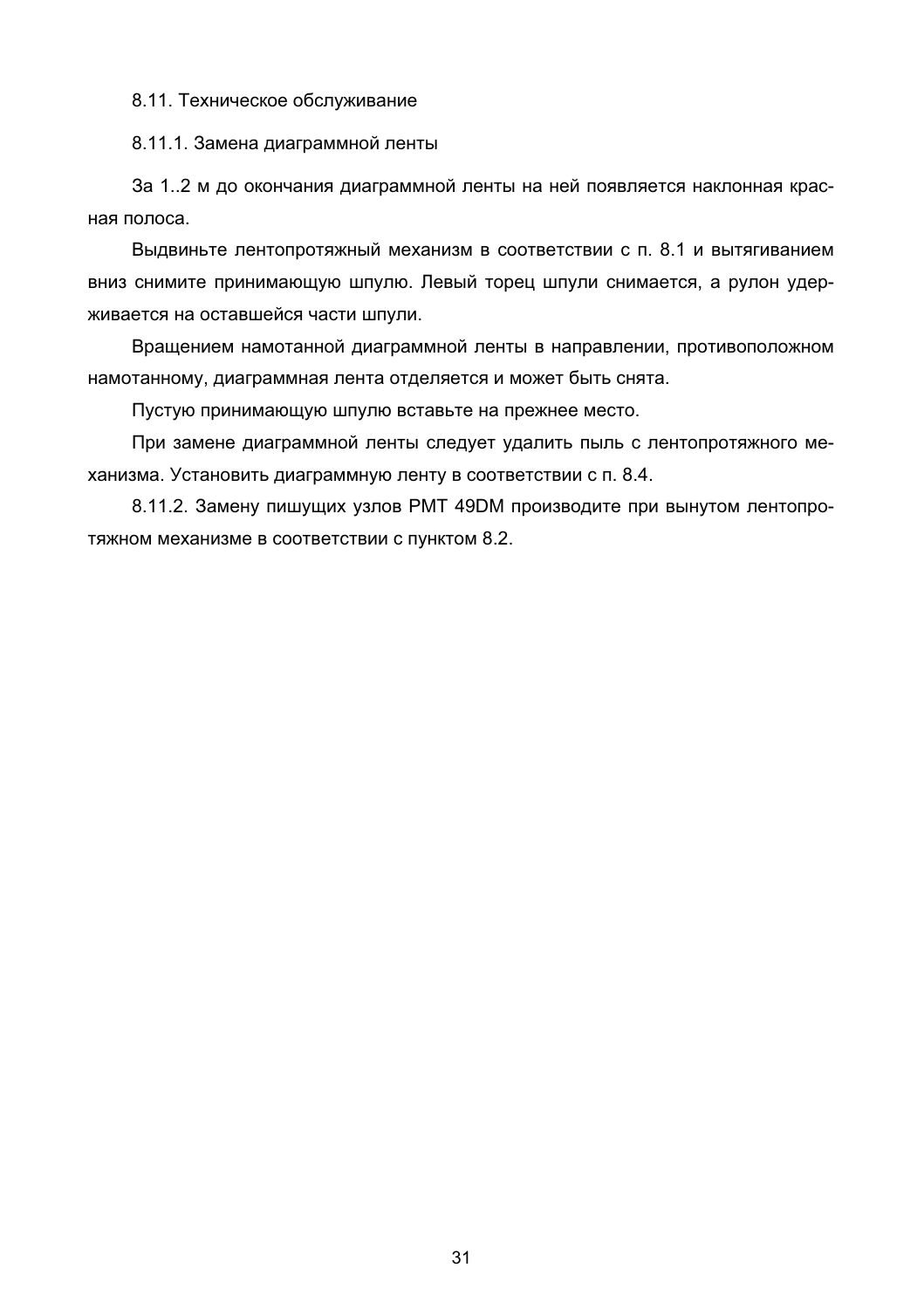### 8.11. Техническое обслуживание

#### 8.11.1. Замена диаграммной ленты

За 1..2 м до окончания диаграммной ленты на ней появляется наклонная красная полоса.

Выдвиньте лентопротяжный механизм в соответствии с п. 8.1 и вытягиванием вниз снимите принимающую шпулю. Левый торец шпули снимается, а рулон удерживается на оставшейся части шпули.

Вращением намотанной диаграммной ленты в направлении, противоположном намотанному, диаграммная лента отделяется и может быть снята.

Пустую принимающую шпулю вставьте на прежнее место.

При замене диаграммной ленты следует удалить пыль с лентопротяжного механизма. Установить диаграммную ленту в соответствии с п. 8.4.

8.11.2. Замену пишущих узлов PMT 49DM производите при вынутом лентопротяжном механизме в соответствии с пунктом 8.2.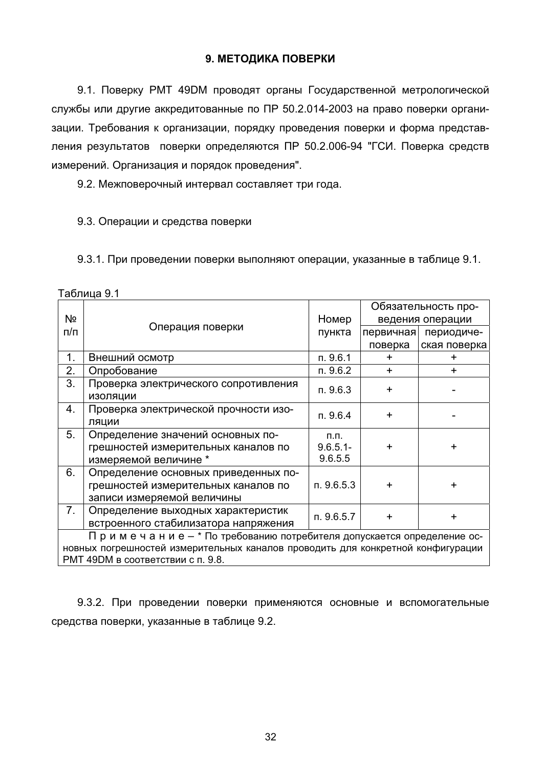## 9. МЕТОДИКА ПОВЕРКИ

9.1. Поверку РМТ 49DM проводят органы Государственной метрологической службы или другие аккредитованные по ПР 50.2.014-2003 на право поверки организации. Требования к организации, порядку проведения поверки и форма представления результатов поверки определяются ПР 50.2.006-94 "ГСИ. Поверка средств измерений. Организация и порядок проведения".

9.2. Межповерочный интервал составляет три года.

9.3. Операции и средства поверки

9.3.1. При проведении поверки выполняют операции, указанные в таблице 9.1.

Таблица 9.1

| № п/п | Операция поверки | Номер пункта | Обязательность проведения операции | |
|---|---|---|---|---|
| | | | первичная поверка | периодическая поверка |
| 1. | Внешний осмотр | п. 9.6.1 | + | + |
| 2. | Опробование | п. 9.6.2 | + | + |
| 3. | Проверка электрического сопротивления изоляции | п. 9.6.3 | + | - |
| 4. | Проверка электрической прочности изоляции | п. 9.6.4 | + | - |
| 5. | Определение значений основных погрешностей измерительных каналов по измеряемой величине * | п.п. 9.6.5.1-9.6.5.5 | + | + |
| 6. | Определение основных приведенных погрешностей измерительных каналов по записи измеряемой величины | п. 9.6.5.3 | + | + |
| 7. | Определение выходных характеристик встроенного стабилизатора напряжения | п. 9.6.5.7 | + | + |
| Примечание – * По требованию потребителя допускается определение основных погрешностей измерительных каналов проводить для конкретной конфигурации РМТ 49DM в соответствии с п. 9.8. | | | | |

9.3.2. При проведении поверки применяются основные и вспомогательные средства поверки, указанные в таблице 9.2.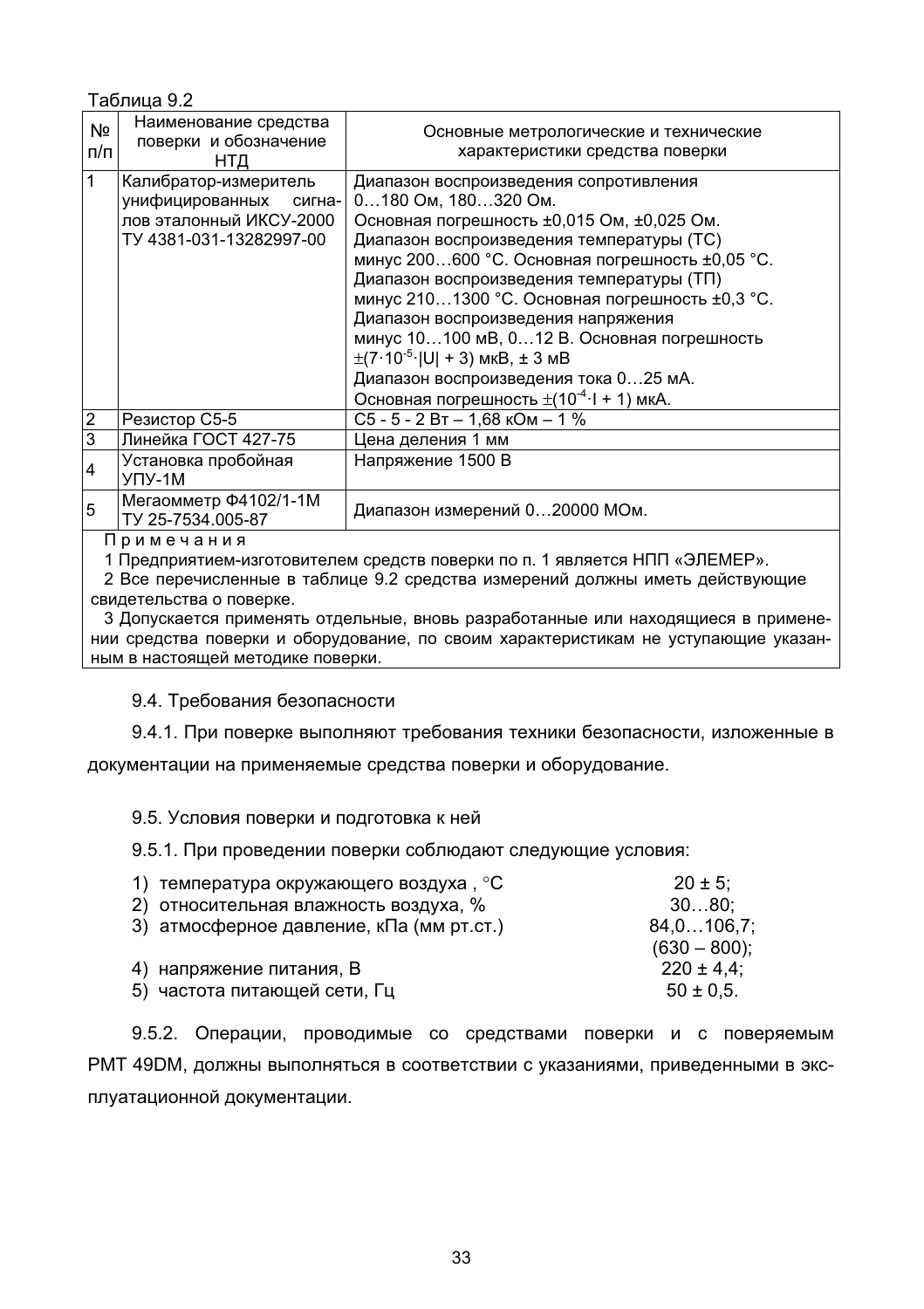Таблица 9.2

| № п/п | Наименование средства поверки и обозначение НТД | Основные метрологические и технические характеристики средства поверки |
|---|---|---|
| 1 | Калибратор-измеритель унифицированных сигналов эталонный ИКСУ-2000 ТУ 4381-031-13282997-00 | Диапазон воспроизведения сопротивления 0…180 Ом, 180…320 Ом. Основная погрешность ±0,015 Ом, ±0,025 Ом. Диапазон воспроизведения температуры (ТС) минус 200…600 °С. Основная погрешность ±0,05 °С. Диапазон воспроизведения температуры (ТП) минус 210…1300 °С. Основная погрешность ±0,3 °С. Диапазон воспроизведения напряжения минус 10…100 мВ, 0…12 В. Основная погрешность $\pm(7\cdot10^{-5}\cdot\|U\| + 3)$ мкВ, ± 3 мВ Диапазон воспроизведения тока 0…25 мА. Основная погрешность $\pm(10^{-4}\cdot I + 1)$ мкА. |
| 2 | Резистор С5-5 | С5 - 5 - 2 Вт – 1,68 кОм – 1 % |
| 3 | Линейка ГОСТ 427-75 | Цена деления 1 мм |
| 4 | Установка пробойная УПУ-1М | Напряжение 1500 В |
| 5 | Мегаомметр Ф4102/1-1М ТУ 25-7534.005-87 | Диапазон измерений 0…20000 МОм. |

Примечания

1 Предприятием-изготовителем средств поверки по п. 1 является НПП «ЭЛЕМЕР».

2 Все перечисленные в таблице 9.2 средства измерений должны иметь действующие свидетельства о поверке.

3 Допускается применять отдельные, вновь разработанные или находящиеся в применении средства поверки и оборудование, по своим характеристикам не уступающие указанным в настоящей методике поверки.

9.4. Требования безопасности

9.4.1. При поверке выполняют требования техники безопасности, изложенные в документации на применяемые средства поверки и оборудование.

9.5. Условия поверки и подготовка к ней

9.5.1. При проведении поверки соблюдают следующие условия:

1) температура окружающего воздуха , °С — 20 ± 5;
2) относительная влажность воздуха, % — 30…80;
3) атмосферное давление, кПа (мм рт.ст.) — 84,0…106,7; (630 – 800);
4) напряжение питания, В — 220 ± 4,4;
5) частота питающей сети, Гц — 50 ± 0,5.

9.5.2. Операции, проводимые со средствами поверки и с поверяемым РМТ 49DM, должны выполняться в соответствии с указаниями, приведенными в эксплуатационной документации.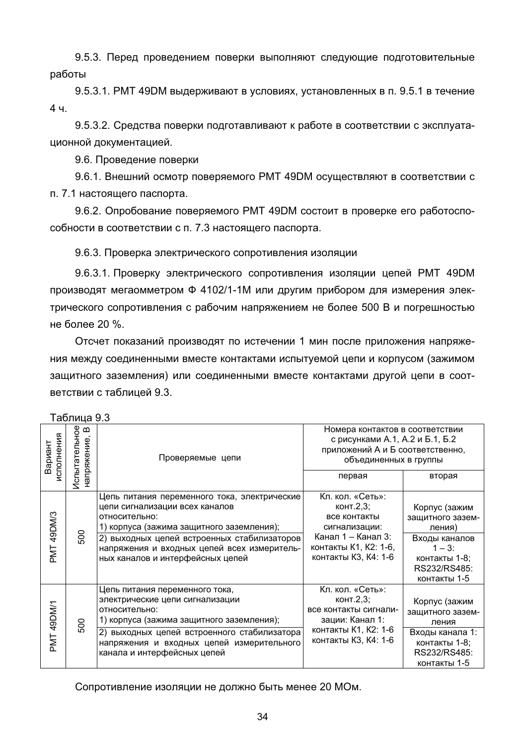9.5.3. Перед проведением поверки выполняют следующие подготовительные работы

9.5.3.1. PMT 49DM выдерживают в условиях, установленных в п. 9.5.1 в течение 4 ч.

9.5.3.2. Средства поверки подготавливают к работе в соответствии с эксплуатационной документацией.

9.6. Проведение поверки

9.6.1. Внешний осмотр поверяемого PMT 49DM осуществляют в соответствии с п. 7.1 настоящего паспорта.

9.6.2. Опробование поверяемого PMT 49DM состоит в проверке его работоспособности в соответствии с п. 7.3 настоящего паспорта.

9.6.3. Проверка электрического сопротивления изоляции

9.6.3.1. Проверку электрического сопротивления изоляции цепей PMT 49DM производят мегаомметром Ф 4102/1-1М или другим прибором для измерения электрического сопротивления с рабочим напряжением не более 500 В и погрешностью не более 20 %.

Отсчет показаний производят по истечении 1 мин после приложения напряжения между соединенными вместе контактами испытуемой цепи и корпусом (зажимом защитного заземления) или соединенными вместе контактами другой цепи в соответствии с таблицей 9.3.

Таблица 9.3

| Вариант исполнения | Испытательное напряжение, В | Проверяемые цепи | Номера контактов в соответствии с рисунками А.1, А.2 и Б.1, Б.2 приложений А и Б соответственно, объединенных в группы | |
|---|---|---|---|---|
| | | | первая | вторая |
| PMT 49DM/3 | 500 | Цепь питания переменного тока, электрические цепи сигнализации всех каналов относительно:<br>1) корпуса (зажима защитного заземления); | Кл. кол. «Сеть»: конт.2,3; все контакты сигнализации: Канал 1 – Канал 3: контакты К1, К2: 1-6, контакты К3, К4: 1-6 | Корпус (зажим защитного заземления) |
| | | 2) выходных цепей встроенных стабилизаторов напряжения и входных цепей всех измерительных каналов и интерфейсных цепей | | Входы каналов 1 – 3: контакты 1-8; RS232/RS485: контакты 1-5 |
| PMT 49DM/1 | 500 | Цепь питания переменного тока, электрические цепи сигнализации относительно:<br>1) корпуса (зажима защитного заземления); | Кл. кол. «Сеть»: конт.2,3; все контакты сигнализации: Канал 1: контакты К1, К2: 1-6 контакты К3, К4: 1-6 | Корпус (зажим защитного заземления |
| | | 2) выходных цепей встроенного стабилизатора напряжения и входных цепей измерительного канала и интерфейсных цепей | | Входы канала 1: контакты 1-8; RS232/RS485: контакты 1-5 |

Сопротивление изоляции не должно быть менее 20 МОм.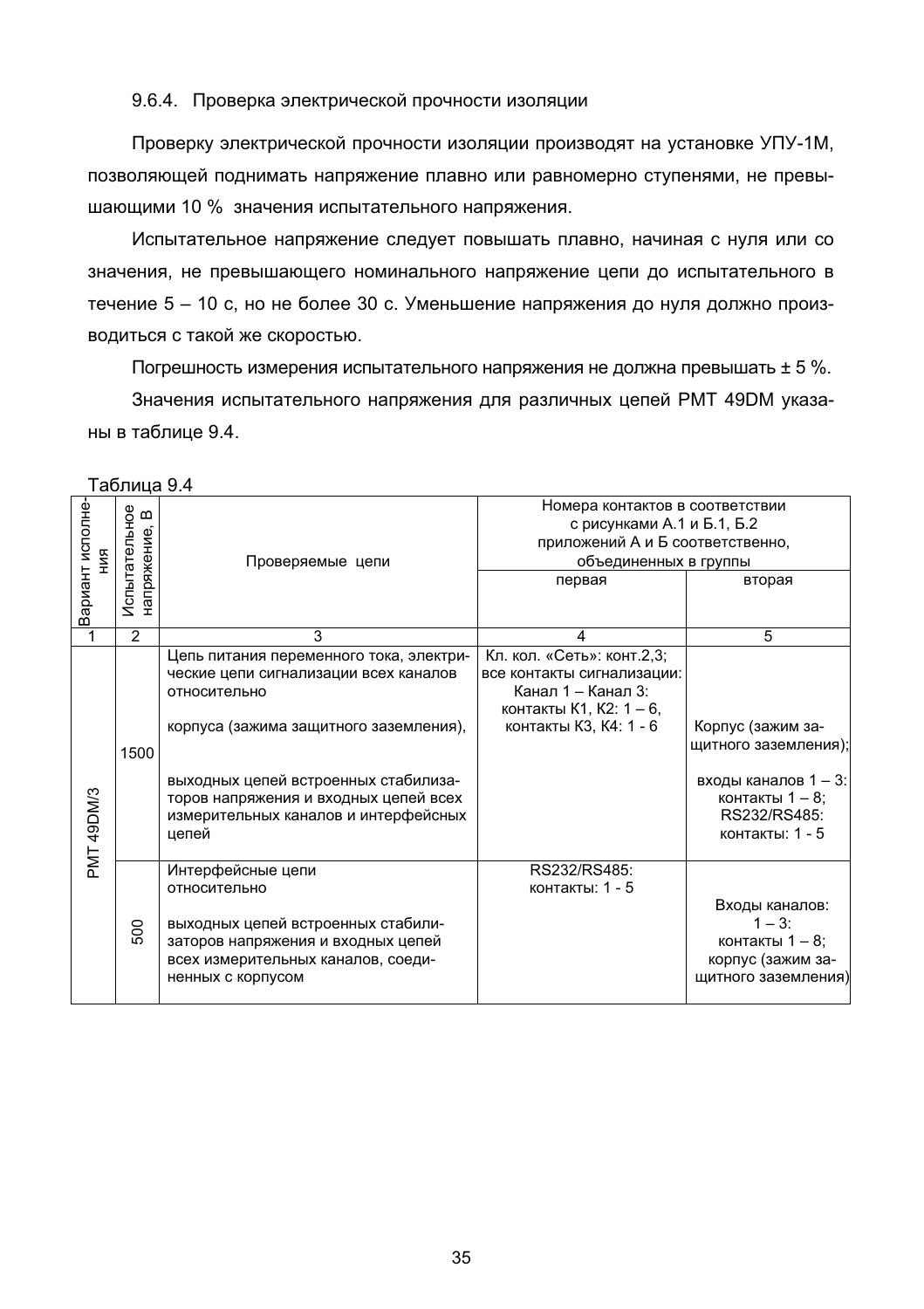9.6.4. Проверка электрической прочности изоляции

Проверку электрической прочности изоляции производят на установке УПУ-1М, позволяющей поднимать напряжение плавно или равномерно ступенями, не превышающими 10 % значения испытательного напряжения.

Испытательное напряжение следует повышать плавно, начиная с нуля или со значения, не превышающего номинального напряжение цепи до испытательного в течение 5 – 10 с, но не более 30 с. Уменьшение напряжения до нуля должно производиться с такой же скоростью.

Погрешность измерения испытательного напряжения не должна превышать ± 5 %.

Значения испытательного напряжения для различных цепей PMT 49DM указаны в таблице 9.4.

Таблица 9.4

| Вариант исполнения | Испытательное напряжение, В | Проверяемые цепи | Номера контактов в соответствии с рисунками А.1 и Б.1, Б.2 приложений А и Б соответственно, объединенных в группы | |
|---|---|---|---|---|
| | | | первая | вторая |
| 1 | 2 | 3 | 4 | 5 |
| PMT 49DM/3 | 1500 | Цепь питания переменного тока, электрические цепи сигнализации всех каналов относительно корпуса (зажима защитного заземления), выходных цепей встроенных стабилизаторов напряжения и входных цепей всех измерительных каналов и интерфейсных цепей | Кл. кол. «Сеть»: конт.2,3; все контакты сигнализации: Канал 1 – Канал 3: контакты К1, К2: 1 – 6, контакты К3, К4: 1 - 6 | Корпус (зажим защитного заземления); входы каналов 1 – 3: контакты 1 – 8; RS232/RS485: контакты: 1 - 5 |
| | 500 | Интерфейсные цепи относительно выходных цепей встроенных стабилизаторов напряжения и входных цепей всех измерительных каналов, соединенных с корпусом | RS232/RS485: контакты: 1 - 5 | Входы каналов: 1 – 3: контакты 1 – 8; корпус (зажим защитного заземления) |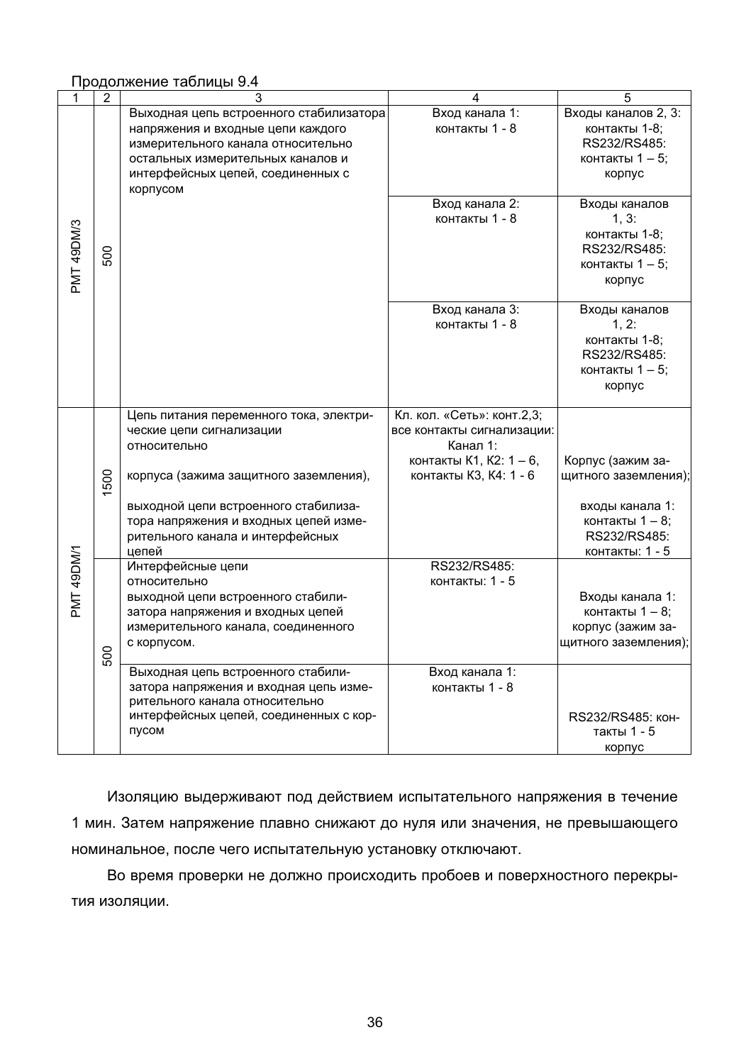Продолжение таблицы 9.4

| 1 | 2 | 3 | 4 | 5 |
|---|---|---|---|---|
| PMT 49DM/3 | 500 | Выходная цепь встроенного стабилизатора напряжения и входные цепи каждого измерительного канала относительно остальных измерительных каналов и интерфейсных цепей, соединенных с корпусом | Вход канала 1: контакты 1 - 8 | Входы каналов 2, 3: контакты 1-8; RS232/RS485: контакты 1 – 5; корпус |
| | | | Вход канала 2: контакты 1 - 8 | Входы каналов 1, 3: контакты 1-8; RS232/RS485: контакты 1 – 5; корпус |
| | | | Вход канала 3: контакты 1 - 8 | Входы каналов 1, 2: контакты 1-8; RS232/RS485: контакты 1 – 5; корпус |
| PMT 49DM/1 | 1500 | Цепь питания переменного тока, электрические цепи сигнализации относительно корпуса (зажима защитного заземления), выходной цепи встроенного стабилизатора напряжения и входных цепей измерительного канала и интерфейсных цепей | Кл. кол. «Сеть»: конт.2,3; все контакты сигнализации: Канал 1: контакты К1, К2: 1 – 6, контакты К3, К4: 1 - 6 | Корпус (зажим защитного заземления); входы канала 1: контакты 1 – 8; RS232/RS485: контакты: 1 - 5 |
| | 500 | Интерфейсные цепи относительно выходной цепи встроенного стабилизатора напряжения и входных цепей измерительного канала, соединенного с корпусом. | RS232/RS485: контакты: 1 - 5 | Входы канала 1: контакты 1 – 8; корпус (зажим защитного заземления); |
| | | Выходная цепь встроенного стабилизатора напряжения и входная цепь измерительного канала относительно интерфейсных цепей, соединенных с корпусом | Вход канала 1: контакты 1 - 8 | RS232/RS485: контакты 1 - 5 корпус |

Изоляцию выдерживают под действием испытательного напряжения в течение 1 мин. Затем напряжение плавно снижают до нуля или значения, не превышающего номинальное, после чего испытательную установку отключают.

Во время проверки не должно происходить пробоев и поверхностного перекрытия изоляции.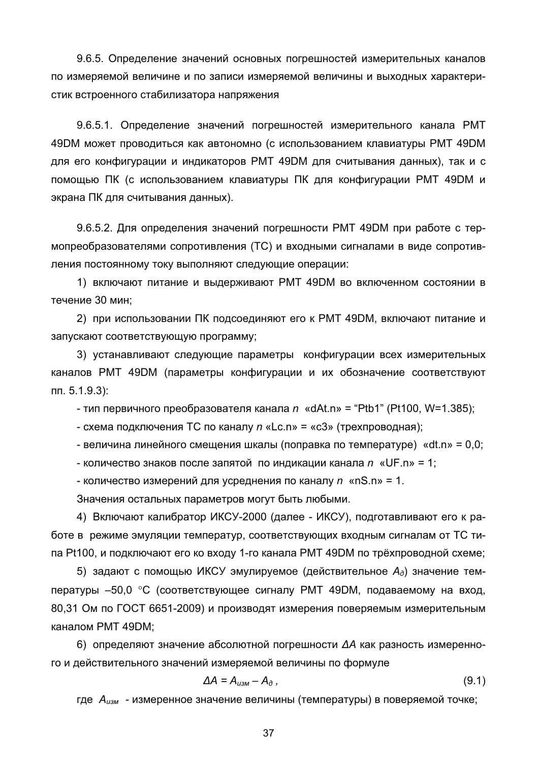9.6.5. Определение значений основных погрешностей измерительных каналов по измеряемой величине и по записи измеряемой величины и выходных характеристик встроенного стабилизатора напряжения

9.6.5.1. Определение значений погрешностей измерительного канала РМТ 49DM может проводиться как автономно (с использованием клавиатуры РМТ 49DM для его конфигурации и индикаторов РМТ 49DM для считывания данных), так и с помощью ПК (с использованием клавиатуры ПК для конфигурации РМТ 49DM и экрана ПК для считывания данных).

9.6.5.2. Для определения значений погрешности РМТ 49DM при работе с термопреобразователями сопротивления (ТС) и входными сигналами в виде сопротивления постоянному току выполняют следующие операции:

1) включают питание и выдерживают РМТ 49DM во включенном состоянии в течение 30 мин;

2) при использовании ПК подсоединяют его к РМТ 49DM, включают питание и запускают соответствующую программу;

3) устанавливают следующие параметры конфигурации всех измерительных каналов РМТ 49DM (параметры конфигурации и их обозначение соответствуют пп. 5.1.9.3):

- тип первичного преобразователя канала *n* «dAt.n» = “Ptb1” (Pt100, W=1.385);
- схема подключения ТС по каналу *n* «Lc.n» = «c3» (трехпроводная);
- величина линейного смещения шкалы (поправка по температуре) «dt.n» = 0,0;
- количество знаков после запятой по индикации канала *n* «UF.n» = 1;
- количество измерений для усреднения по каналу *n* «nS.n» = 1.

Значения остальных параметров могут быть любыми.

4) Включают калибратор ИКСУ-2000 (далее - ИКСУ), подготавливают его к работе в режиме эмуляции температур, соответствующих входным сигналам от ТС типа Pt100, и подключают его ко входу 1-го канала РМТ 49DM по трёхпроводной схеме;

5) задают с помощью ИКСУ эмулируемое (действительное $A_д$) значение температуры –50,0 °С (соответствующее сигналу РМТ 49DM, подаваемому на вход, 80,31 Ом по ГОСТ 6651-2009) и производят измерения поверяемым измерительным каналом РМТ 49DM;

6) определяют значение абсолютной погрешности $\Delta A$ как разность измеренного и действительного значений измеряемой величины по формуле

$$\Delta A = A_{изм} - A_д\,, \qquad (9.1)$$

где $A_{изм}$ - измеренное значение величины (температуры) в поверяемой точке;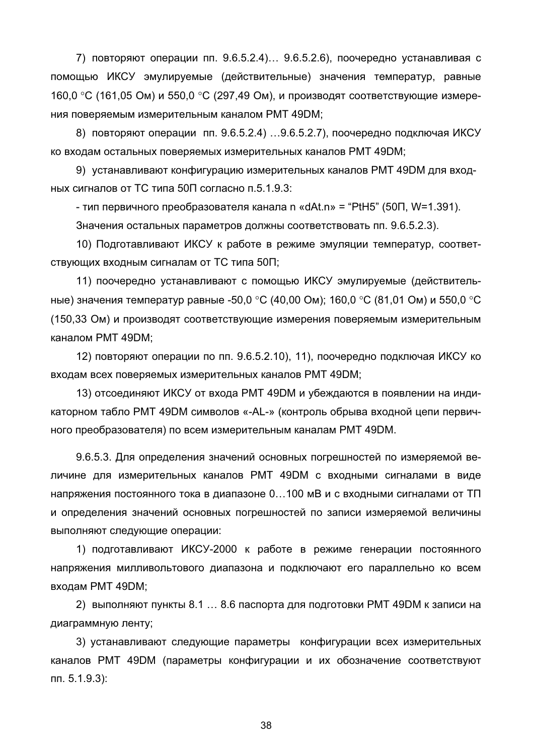7) повторяют операции пп. 9.6.5.2.4)… 9.6.5.2.6), поочередно устанавливая с помощью ИКСУ эмулируемые (действительные) значения температур, равные 160,0 °С (161,05 Ом) и 550,0 °С (297,49 Ом), и производят соответствующие измерения поверяемым измерительным каналом РМТ 49DM;

8) повторяют операции пп. 9.6.5.2.4) …9.6.5.2.7), поочередно подключая ИКСУ ко входам остальных поверяемых измерительных каналов РМТ 49DM;

9) устанавливают конфигурацию измерительных каналов РМТ 49DM для входных сигналов от ТС типа 50П согласно п.5.1.9.3:

- тип первичного преобразователя канала n «dAt.n» = “PtH5” (50П, W=1.391).

Значения остальных параметров должны соответствовать пп. 9.6.5.2.3).

10) Подготавливают ИКСУ к работе в режиме эмуляции температур, соответствующих входным сигналам от ТС типа 50П;

11) поочередно устанавливают с помощью ИКСУ эмулируемые (действительные) значения температур равные -50,0 °С (40,00 Ом); 160,0 °С (81,01 Ом) и 550,0 °С (150,33 Ом) и производят соответствующие измерения поверяемым измерительным каналом РМТ 49DM;

12) повторяют операции по пп. 9.6.5.2.10), 11), поочередно подключая ИКСУ ко входам всех поверяемых измерительных каналов РМТ 49DM;

13) отсоединяют ИКСУ от входа РМТ 49DM и убеждаются в появлении на индикаторном табло РМТ 49DM символов «-AL-» (контроль обрыва входной цепи первичного преобразователя) по всем измерительным каналам РМТ 49DM.

9.6.5.3. Для определения значений основных погрешностей по измеряемой величине для измерительных каналов РМТ 49DM с входными сигналами в виде напряжения постоянного тока в диапазоне 0…100 мВ и с входными сигналами от ТП и определения значений основных погрешностей по записи измеряемой величины выполняют следующие операции:

1) подготавливают ИКСУ-2000 к работе в режиме генерации постоянного напряжения милливольтового диапазона и подключают его параллельно ко всем входам РМТ 49DM;

2) выполняют пункты 8.1 … 8.6 паспорта для подготовки РМТ 49DM к записи на диаграммную ленту;

3) устанавливают следующие параметры конфигурации всех измерительных каналов РМТ 49DM (параметры конфигурации и их обозначение соответствуют пп. 5.1.9.3):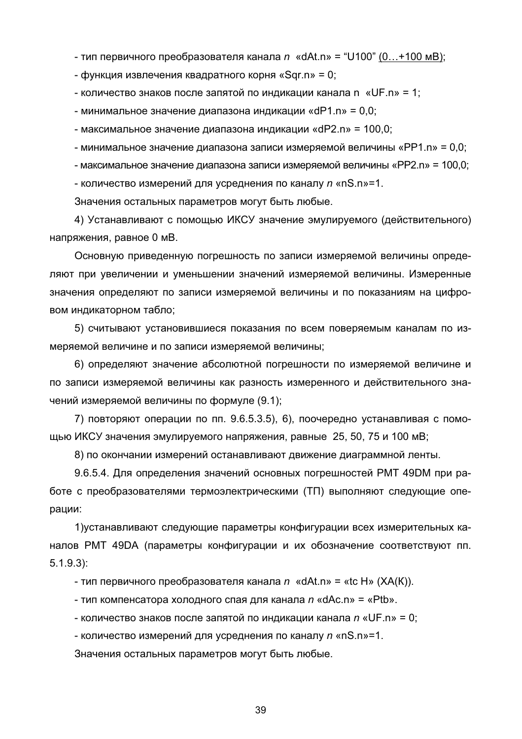- тип первичного преобразователя канала *n* «dAt.n» = "U100" (0…+100 мВ);

- функция извлечения квадратного корня «Sqr.n» = 0;

- количество знаков после запятой по индикации канала n «UF.n» = 1;

- минимальное значение диапазона индикации «dP1.n» = 0,0;

- максимальное значение диапазона индикации «dP2.n» = 100,0;

- минимальное значение диапазона записи измеряемой величины «PP1.n» = 0,0;

- максимальное значение диапазона записи измеряемой величины «PP2.n» = 100,0;

- количество измерений для усреднения по каналу *n* «nS.n»=1.

Значения остальных параметров могут быть любые.

4) Устанавливают с помощью ИКСУ значение эмулируемого (действительного) напряжения, равное 0 мВ.

Основную приведенную погрешность по записи измеряемой величины определяют при увеличении и уменьшении значений измеряемой величины. Измеренные значения определяют по записи измеряемой величины и по показаниям на цифровом индикаторном табло;

5) считывают установившиеся показания по всем поверяемым каналам по измеряемой величине и по записи измеряемой величины;

6) определяют значение абсолютной погрешности по измеряемой величине и по записи измеряемой величины как разность измеренного и действительного значений измеряемой величины по формуле (9.1);

7) повторяют операции по пп. 9.6.5.3.5), 6), поочередно устанавливая с помощью ИКСУ значения эмулируемого напряжения, равные 25, 50, 75 и 100 мВ;

8) по окончании измерений останавливают движение диаграммной ленты.

9.6.5.4. Для определения значений основных погрешностей PMT 49DM при работе с преобразователями термоэлектрическими (ТП) выполняют следующие операции:

1)устанавливают следующие параметры конфигурации всех измерительных каналов PMT 49DA (параметры конфигурации и их обозначение соответствуют пп. 5.1.9.3):

- тип первичного преобразователя канала *n* «dAt.n» = «tc H» (ХА(К)).

- тип компенсатора холодного спая для канала *n* «dAc.n» = «Ptb».

- количество знаков после запятой по индикации канала *n* «UF.n» = 0;

- количество измерений для усреднения по каналу *n* «nS.n»=1.

Значения остальных параметров могут быть любые.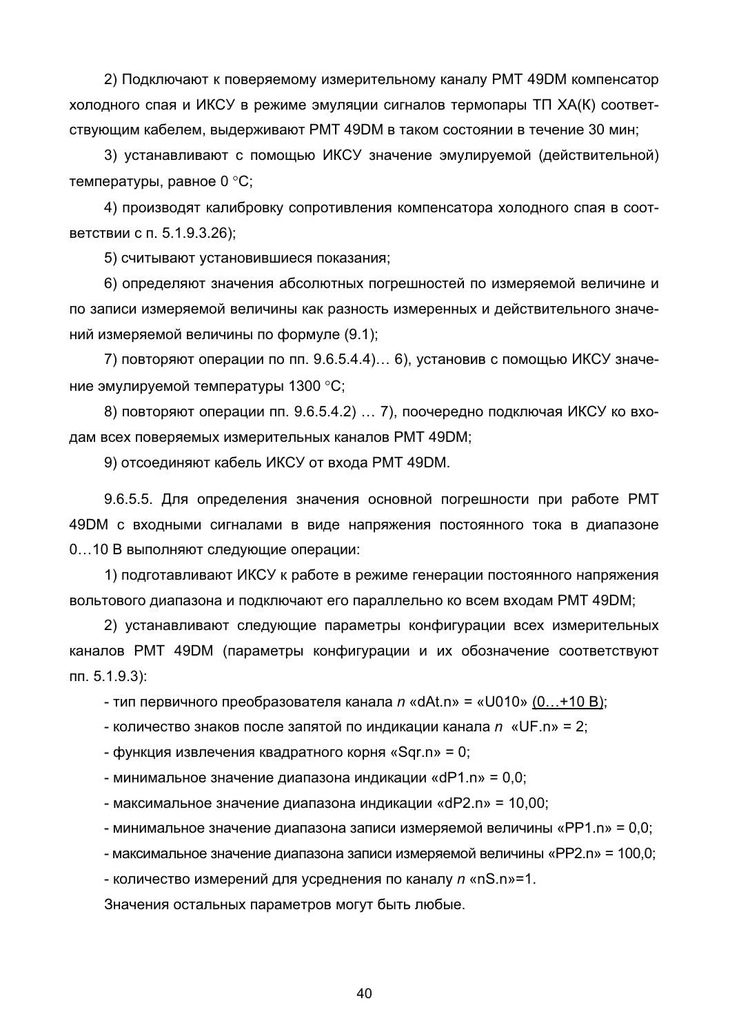2) Подключают к поверяемому измерительному каналу РМТ 49DM компенсатор холодного спая и ИКСУ в режиме эмуляции сигналов термопары ТП ХА(К) соответствующим кабелем, выдерживают РМТ 49DM в таком состоянии в течение 30 мин;

3) устанавливают с помощью ИКСУ значение эмулируемой (действительной) температуры, равное 0 °С;

4) производят калибровку сопротивления компенсатора холодного спая в соответствии с п. 5.1.9.3.26);

5) считывают установившиеся показания;

6) определяют значения абсолютных погрешностей по измеряемой величине и по записи измеряемой величины как разность измеренных и действительного значений измеряемой величины по формуле (9.1);

7) повторяют операции по пп. 9.6.5.4.4)… 6), установив с помощью ИКСУ значение эмулируемой температуры 1300 °С;

8) повторяют операции пп. 9.6.5.4.2) … 7), поочередно подключая ИКСУ ко входам всех поверяемых измерительных каналов РМТ 49DM;

9) отсоединяют кабель ИКСУ от входа РМТ 49DM.

9.6.5.5. Для определения значения основной погрешности при работе РМТ 49DM с входными сигналами в виде напряжения постоянного тока в диапазоне 0…10 В выполняют следующие операции:

1) подготавливают ИКСУ к работе в режиме генерации постоянного напряжения вольтового диапазона и подключают его параллельно ко всем входам РМТ 49DM;

2) устанавливают следующие параметры конфигурации всех измерительных каналов РМТ 49DM (параметры конфигурации и их обозначение соответствуют пп. 5.1.9.3):

- тип первичного преобразователя канала *n* «dAt.n» = «U010» (0…+10 В);
- количество знаков после запятой по индикации канала *n* «UF.n» = 2;
- функция извлечения квадратного корня «Sqr.n» = 0;
- минимальное значение диапазона индикации «dP1.n» = 0,0;
- максимальное значение диапазона индикации «dP2.n» = 10,00;
- минимальное значение диапазона записи измеряемой величины «PP1.n» = 0,0;
- максимальное значение диапазона записи измеряемой величины «PP2.n» = 100,0;
- количество измерений для усреднения по каналу *n* «nS.n»=1.

Значения остальных параметров могут быть любые.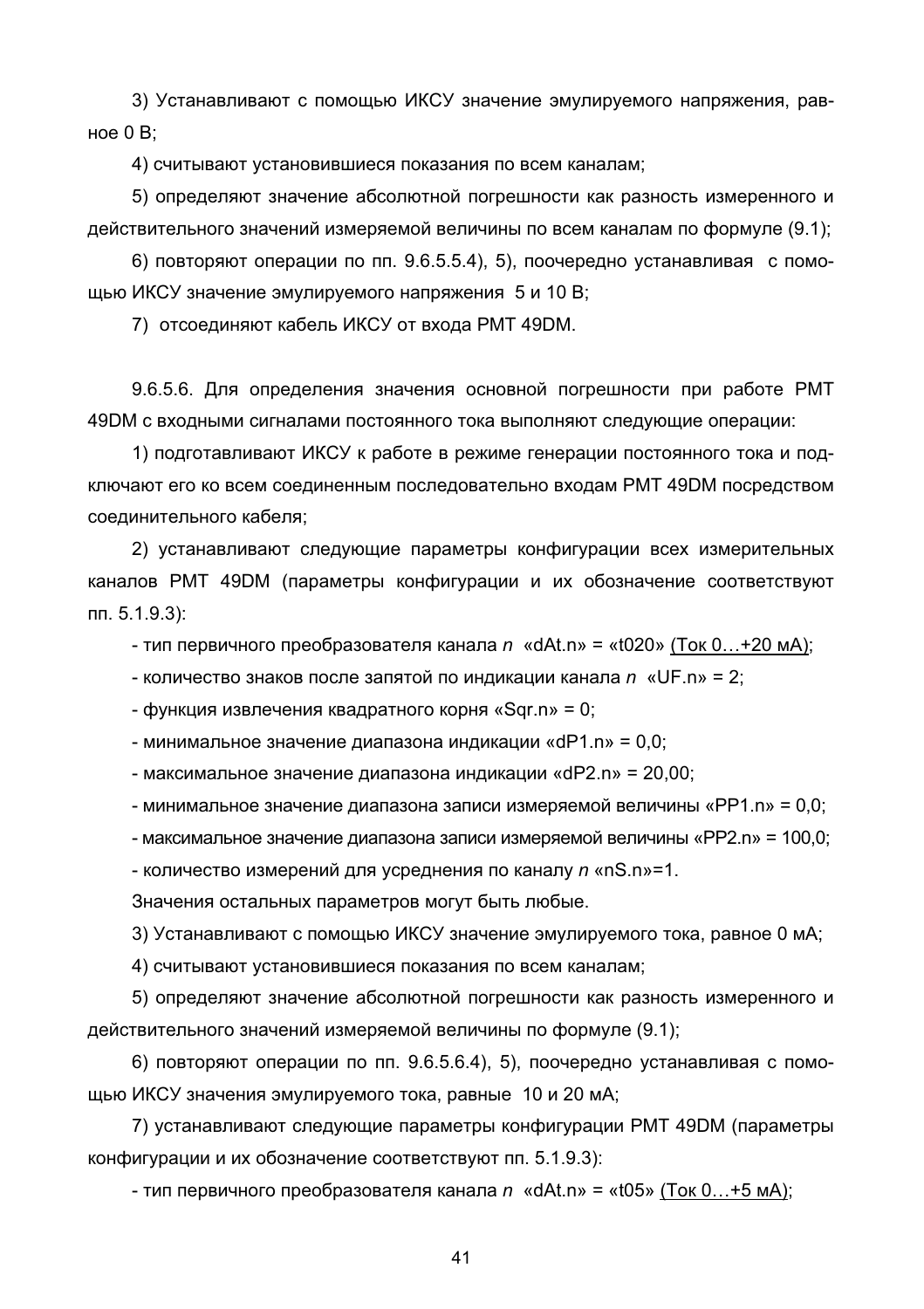3) Устанавливают с помощью ИКСУ значение эмулируемого напряжения, равное 0 В;

4) считывают установившиеся показания по всем каналам;

5) определяют значение абсолютной погрешности как разность измеренного и действительного значений измеряемой величины по всем каналам по формуле (9.1);

6) повторяют операции по пп. 9.6.5.5.4), 5), поочередно устанавливая с помощью ИКСУ значение эмулируемого напряжения 5 и 10 В;

7) отсоединяют кабель ИКСУ от входа РМТ 49DM.

9.6.5.6. Для определения значения основной погрешности при работе РМТ 49DM с входными сигналами постоянного тока выполняют следующие операции:

1) подготавливают ИКСУ к работе в режиме генерации постоянного тока и подключают его ко всем соединенным последовательно входам РМТ 49DM посредством соединительного кабеля;

2) устанавливают следующие параметры конфигурации всех измерительных каналов РМТ 49DM (параметры конфигурации и их обозначение соответствуют пп. 5.1.9.3):

- тип первичного преобразователя канала *n* «dAt.n» = «t020» <u>(Ток 0…+20 мА)</u>;
- количество знаков после запятой по индикации канала *n* «UF.n» = 2;
- функция извлечения квадратного корня «Sqr.n» = 0;
- минимальное значение диапазона индикации «dP1.n» = 0,0;
- максимальное значение диапазона индикации «dP2.n» = 20,00;
- минимальное значение диапазона записи измеряемой величины «PP1.n» = 0,0;
- максимальное значение диапазона записи измеряемой величины «PP2.n» = 100,0;
- количество измерений для усреднения по каналу *n* «nS.n»=1.

Значения остальных параметров могут быть любые.

3) Устанавливают с помощью ИКСУ значение эмулируемого тока, равное 0 мА;

4) считывают установившиеся показания по всем каналам;

5) определяют значение абсолютной погрешности как разность измеренного и действительного значений измеряемой величины по формуле (9.1);

6) повторяют операции по пп. 9.6.5.6.4), 5), поочередно устанавливая с помощью ИКСУ значения эмулируемого тока, равные 10 и 20 мА;

7) устанавливают следующие параметры конфигурации РМТ 49DM (параметры конфигурации и их обозначение соответствуют пп. 5.1.9.3):

- тип первичного преобразователя канала *n* «dAt.n» = «t05» <u>(Ток 0…+5 мА)</u>;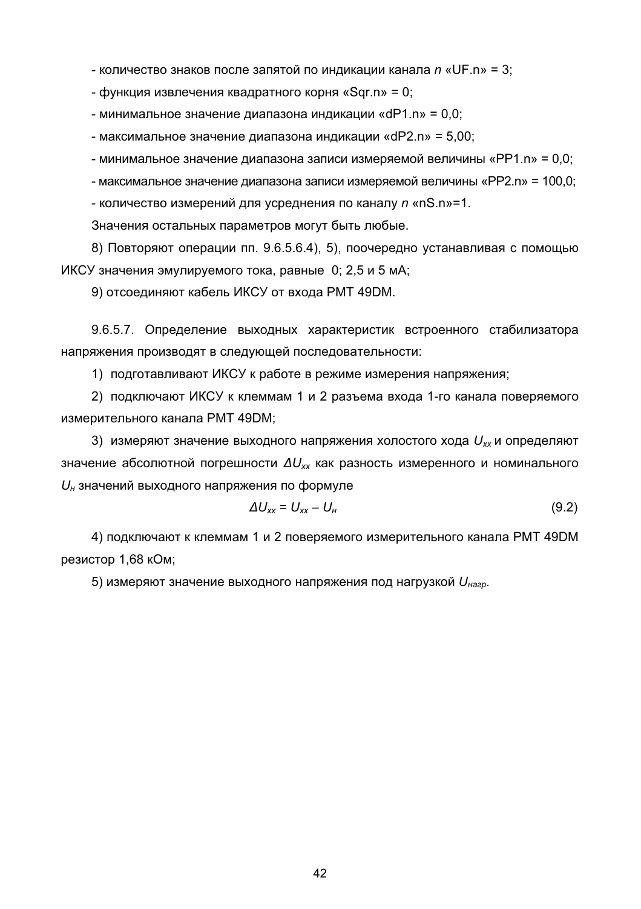- количество знаков после запятой по индикации канала *n* «UF.n» = 3;

- функция извлечения квадратного корня «Sqr.n» = 0;

- минимальное значение диапазона индикации «dP1.n» = 0,0;

- максимальное значение диапазона индикации «dP2.n» = 5,00;

- минимальное значение диапазона записи измеряемой величины «PP1.n» = 0,0;

- максимальное значение диапазона записи измеряемой величины «PP2.n» = 100,0;

- количество измерений для усреднения по каналу *n* «nS.n»=1.

Значения остальных параметров могут быть любые.

8) Повторяют операции пп. 9.6.5.6.4), 5), поочередно устанавливая с помощью ИКСУ значения эмулируемого тока, равные 0; 2,5 и 5 мА;

9) отсоединяют кабель ИКСУ от входа РМТ 49DM.

9.6.5.7. Определение выходных характеристик встроенного стабилизатора напряжения производят в следующей последовательности:

1) подготавливают ИКСУ к работе в режиме измерения напряжения;

2) подключают ИКСУ к клеммам 1 и 2 разъема входа 1-го канала поверяемого измерительного канала РМТ 49DM;

3) измеряют значение выходного напряжения холостого хода $U_{xx}$ и определяют значение абсолютной погрешности $\Delta U_{xx}$ как разность измеренного и номинального $U_{н}$ значений выходного напряжения по формуле

$$\Delta U_{xx} = U_{xx} - U_{н} \tag{9.2}$$

4) подключают к клеммам 1 и 2 поверяемого измерительного канала РМТ 49DM резистор 1,68 кОм;

5) измеряют значение выходного напряжения под нагрузкой $U_{нагр}$.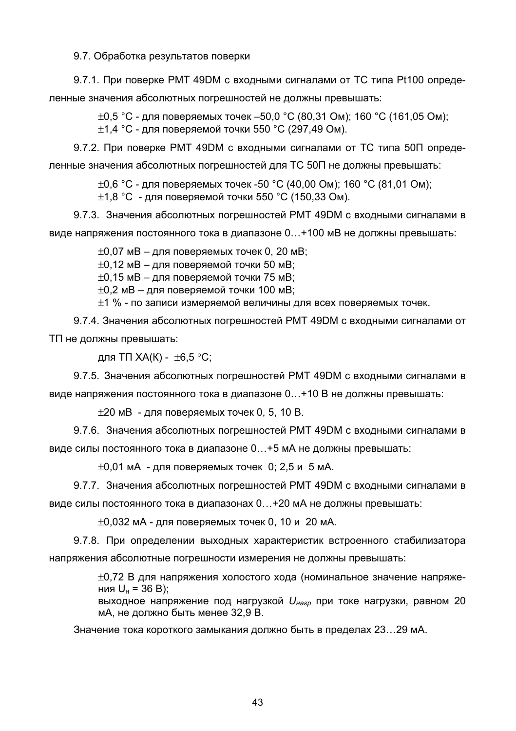9.7. Обработка результатов поверки

9.7.1. При поверке РМТ 49DM с входными сигналами от ТС типа Pt100 определенные значения абсолютных погрешностей не должны превышать:

±0,5 °С - для поверяемых точек –50,0 °С (80,31 Ом); 160 °С (161,05 Ом);
±1,4 °С - для поверяемой точки 550 °С (297,49 Ом).

9.7.2. При поверке РМТ 49DM с входными сигналами от ТС типа 50П определенные значения абсолютных погрешностей для ТС 50П не должны превышать:

±0,6 °С - для поверяемых точек -50 °С (40,00 Ом); 160 °С (81,01 Ом);
±1,8 °С - для поверяемой точки 550 °С (150,33 Ом).

9.7.3. Значения абсолютных погрешностей РМТ 49DM с входными сигналами в виде напряжения постоянного тока в диапазоне 0…+100 мВ не должны превышать:

±0,07 мВ – для поверяемых точек 0, 20 мВ;
±0,12 мВ – для поверяемой точки 50 мВ;
±0,15 мВ – для поверяемой точки 75 мВ;
±0,2 мВ – для поверяемой точки 100 мВ;
±1 % - по записи измеряемой величины для всех поверяемых точек.

9.7.4. Значения абсолютных погрешностей РМТ 49DM с входными сигналами от ТП не должны превышать:

для ТП ХА(К) - ±6,5 °С;

9.7.5. Значения абсолютных погрешностей РМТ 49DM с входными сигналами в виде напряжения постоянного тока в диапазоне 0…+10 В не должны превышать:

±20 мВ - для поверяемых точек 0, 5, 10 В.

9.7.6. Значения абсолютных погрешностей РМТ 49DM с входными сигналами в виде силы постоянного тока в диапазоне 0…+5 мА не должны превышать:

±0,01 мА - для поверяемых точек 0; 2,5 и 5 мА.

9.7.7. Значения абсолютных погрешностей РМТ 49DM с входными сигналами в виде силы постоянного тока в диапазонах 0…+20 мА не должны превышать:

±0,032 мА - для поверяемых точек 0, 10 и 20 мА.

9.7.8. При определении выходных характеристик встроенного стабилизатора напряжения абсолютные погрешности измерения не должны превышать:

±0,72 В для напряжения холостого хода (номинальное значение напряжения $U_н$ = 36 В);
выходное напряжение под нагрузкой $U_{нагр}$ при токе нагрузки, равном 20 мА, не должно быть менее 32,9 В.

Значение тока короткого замыкания должно быть в пределах 23…29 мА.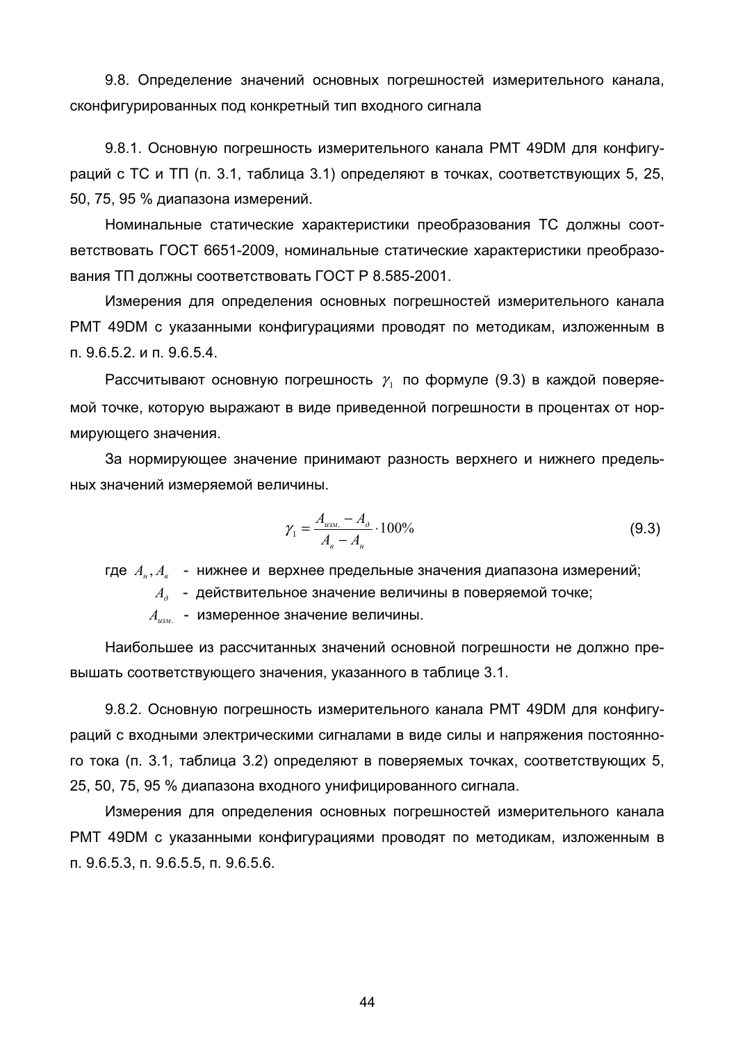9.8. Определение значений основных погрешностей измерительного канала, сконфигурированных под конкретный тип входного сигнала

9.8.1. Основную погрешность измерительного канала РМТ 49DM для конфигураций с ТС и ТП (п. 3.1, таблица 3.1) определяют в точках, соответствующих 5, 25, 50, 75, 95 % диапазона измерений.

Номинальные статические характеристики преобразования ТС должны соответствовать ГОСТ 6651-2009, номинальные статические характеристики преобразования ТП должны соответствовать ГОСТ Р 8.585-2001.

Измерения для определения основных погрешностей измерительного канала РМТ 49DM с указанными конфигурациями проводят по методикам, изложенным в п. 9.6.5.2. и п. 9.6.5.4.

Рассчитывают основную погрешность $\gamma_1$ по формуле (9.3) в каждой поверяемой точке, которую выражают в виде приведенной погрешности в процентах от нормирующего значения.

За нормирующее значение принимают разность верхнего и нижнего предельных значений измеряемой величины.

$$\gamma_1 = \frac{A_{изм.} - A_д}{A_в - A_н} \cdot 100\% \qquad (9.3)$$

где $A_н, A_в$ - нижнее и верхнее предельные значения диапазона измерений;

$A_д$ - действительное значение величины в поверяемой точке;

$A_{изм.}$ - измеренное значение величины.

Наибольшее из рассчитанных значений основной погрешности не должно превышать соответствующего значения, указанного в таблице 3.1.

9.8.2. Основную погрешность измерительного канала РМТ 49DM для конфигураций с входными электрическими сигналами в виде силы и напряжения постоянного тока (п. 3.1, таблица 3.2) определяют в поверяемых точках, соответствующих 5, 25, 50, 75, 95 % диапазона входного унифицированного сигнала.

Измерения для определения основных погрешностей измерительного канала РМТ 49DM с указанными конфигурациями проводят по методикам, изложенным в п. 9.6.5.3, п. 9.6.5.5, п. 9.6.5.6.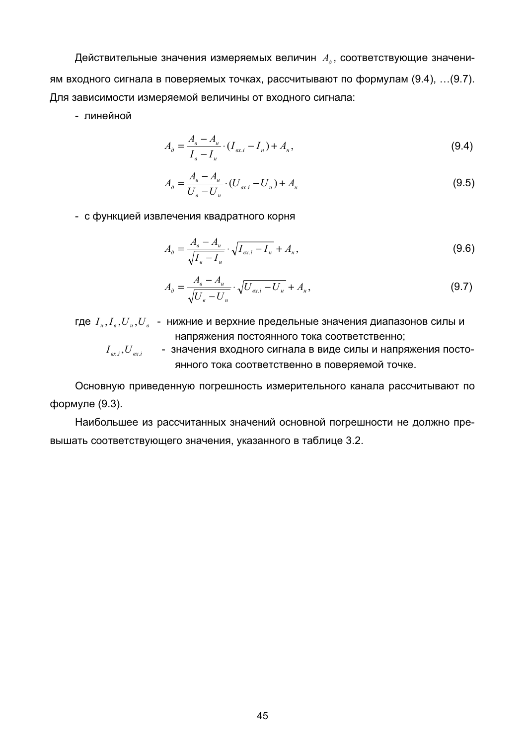Действительные значения измеряемых величин $A_д$, соответствующие значениям входного сигнала в поверяемых точках, рассчитывают по формулам (9.4), …(9.7). Для зависимости измеряемой величины от входного сигнала:

- линейной

$$A_д = \frac{A_в - A_н}{I_в - I_н} \cdot (I_{вх.i} - I_н) + A_н, \tag{9.4}$$

$$A_д = \frac{A_в - A_н}{U_в - U_н} \cdot (U_{вх.i} - U_н) + A_н \tag{9.5}$$

- с функцией извлечения квадратного корня

$$A_д = \frac{A_в - A_н}{\sqrt{I_в - I_н}} \cdot \sqrt{I_{вх.i} - I_н} + A_н, \tag{9.6}$$

$$A_д = \frac{A_в - A_н}{\sqrt{U_в - U_н}} \cdot \sqrt{U_{вх.i} - U_н} + A_н, \tag{9.7}$$

где $I_н, I_в, U_н, U_в$ - нижние и верхние предельные значения диапазонов силы и напряжения постоянного тока соответственно;

$I_{вх.i}, U_{вх.i}$ - значения входного сигнала в виде силы и напряжения постоянного тока соответственно в поверяемой точке.

Основную приведенную погрешность измерительного канала рассчитывают по формуле (9.3).

Наибольшее из рассчитанных значений основной погрешности не должно превышать соответствующего значения, указанного в таблице 3.2.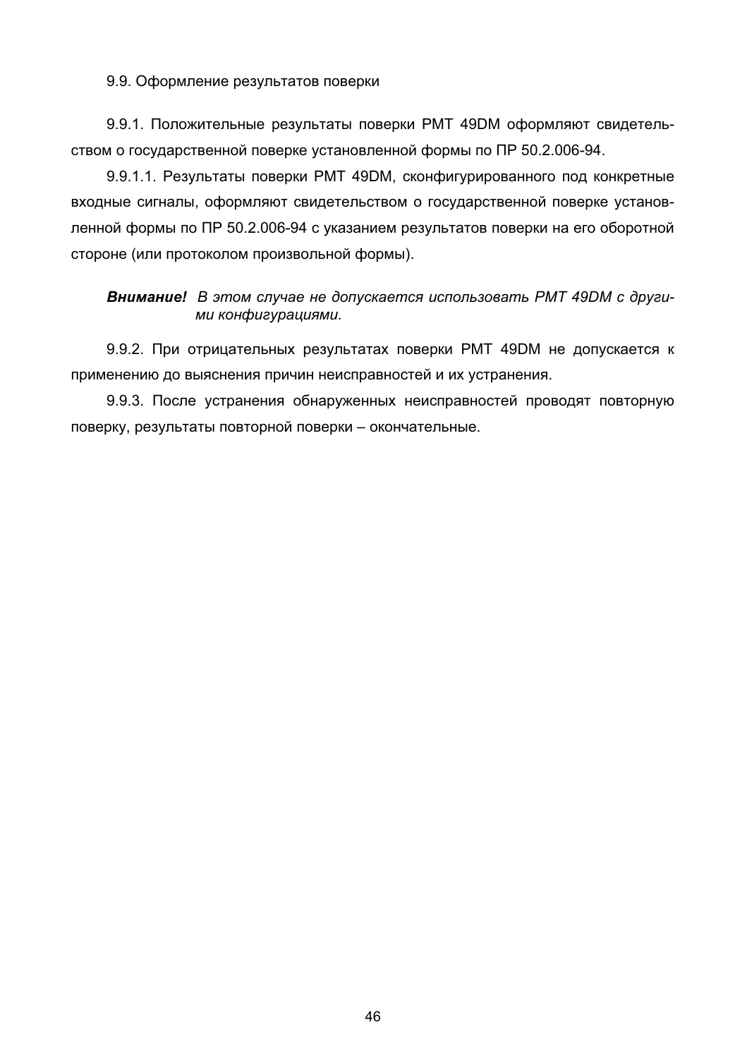### 9.9. Оформление результатов поверки

9.9.1. Положительные результаты поверки PMT 49DM оформляют свидетельством о государственной поверке установленной формы по ПР 50.2.006-94.

9.9.1.1. Результаты поверки PMT 49DM, сконфигурированного под конкретные входные сигналы, оформляют свидетельством о государственной поверке установленной формы по ПР 50.2.006-94 с указанием результатов поверки на его оборотной стороне (или протоколом произвольной формы).

***Внимание!*** *В этом случае не допускается использовать PMT 49DM с другими конфигурациями.*

9.9.2. При отрицательных результатах поверки PMT 49DM не допускается к применению до выяснения причин неисправностей и их устранения.

9.9.3. После устранения обнаруженных неисправностей проводят повторную поверку, результаты повторной поверки – окончательные.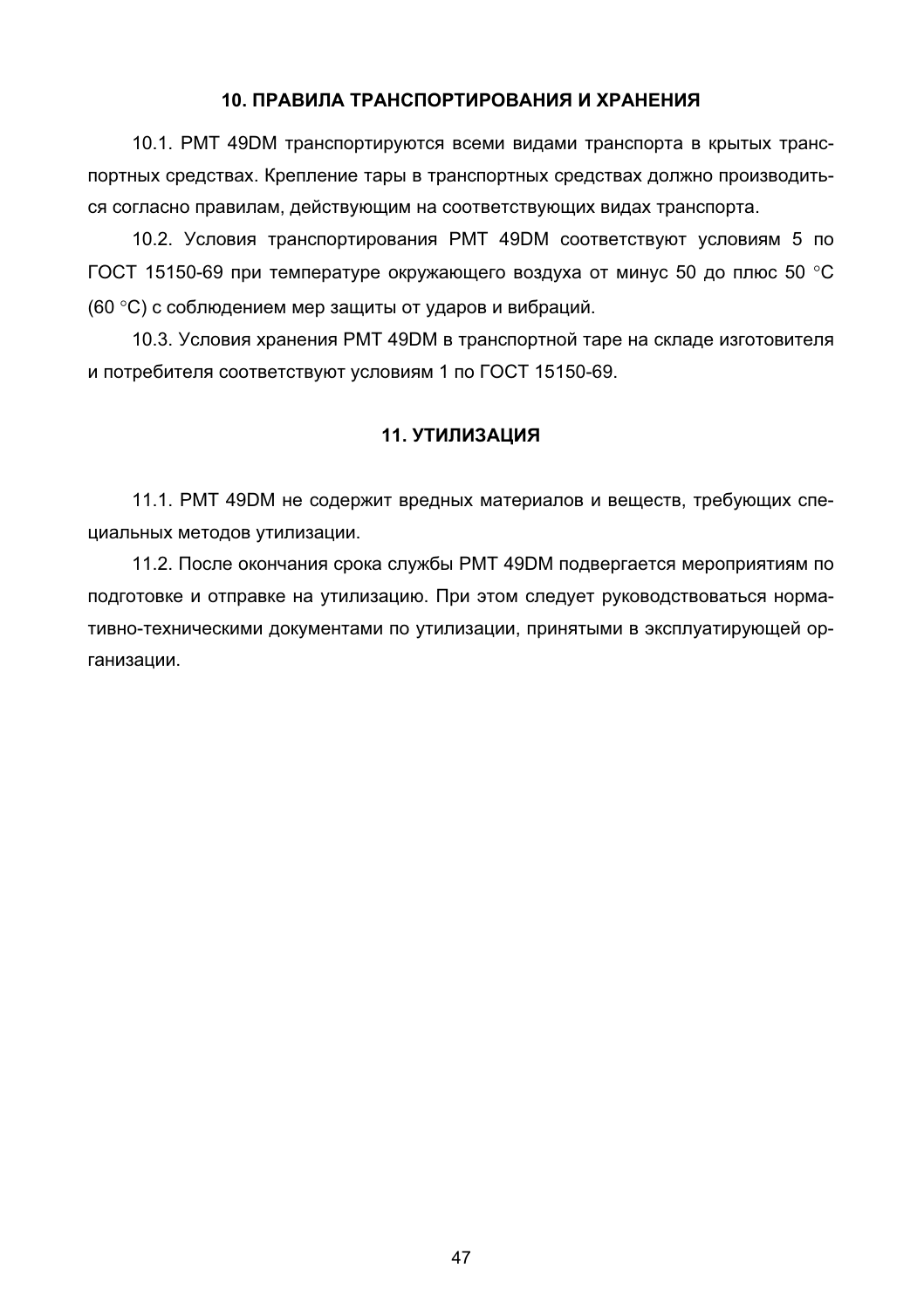## 10. ПРАВИЛА ТРАНСПОРТИРОВАНИЯ И ХРАНЕНИЯ

10.1. PMT 49DM транспортируются всеми видами транспорта в крытых транспортных средствах. Крепление тары в транспортных средствах должно производиться согласно правилам, действующим на соответствующих видах транспорта.

10.2. Условия транспортирования PMT 49DM соответствуют условиям 5 по ГОСТ 15150-69 при температуре окружающего воздуха от минус 50 до плюс 50 °С (60 °С) с соблюдением мер защиты от ударов и вибраций.

10.3. Условия хранения PMT 49DM в транспортной таре на складе изготовителя и потребителя соответствуют условиям 1 по ГОСТ 15150-69.

## 11. УТИЛИЗАЦИЯ

11.1. PMT 49DM не содержит вредных материалов и веществ, требующих специальных методов утилизации.

11.2. После окончания срока службы PMT 49DM подвергается мероприятиям по подготовке и отправке на утилизацию. При этом следует руководствоваться нормативно-техническими документами по утилизации, принятыми в эксплуатирующей организации.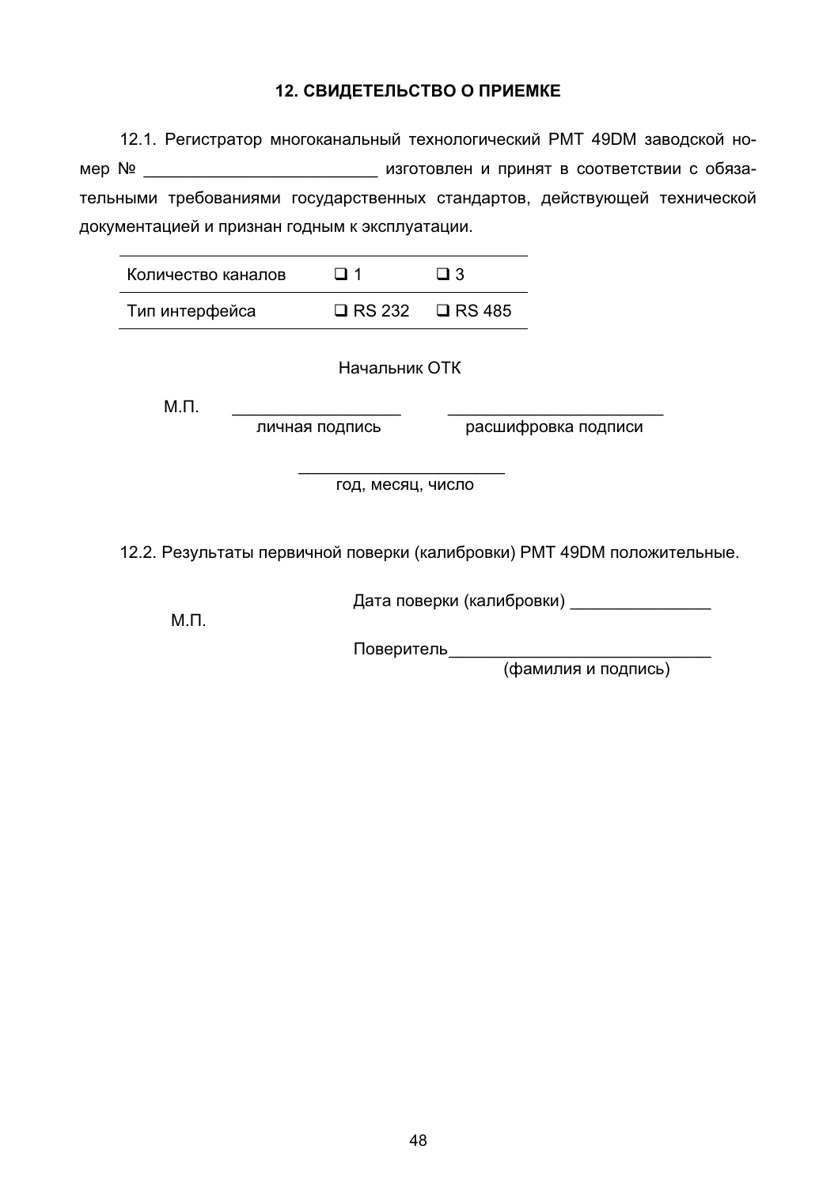## 12. СВИДЕТЕЛЬСТВО О ПРИЕМКЕ

12.1. Регистратор многоканальный технологический РМТ 49DM заводской номер № _________________________ изготовлен и принят в соответствии с обязательными требованиями государственных стандартов, действующей технической документацией и признан годным к эксплуатации.

| | | |
|---|---|---|
| Количество каналов | ❑ 1 | ❑ 3 |
| Тип интерфейса | ❑ RS 232 | ❑ RS 485 |

Начальник ОТК

М.П. __________________ ________________________
личная подпись расшифровка подписи

______________________
год, месяц, число

12.2. Результаты первичной поверки (калибровки) РМТ 49DM положительные.

М.П.

Дата поверки (калибровки) _______________

Поверитель____________________________
(фамилия и подпись)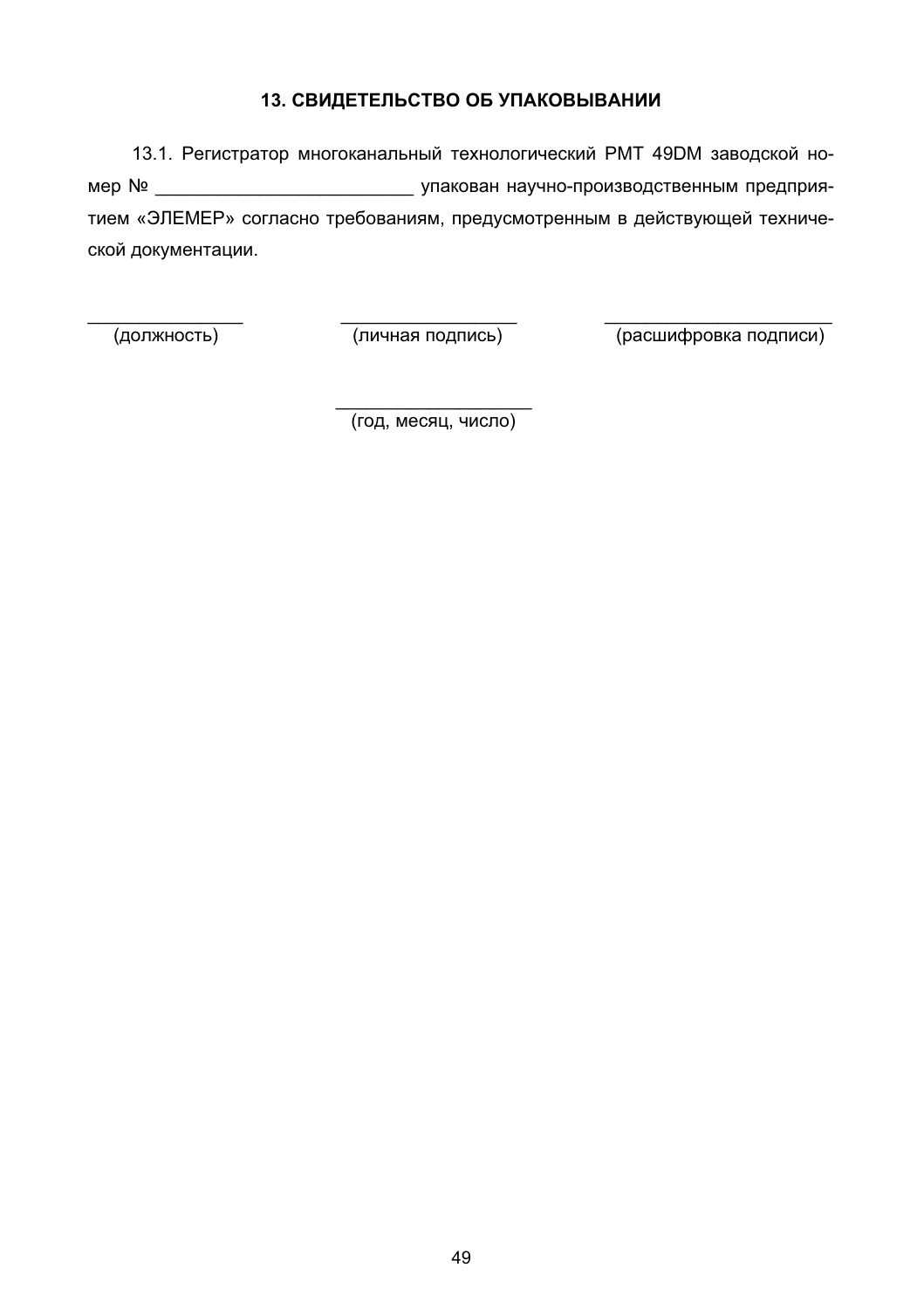## 13. СВИДЕТЕЛЬСТВО ОБ УПАКОВЫВАНИИ

13.1. Регистратор многоканальный технологический РМТ 49DM заводской номер № _________________________ упакован научно-производственным предприятием «ЭЛЕМЕР» согласно требованиям, предусмотренным в действующей технической документации.

| | | |
|---|---|---|
| _______________ | _________________ | ______________________ |
| (должность) | (личная подпись) | (расшифровка подписи) |

___________________
(год, месяц, число)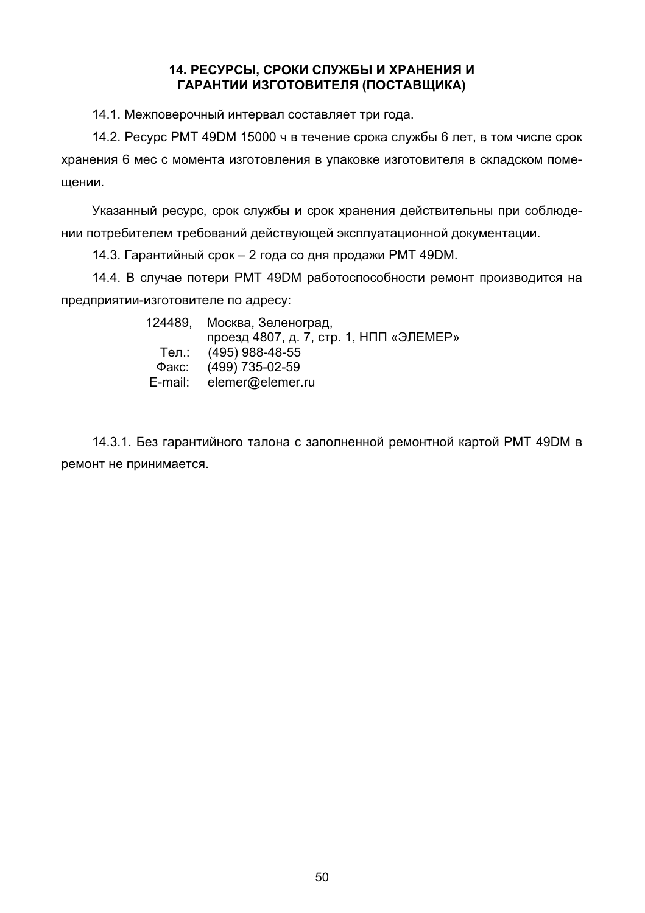## 14. РЕСУРСЫ, СРОКИ СЛУЖБЫ И ХРАНЕНИЯ И ГАРАНТИИ ИЗГОТОВИТЕЛЯ (ПОСТАВЩИКА)

14.1. Межповерочный интервал составляет три года.

14.2. Ресурс РМТ 49DM 15000 ч в течение срока службы 6 лет, в том числе срок хранения 6 мес с момента изготовления в упаковке изготовителя в складском помещении.

Указанный ресурс, срок службы и срок хранения действительны при соблюдении потребителем требований действующей эксплуатационной документации.

14.3. Гарантийный срок – 2 года со дня продажи РМТ 49DM.

14.4. В случае потери РМТ 49DM работоспособности ремонт производится на предприятии-изготовителе по адресу:

124489, Москва, Зеленоград,
проезд 4807, д. 7, стр. 1, НПП «ЭЛЕМЕР»
Тел.: (495) 988-48-55
Факс: (499) 735-02-59
E-mail: elemer@elemer.ru

14.3.1. Без гарантийного талона с заполненной ремонтной картой РМТ 49DM в ремонт не принимается.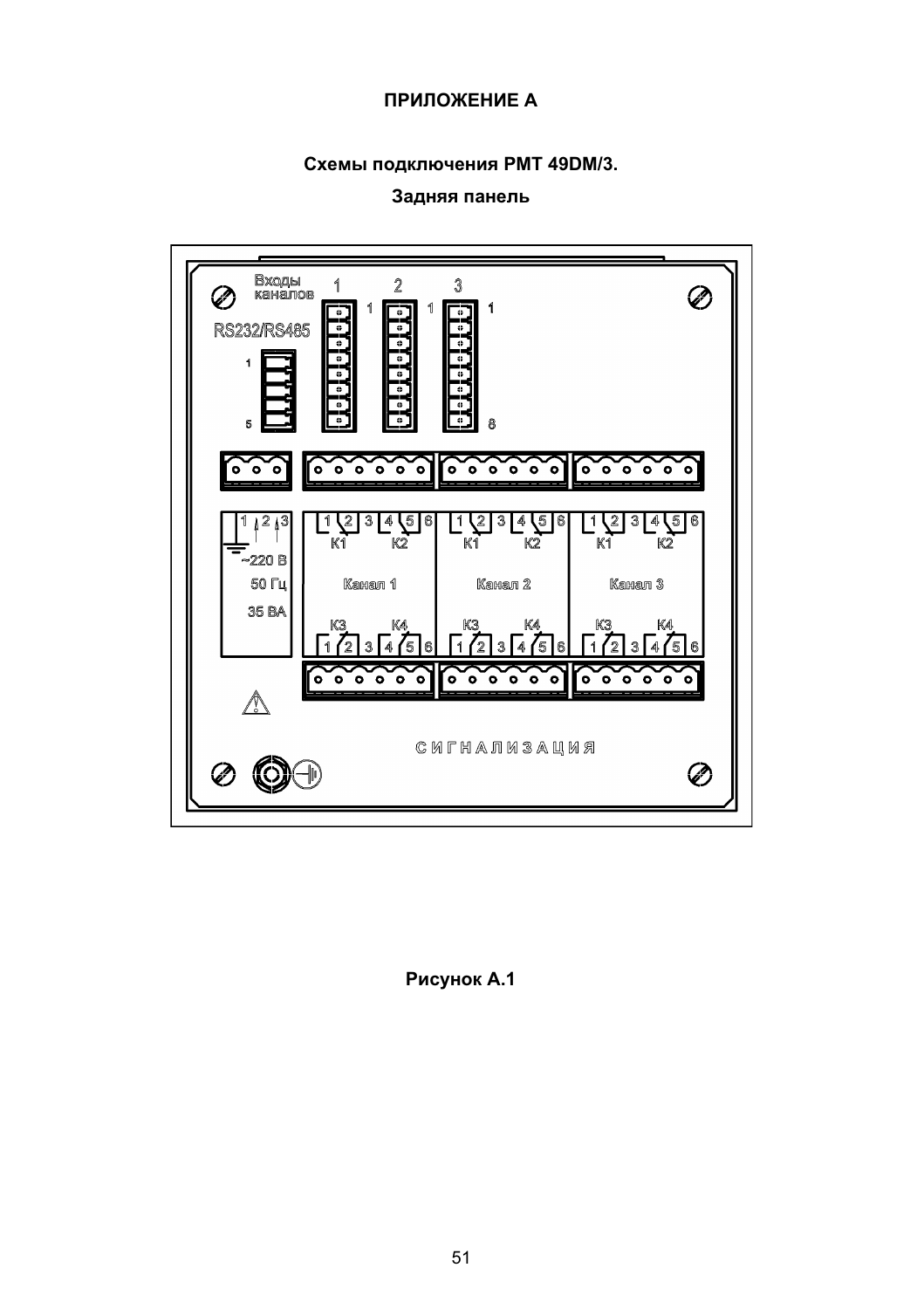# ПРИЛОЖЕНИЕ А

## Схемы подключения РМТ 49DM/3.

## Задняя панель

Входы каналов

1

2

3

1

1

1

8

RS232/RS485

1

5

1 2 3

~220 В

50 Гц

35 ВА

1 2 3 4 5 6

К1 К2

Канал 1

К3 К4

1 2 3 4 5 6

1 2 3 4 5 6

К1 К2

Канал 2

К3 К4

1 2 3 4 5 6

1 2 3 4 5 6

К1 К2

Канал 3

К3 К4

1 2 3 4 5 6

СИГНАЛИЗАЦИЯ

Рисунок А.1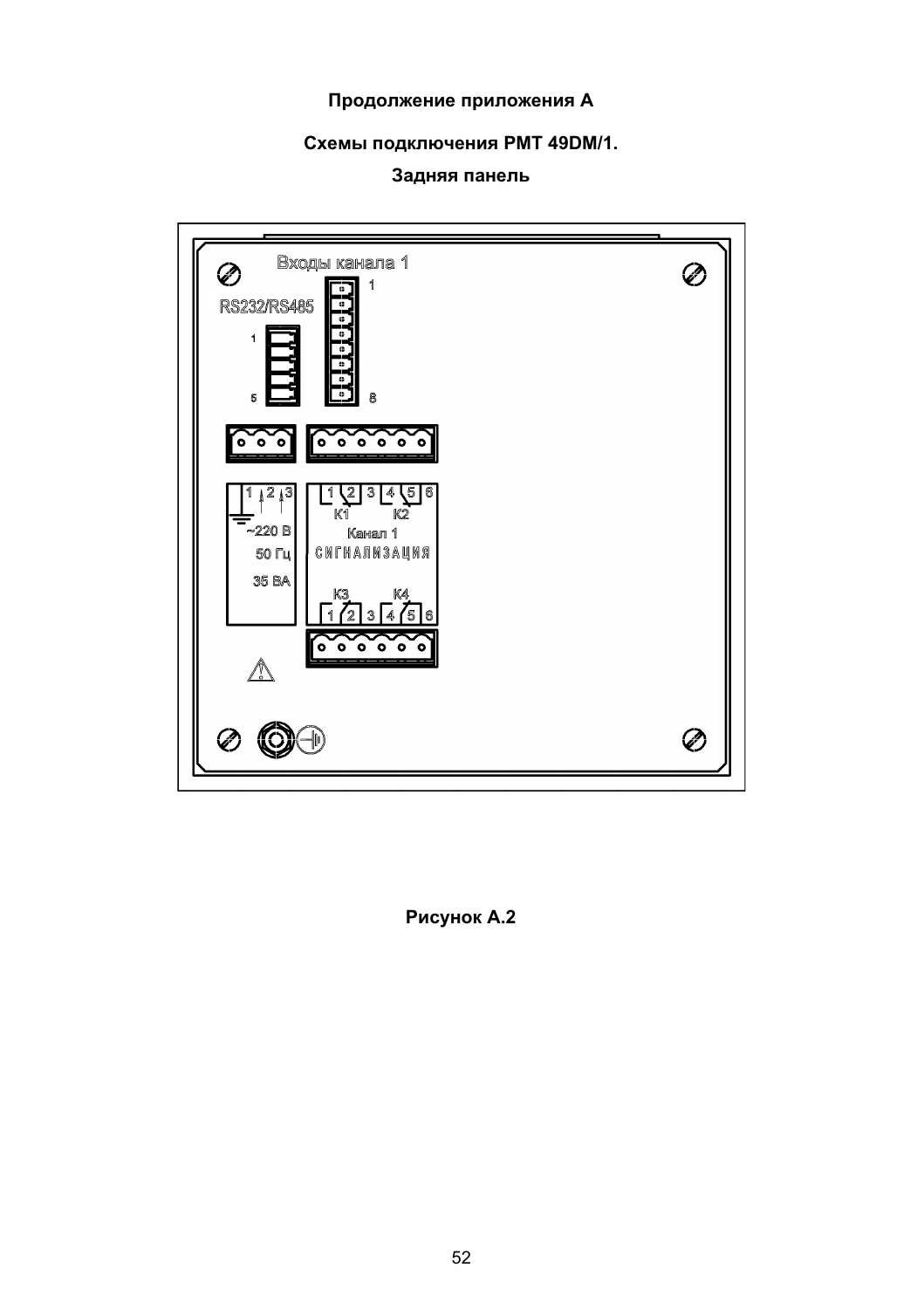**Продолжение приложения А**

**Схемы подключения РМТ 49DM/1.**

**Задняя панель**

Входы канала 1

1

RS232/RS485

1

5

8

1 2 3

~220 В

50 Гц

35 ВА

1 2 3 4 5 6

К1 К2

Канал 1

СИГНАЛИЗАЦИЯ

К3 К4

1 2 3 4 5 6

**Рисунок А.2**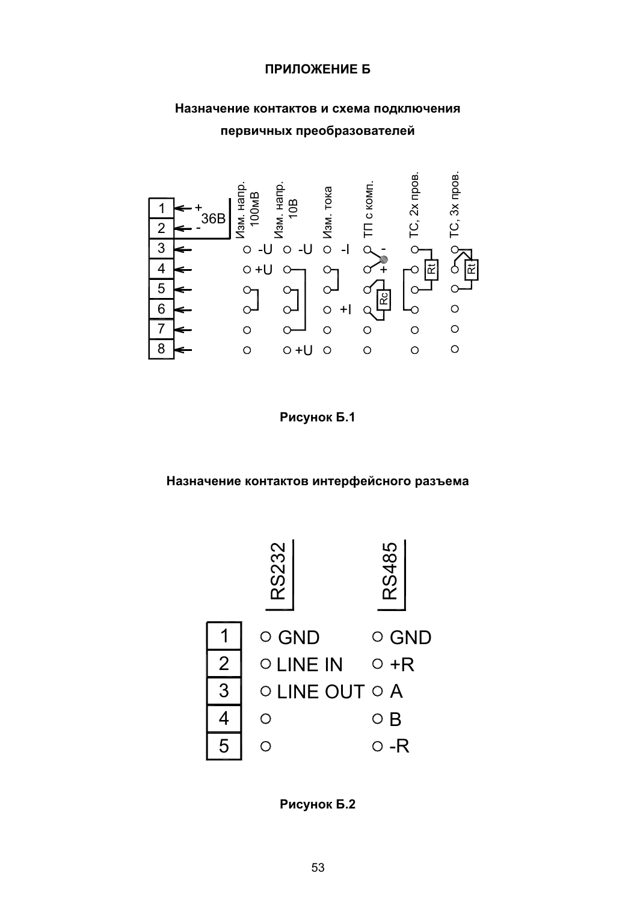## ПРИЛОЖЕНИЕ Б

**Назначение контактов и схема подключения первичных преобразователей**

1 + 36В
2 -
3
4
5
6
7
8

Изм. напр. 100мВ: 3 -U; 4 +U

Изм. напр. 10В: 3 -U; 8 +U

Изм. тока: 3 -I; 6 +I

ТП с комп.: - ; + ; Rc

ТС, 2х пров.: Rt

ТС, 3х пров.: Rt

**Рисунок Б.1**

**Назначение контактов интерфейсного разъема**

| | RS232 | RS485 |
|---|---|---|
| 1 | GND | GND |
| 2 | LINE IN | +R |
| 3 | LINE OUT | A |
| 4 | | B |
| 5 | | -R |

**Рисунок Б.2**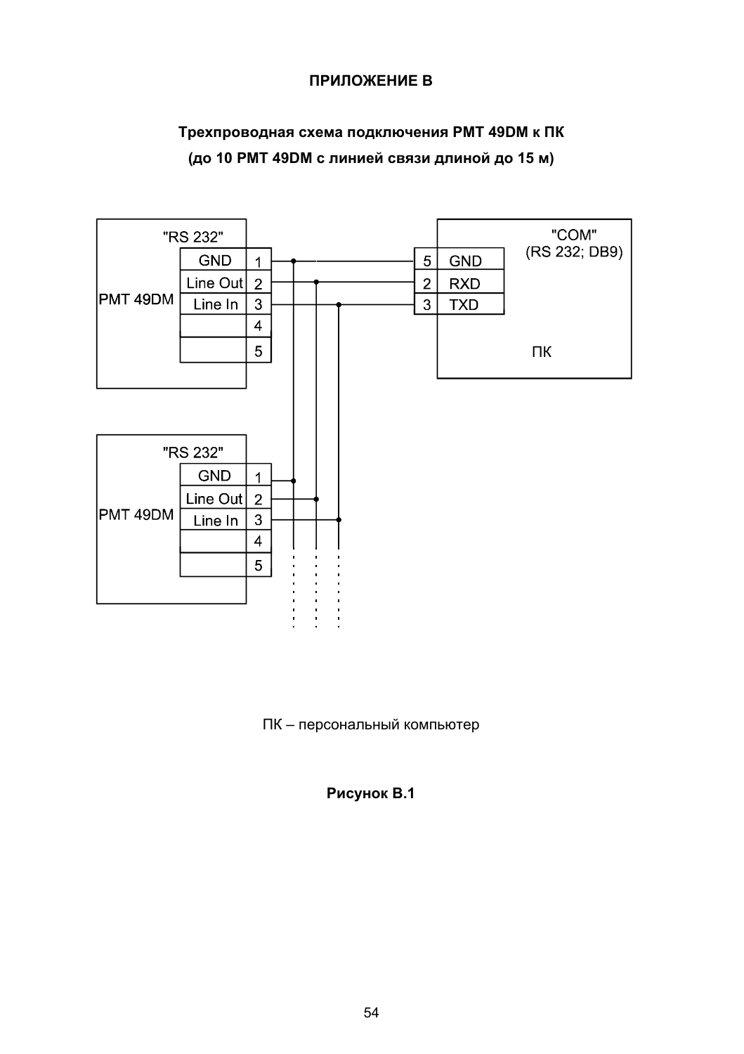## ПРИЛОЖЕНИЕ В

### Трехпроводная схема подключения РМТ 49DM к ПК (до 10 РМТ 49DM с линией связи длиной до 15 м)

"RS 232"

GND 1

Line Out 2

Line In 3

4

5

РМТ 49DM

"COM"
(RS 232; DB9)

5 GND

2 RXD

3 TXD

ПК

"RS 232"

GND 1

Line Out 2

Line In 3

4

5

РМТ 49DM

ПК – персональный компьютер

**Рисунок В.1**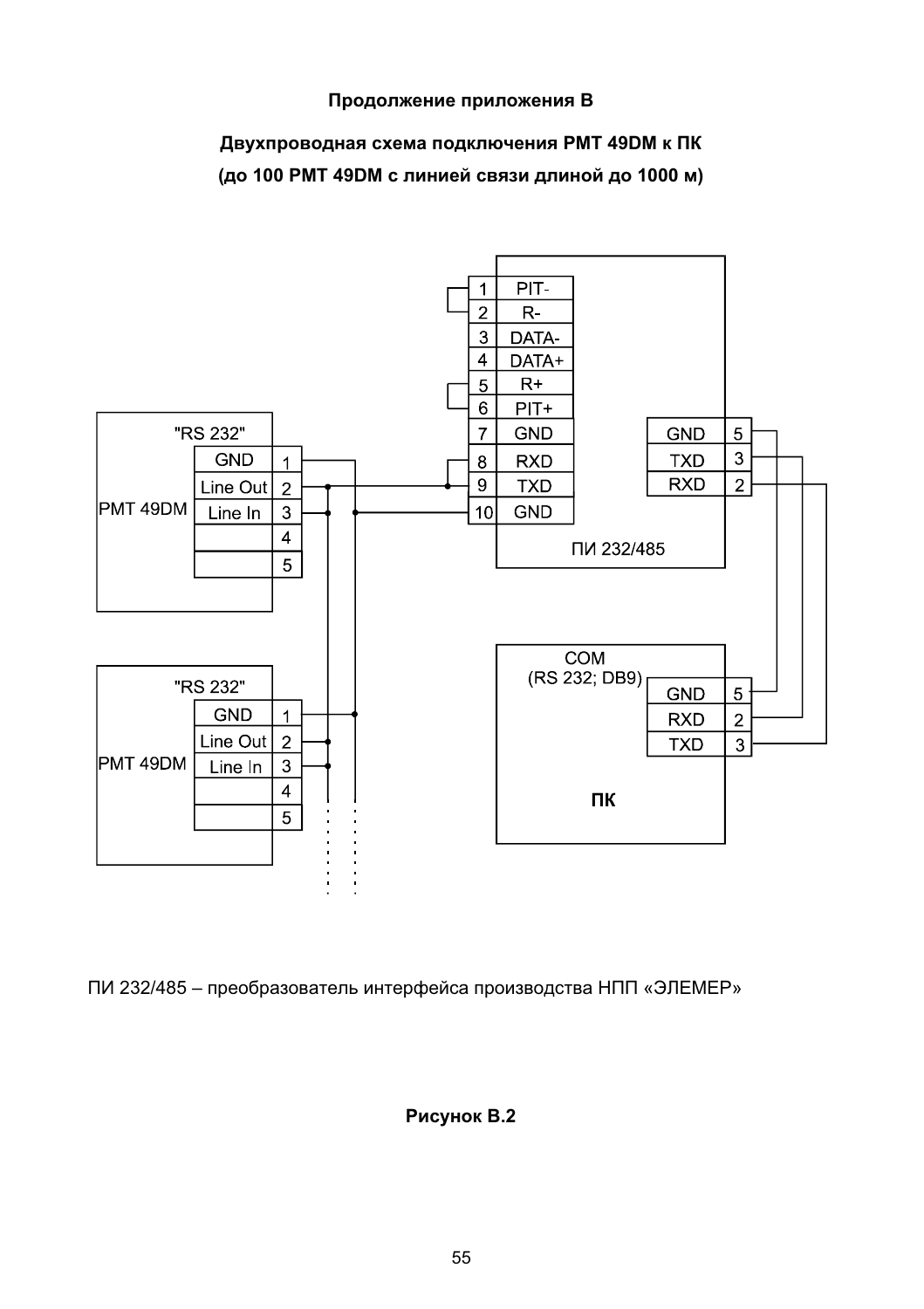**Продолжение приложения В**

**Двухпроводная схема подключения PMT 49DM к ПК**
**(до 100 PMT 49DM с линией связи длиной до 1000 м)**

"RS 232"

GND 1

Line Out 2

PMT 49DM

Line In 3

4

5

"RS 232"

GND 1

Line Out 2

PMT 49DM

Line In 3

4

5

1 PIT-

2 R-

3 DATA-

4 DATA+

5 R+

6 PIT+

7 GND

8 RXD

9 TXD

10 GND

GND 5

TXD 3

RXD 2

ПИ 232/485

COM
(RS 232; DB9)

GND 5

RXD 2

TXD 3

ПК

ПИ 232/485 – преобразователь интерфейса производства НПП «ЭЛЕМЕР»

**Рисунок В.2**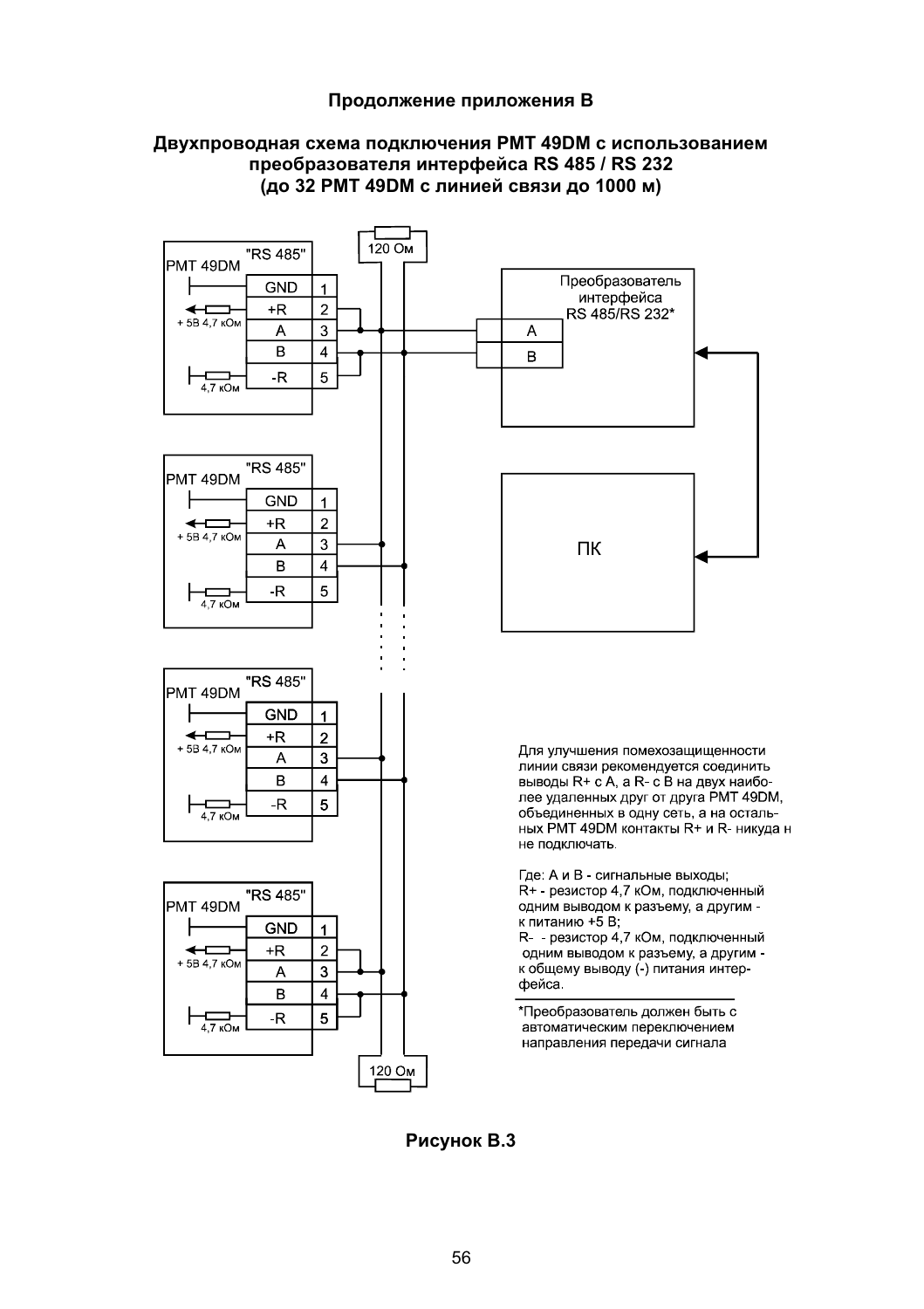Продолжение приложения В

**Двухпроводная схема подключения PMT 49DM с использованием преобразователя интерфейса RS 485 / RS 232 (до 32 PMT 49DM с линией связи до 1000 м)**

120 Ом

"RS 485"
PMT 49DM
GND 1
+R 2
+ 5В 4,7 кОм
A 3
B 4
-R 5
4,7 кОм

Преобразователь интерфейса RS 485/RS 232*
A
B

ПК

"RS 485"
PMT 49DM
GND 1
+R 2
+ 5В 4,7 кОм
A 3
B 4
-R 5
4,7 кОм

"RS 485"
PMT 49DM
GND 1
+R 2
+ 5В 4,7 кОм
A 3
B 4
-R 5
4,7 кОм

"RS 485"
PMT 49DM
GND 1
+R 2
+ 5В 4,7 кОм
A 3
B 4
-R 5
4,7 кОм

120 Ом

Для улучшения помехозащищенности линии связи рекомендуется соединить выводы R+ с А, а R- с В на двух наиболее удаленных друг от друга PMT 49DM, объединенных в одну сеть, а на остальных PMT 49DM контакты R+ и R- никуда н не подключать.

Где: А и В - сигнальные выходы;
R+ - резистор 4,7 кОм, подключенный одним выводом к разъему, а другим - к питанию +5 В;
R- - резистор 4,7 кОм, подключенный одним выводом к разъему, а другим - к общему выводу (-) питания интерфейса.

*Преобразователь должен быть с автоматическим переключением направления передачи сигнала

**Рисунок В.3**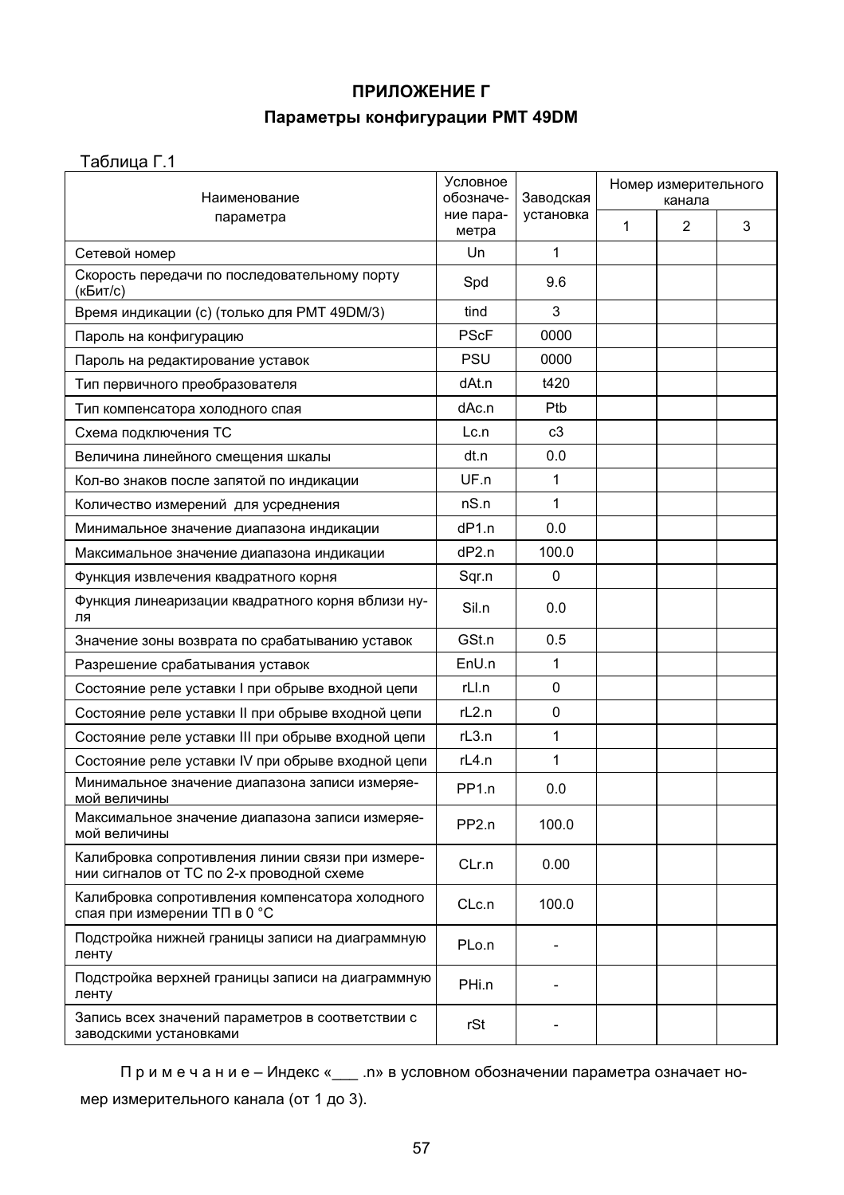# ПРИЛОЖЕНИЕ Г

## Параметры конфигурации РМТ 49DM

Таблица Г.1

| Наименование параметра | Условное обозначение параметра | Заводская установка | Номер измерительного канала | | |
|---|---|---|---|---|---|
| | | | 1 | 2 | 3 |
| Сетевой номер | Un | 1 | | | |
| Скорость передачи по последовательному порту (кБит/с) | Spd | 9.6 | | | |
| Время индикации (с) (только для РМТ 49DM/3) | tind | 3 | | | |
| Пароль на конфигурацию | PScF | 0000 | | | |
| Пароль на редактирование уставок | PSU | 0000 | | | |
| Тип первичного преобразователя | dAt.n | t420 | | | |
| Тип компенсатора холодного спая | dAc.n | Ptb | | | |
| Схема подключения ТС | Lc.n | c3 | | | |
| Величина линейного смещения шкалы | dt.n | 0.0 | | | |
| Кол-во знаков после запятой по индикации | UF.n | 1 | | | |
| Количество измерений для усреднения | nS.n | 1 | | | |
| Минимальное значение диапазона индикации | dP1.n | 0.0 | | | |
| Максимальное значение диапазона индикации | dP2.n | 100.0 | | | |
| Функция извлечения квадратного корня | Sqr.n | 0 | | | |
| Функция линеаризации квадратного корня вблизи нуля | Sil.n | 0.0 | | | |
| Значение зоны возврата по срабатыванию уставок | GSt.n | 0.5 | | | |
| Разрешение срабатывания уставок | EnU.n | 1 | | | |
| Состояние реле уставки I при обрыве входной цепи | rLl.n | 0 | | | |
| Состояние реле уставки II при обрыве входной цепи | rL2.n | 0 | | | |
| Состояние реле уставки III при обрыве входной цепи | rL3.n | 1 | | | |
| Состояние реле уставки IV при обрыве входной цепи | rL4.n | 1 | | | |
| Минимальное значение диапазона записи измеряемой величины | PP1.n | 0.0 | | | |
| Максимальное значение диапазона записи измеряемой величины | PP2.n | 100.0 | | | |
| Калибровка сопротивления линии связи при измерении сигналов от ТС по 2-х проводной схеме | CLr.n | 0.00 | | | |
| Калибровка сопротивления компенсатора холодного спая при измерении ТП в 0 °С | CLc.n | 100.0 | | | |
| Подстройка нижней границы записи на диаграммную ленту | PLo.n | - | | | |
| Подстройка верхней границы записи на диаграммную ленту | PHi.n | - | | | |
| Запись всех значений параметров в соответствии с заводскими установками | rSt | - | | | |

П р и м е ч а н и е – Индекс «___ .n» в условном обозначении параметра означает номер измерительного канала (от 1 до 3).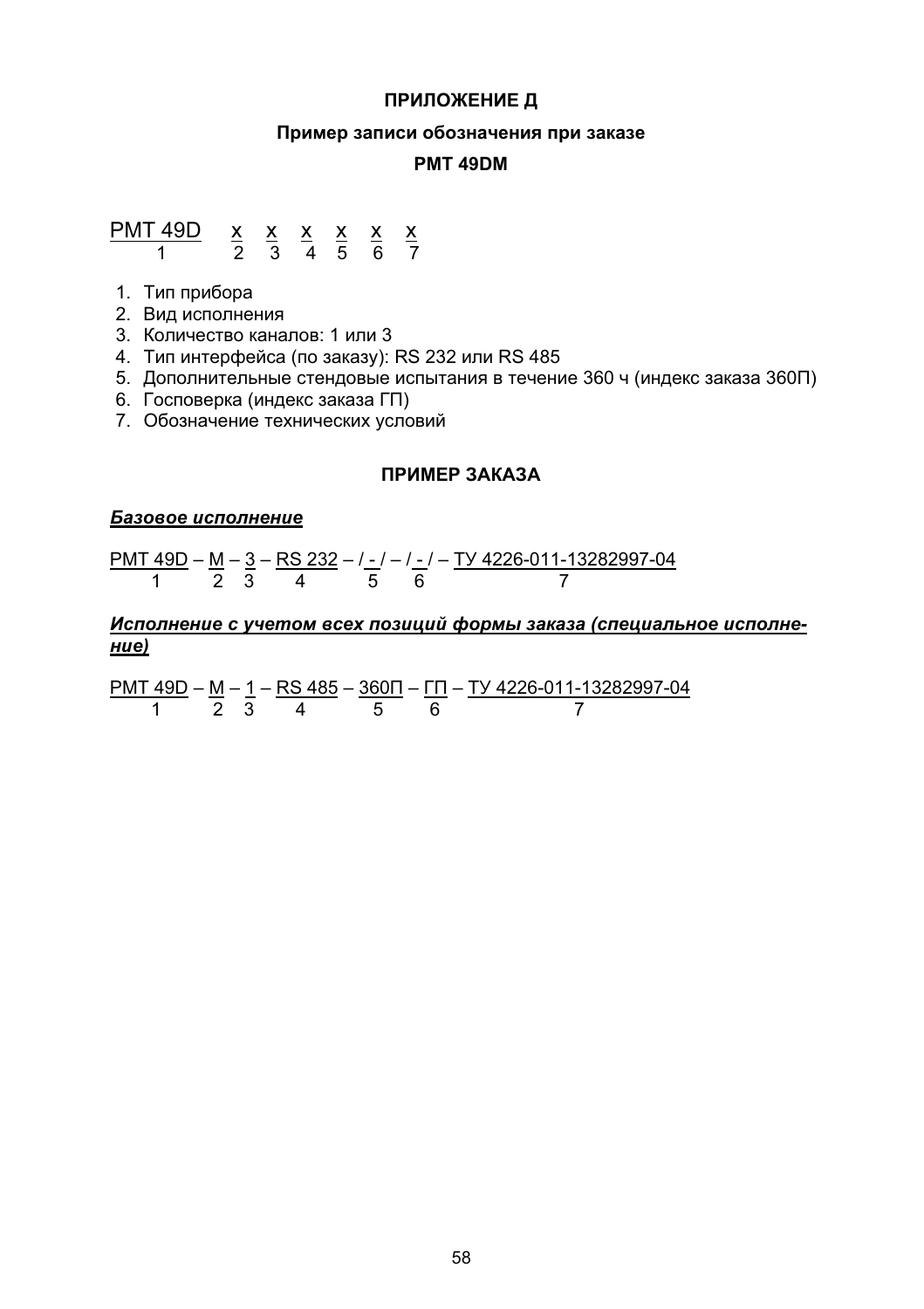**ПРИЛОЖЕНИЕ Д**

**Пример записи обозначения при заказе**

**РМТ 49DM**

```
PMT 49D   x  x  x  x  x  x
   1      2  3  4  5  6  7
```

1. Тип прибора
2. Вид исполнения
3. Количество каналов: 1 или 3
4. Тип интерфейса (по заказу): RS 232 или RS 485
5. Дополнительные стендовые испытания в течение 360 ч (индекс заказа 360П)
6. Госповерка (индекс заказа ГП)
7. Обозначение технических условий

**ПРИМЕР ЗАКАЗА**

***Базовое исполнение***

```
PMT 49D – M – 3 – RS 232 – / - / – / - / – ТУ 4226-011-13282997-04
   1      2   3     4        5       6              7
```

***Исполнение с учетом всех позиций формы заказа (специальное исполнение)***

```
PMT 49D – M – 1 – RS 485 – 360П – ГП – ТУ 4226-011-13282997-04
   1      2   3     4       5      6             7
```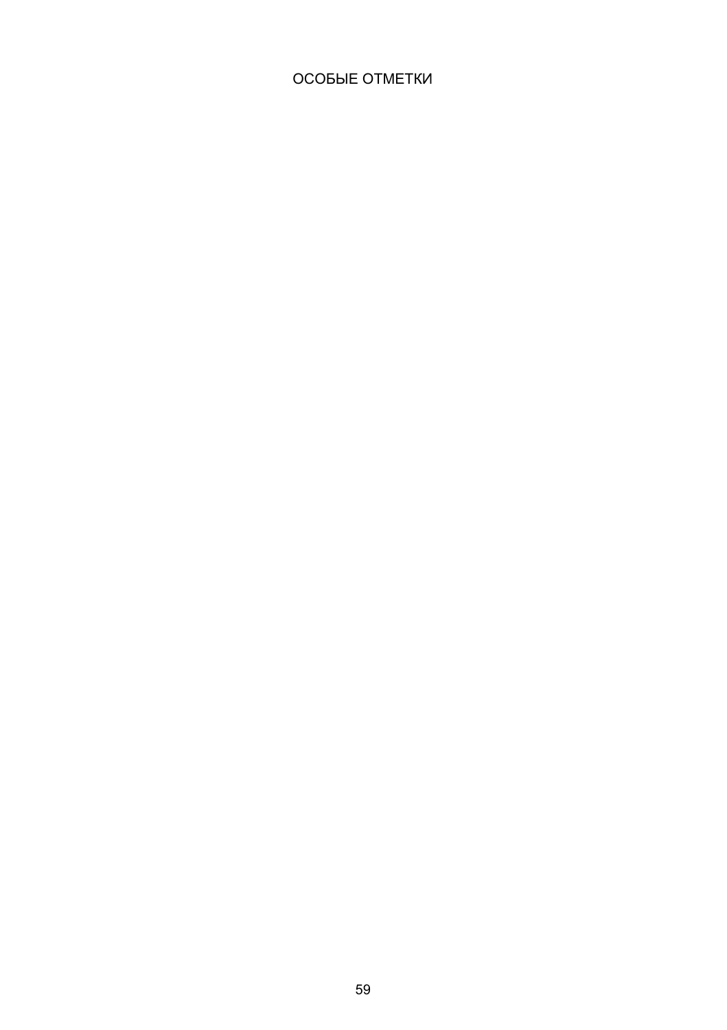# ОСОБЫЕ ОТМЕТКИ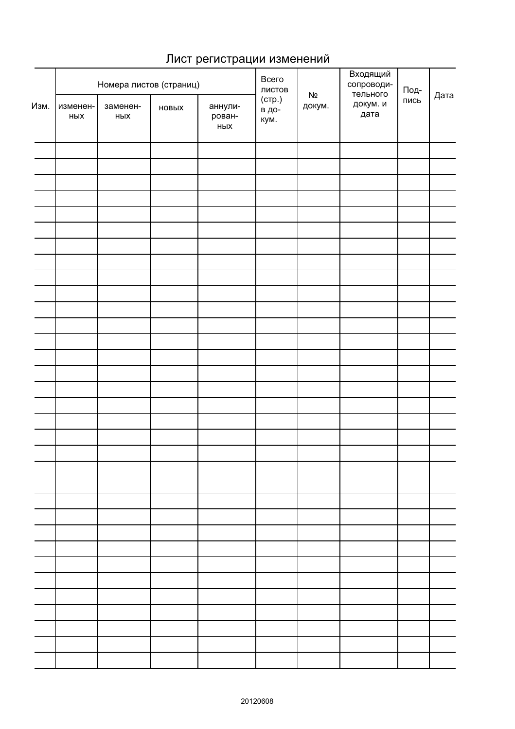# Лист регистрации изменений

| Изм. | Номера листов (страниц) | | | | Всего листов (стр.) в докум. | № докум. | Входящий сопроводительного докум. и дата | Подпись | Дата |
|---|---|---|---|---|---|---|---|---|---|
| | измененных | замененных | новых | аннулированных | | | | | |
| | | | | | | | | | |
| | | | | | | | | | |
| | | | | | | | | | |
| | | | | | | | | | |
| | | | | | | | | | |
| | | | | | | | | | |
| | | | | | | | | | |
| | | | | | | | | | |
| | | | | | | | | | |
| | | | | | | | | | |
| | | | | | | | | | |
| | | | | | | | | | |
| | | | | | | | | | |
| | | | | | | | | | |
| | | | | | | | | | |
| | | | | | | | | | |
| | | | | | | | | | |
| | | | | | | | | | |
| | | | | | | | | | |
| | | | | | | | | | |
| | | | | | | | | | |
| | | | | | | | | | |
| | | | | | | | | | |
| | | | | | | | | | |
| | | | | | | | | | |
| | | | | | | | | | |
| | | | | | | | | | |
| | | | | | | | | | |
| | | | | | | | | | |
| | | | | | | | | | |
| | | | | | | | | | |
| | | | | | | | | | |
| | | | | | | | | | |

20120608